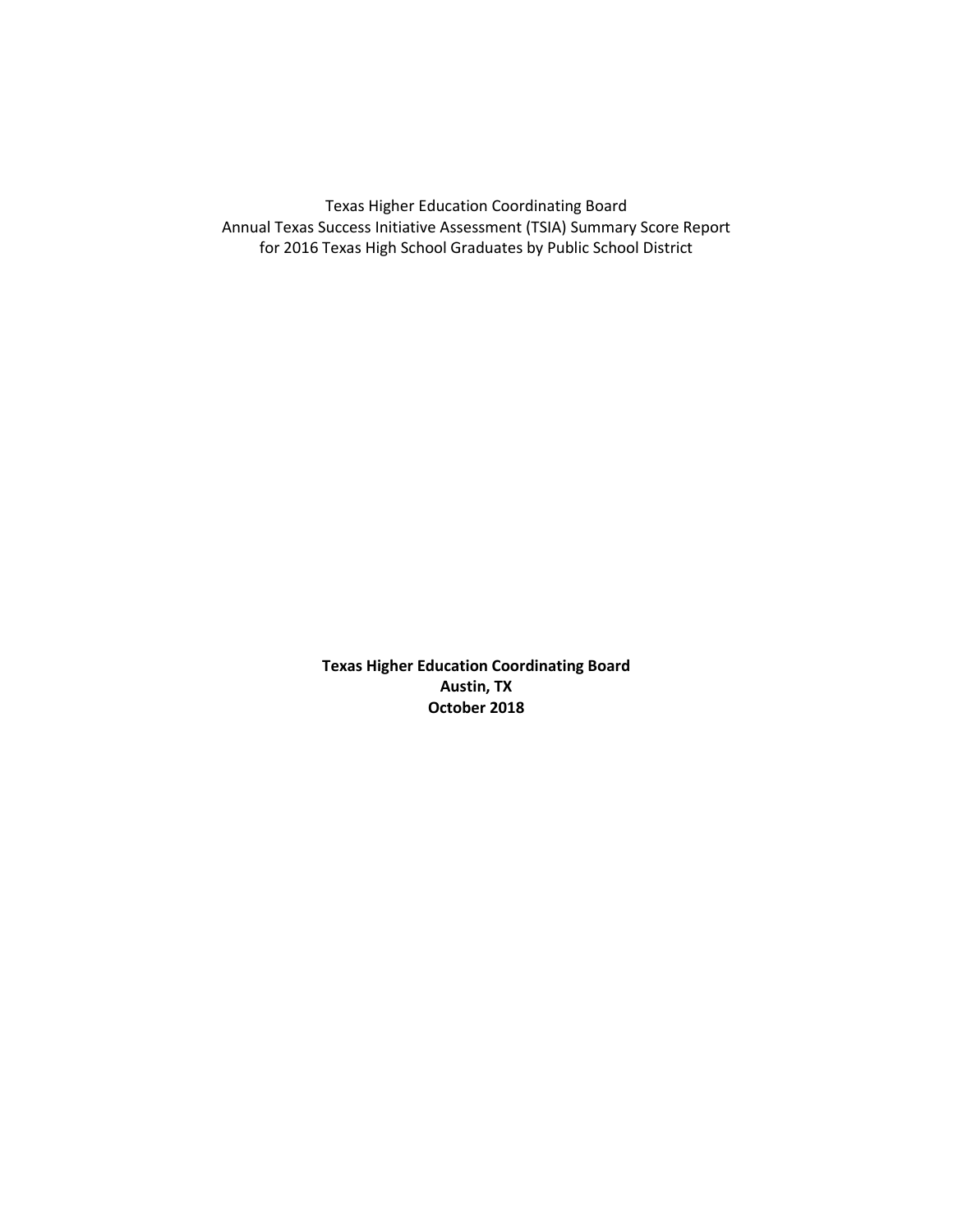Texas Higher Education Coordinating Board
Annual Texas Success Initiative Assessment (TSIA) Summary Score Report
for 2016 Texas High School Graduates by Public School District

**Texas Higher Education Coordinating Board**
**Austin, TX**
**October 2018**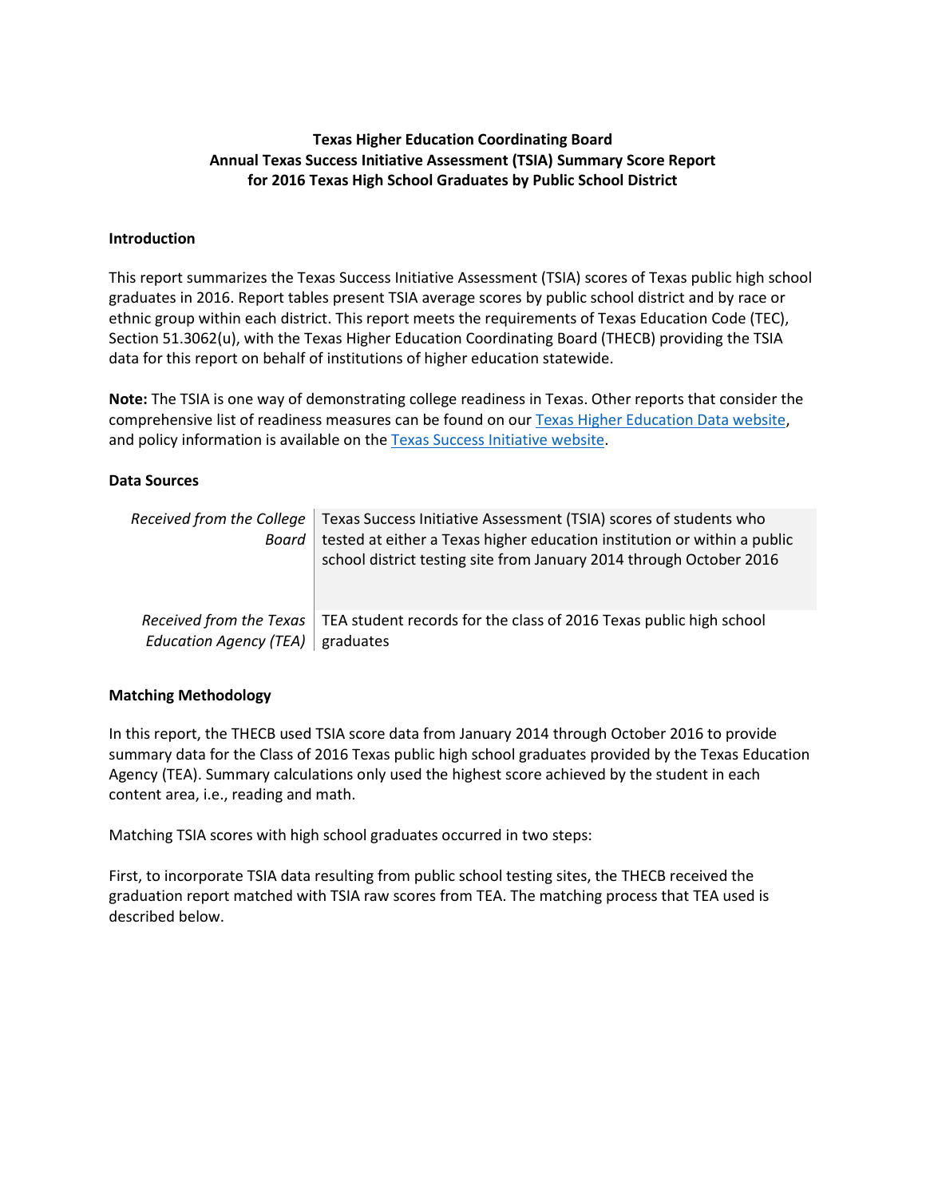**Texas Higher Education Coordinating Board**
**Annual Texas Success Initiative Assessment (TSIA) Summary Score Report**
**for 2016 Texas High School Graduates by Public School District**

## Introduction

This report summarizes the Texas Success Initiative Assessment (TSIA) scores of Texas public high school graduates in 2016. Report tables present TSIA average scores by public school district and by race or ethnic group within each district. This report meets the requirements of Texas Education Code (TEC), Section 51.3062(u), with the Texas Higher Education Coordinating Board (THECB) providing the TSIA data for this report on behalf of institutions of higher education statewide.

**Note:** The TSIA is one way of demonstrating college readiness in Texas. Other reports that consider the comprehensive list of readiness measures can be found on our Texas Higher Education Data website, and policy information is available on the Texas Success Initiative website.

## Data Sources

| | |
|---|---|
| *Received from the College Board* | Texas Success Initiative Assessment (TSIA) scores of students who tested at either a Texas higher education institution or within a public school district testing site from January 2014 through October 2016 |
| *Received from the Texas Education Agency (TEA)* | TEA student records for the class of 2016 Texas public high school graduates |

## Matching Methodology

In this report, the THECB used TSIA score data from January 2014 through October 2016 to provide summary data for the Class of 2016 Texas public high school graduates provided by the Texas Education Agency (TEA). Summary calculations only used the highest score achieved by the student in each content area, i.e., reading and math.

Matching TSIA scores with high school graduates occurred in two steps:

First, to incorporate TSIA data resulting from public school testing sites, the THECB received the graduation report matched with TSIA raw scores from TEA. The matching process that TEA used is described below.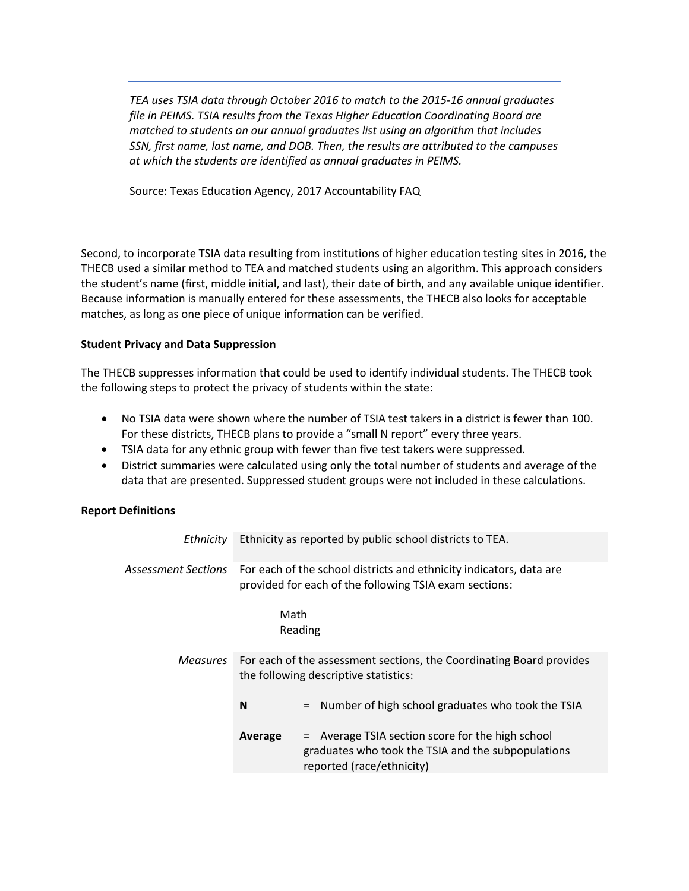---

*TEA uses TSIA data through October 2016 to match to the 2015-16 annual graduates file in PEIMS. TSIA results from the Texas Higher Education Coordinating Board are matched to students on our annual graduates list using an algorithm that includes SSN, first name, last name, and DOB. Then, the results are attributed to the campuses at which the students are identified as annual graduates in PEIMS.*

Source: Texas Education Agency, 2017 Accountability FAQ

---

Second, to incorporate TSIA data resulting from institutions of higher education testing sites in 2016, the THECB used a similar method to TEA and matched students using an algorithm. This approach considers the student's name (first, middle initial, and last), their date of birth, and any available unique identifier. Because information is manually entered for these assessments, the THECB also looks for acceptable matches, as long as one piece of unique information can be verified.

**Student Privacy and Data Suppression**

The THECB suppresses information that could be used to identify individual students. The THECB took the following steps to protect the privacy of students within the state:

- No TSIA data were shown where the number of TSIA test takers in a district is fewer than 100. For these districts, THECB plans to provide a "small N report" every three years.
- TSIA data for any ethnic group with fewer than five test takers were suppressed.
- District summaries were calculated using only the total number of students and average of the data that are presented. Suppressed student groups were not included in these calculations.

**Report Definitions**

| | |
|---|---|
| *Ethnicity* | Ethnicity as reported by public school districts to TEA. |
| *Assessment Sections* | For each of the school districts and ethnicity indicators, data are provided for each of the following TSIA exam sections:<br><br>Math<br>Reading |
| *Measures* | For each of the assessment sections, the Coordinating Board provides the following descriptive statistics:<br><br>**N** = Number of high school graduates who took the TSIA<br><br>**Average** = Average TSIA section score for the high school graduates who took the TSIA and the subpopulations reported (race/ethnicity) |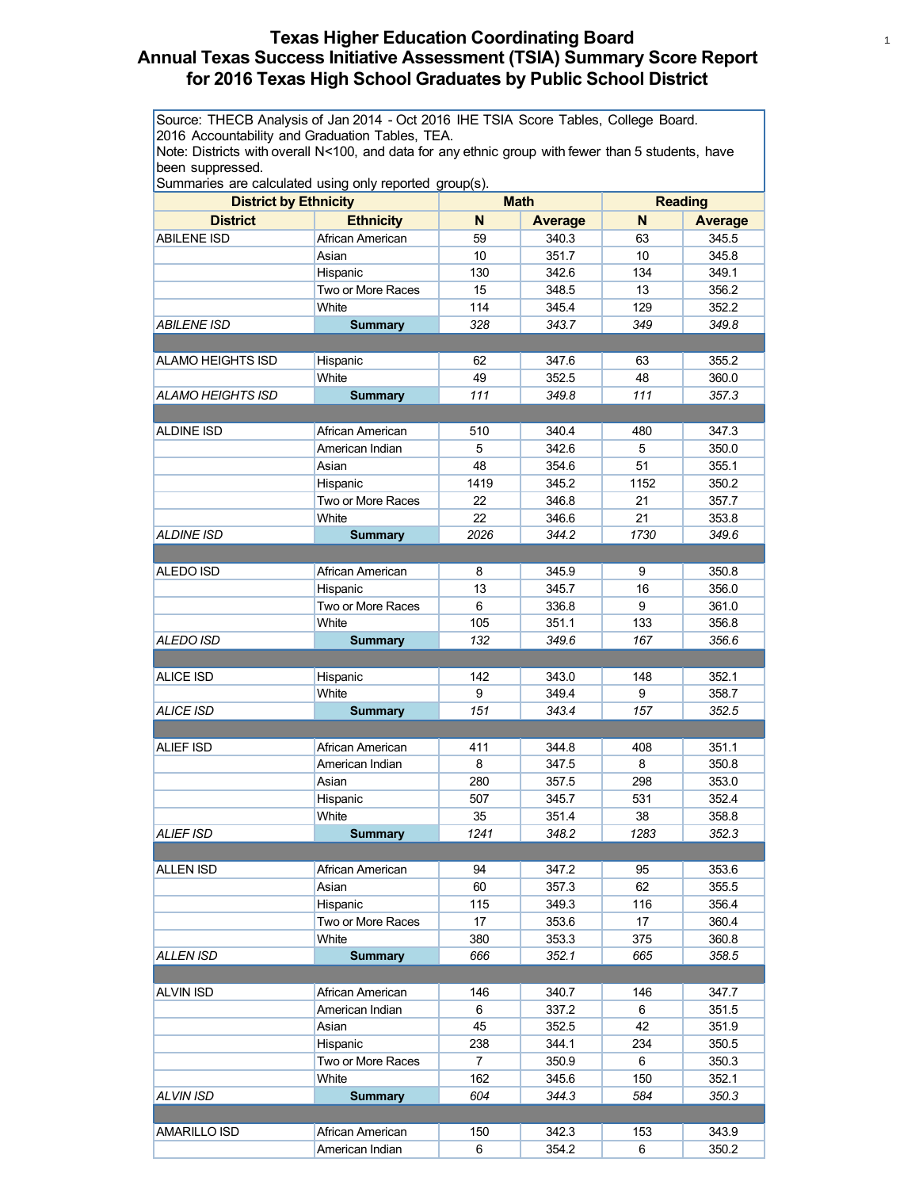# Texas Higher Education Coordinating Board
# Annual Texas Success Initiative Assessment (TSIA) Summary Score Report for 2016 Texas High School Graduates by Public School District

Source: THECB Analysis of Jan 2014 - Oct 2016 IHE TSIA Score Tables, College Board. 2016 Accountability and Graduation Tables, TEA.
Note: Districts with overall N<100, and data for any ethnic group with fewer than 5 students, have been suppressed.
Summaries are calculated using only reported group(s).

| District by Ethnicity | | Math | | Reading | |
|---|---|---|---|---|---|
| **District** | **Ethnicity** | **N** | **Average** | **N** | **Average** |
| ABILENE ISD | African American | 59 | 340.3 | 63 | 345.5 |
| | Asian | 10 | 351.7 | 10 | 345.8 |
| | Hispanic | 130 | 342.6 | 134 | 349.1 |
| | Two or More Races | 15 | 348.5 | 13 | 356.2 |
| | White | 114 | 345.4 | 129 | 352.2 |
| *ABILENE ISD* | **Summary** | *328* | *343.7* | *349* | *349.8* |
| | | | | | |
| ALAMO HEIGHTS ISD | Hispanic | 62 | 347.6 | 63 | 355.2 |
| | White | 49 | 352.5 | 48 | 360.0 |
| *ALAMO HEIGHTS ISD* | **Summary** | *111* | *349.8* | *111* | *357.3* |
| | | | | | |
| ALDINE ISD | African American | 510 | 340.4 | 480 | 347.3 |
| | American Indian | 5 | 342.6 | 5 | 350.0 |
| | Asian | 48 | 354.6 | 51 | 355.1 |
| | Hispanic | 1419 | 345.2 | 1152 | 350.2 |
| | Two or More Races | 22 | 346.8 | 21 | 357.7 |
| | White | 22 | 346.6 | 21 | 353.8 |
| *ALDINE ISD* | **Summary** | *2026* | *344.2* | *1730* | *349.6* |
| | | | | | |
| ALEDO ISD | African American | 8 | 345.9 | 9 | 350.8 |
| | Hispanic | 13 | 345.7 | 16 | 356.0 |
| | Two or More Races | 6 | 336.8 | 9 | 361.0 |
| | White | 105 | 351.1 | 133 | 356.8 |
| *ALEDO ISD* | **Summary** | *132* | *349.6* | *167* | *356.6* |
| | | | | | |
| ALICE ISD | Hispanic | 142 | 343.0 | 148 | 352.1 |
| | White | 9 | 349.4 | 9 | 358.7 |
| *ALICE ISD* | **Summary** | *151* | *343.4* | *157* | *352.5* |
| | | | | | |
| ALIEF ISD | African American | 411 | 344.8 | 408 | 351.1 |
| | American Indian | 8 | 347.5 | 8 | 350.8 |
| | Asian | 280 | 357.5 | 298 | 353.0 |
| | Hispanic | 507 | 345.7 | 531 | 352.4 |
| | White | 35 | 351.4 | 38 | 358.8 |
| *ALIEF ISD* | **Summary** | *1241* | *348.2* | *1283* | *352.3* |
| | | | | | |
| ALLEN ISD | African American | 94 | 347.2 | 95 | 353.6 |
| | Asian | 60 | 357.3 | 62 | 355.5 |
| | Hispanic | 115 | 349.3 | 116 | 356.4 |
| | Two or More Races | 17 | 353.6 | 17 | 360.4 |
| | White | 380 | 353.3 | 375 | 360.8 |
| *ALLEN ISD* | **Summary** | *666* | *352.1* | *665* | *358.5* |
| | | | | | |
| ALVIN ISD | African American | 146 | 340.7 | 146 | 347.7 |
| | American Indian | 6 | 337.2 | 6 | 351.5 |
| | Asian | 45 | 352.5 | 42 | 351.9 |
| | Hispanic | 238 | 344.1 | 234 | 350.5 |
| | Two or More Races | 7 | 350.9 | 6 | 350.3 |
| | White | 162 | 345.6 | 150 | 352.1 |
| *ALVIN ISD* | **Summary** | *604* | *344.3* | *584* | *350.3* |
| | | | | | |
| AMARILLO ISD | African American | 150 | 342.3 | 153 | 343.9 |
| | American Indian | 6 | 354.2 | 6 | 350.2 |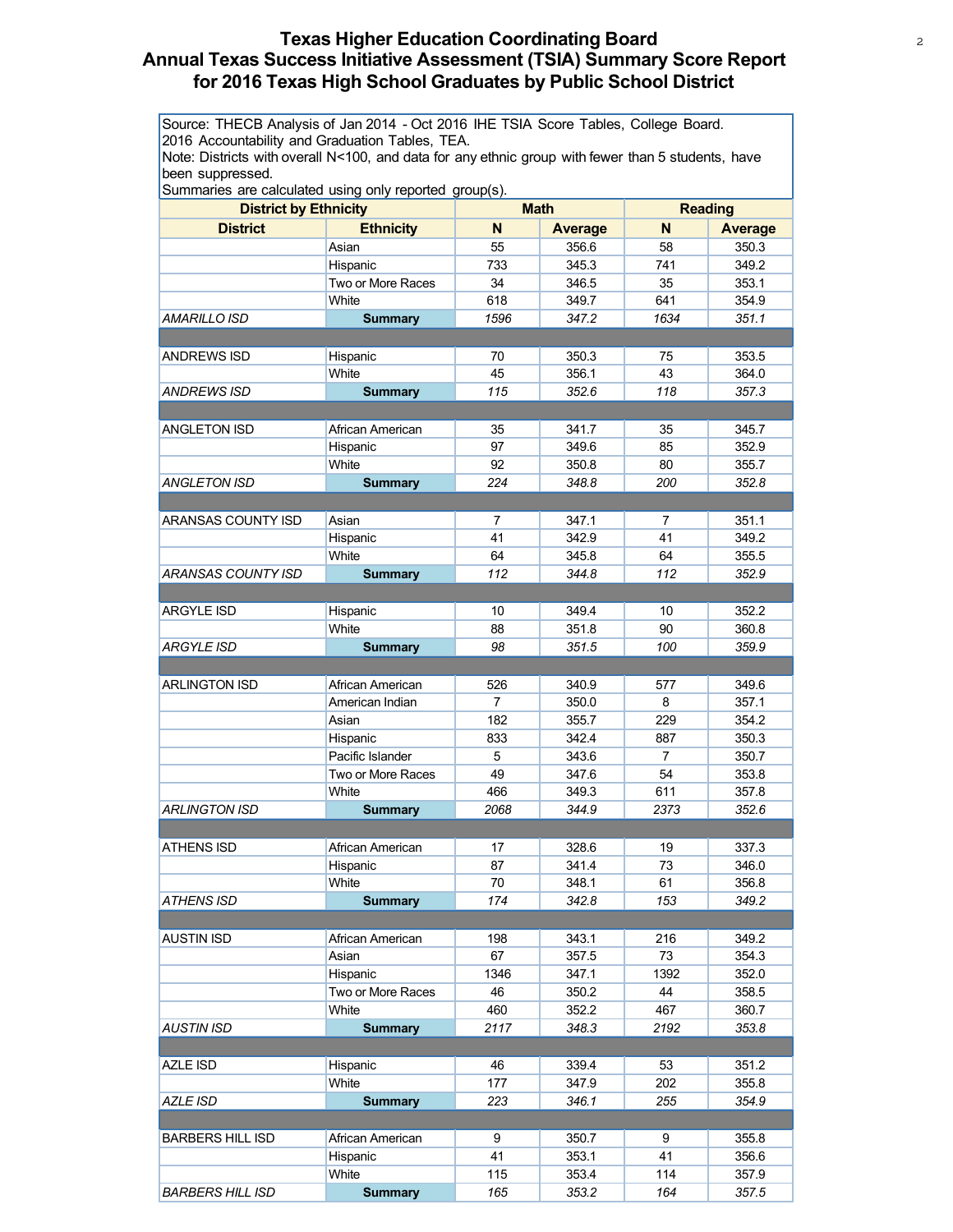# Texas Higher Education Coordinating Board
## Annual Texas Success Initiative Assessment (TSIA) Summary Score Report for 2016 Texas High School Graduates by Public School District

Source: THECB Analysis of Jan 2014 - Oct 2016 IHE TSIA Score Tables, College Board.
2016 Accountability and Graduation Tables, TEA.
Note: Districts with overall N<100, and data for any ethnic group with fewer than 5 students, have been suppressed.
Summaries are calculated using only reported group(s).

| District by Ethnicity | | Math | | Reading | |
|---|---|---|---|---|---|
| **District** | **Ethnicity** | **N** | **Average** | **N** | **Average** |
| | Asian | 55 | 356.6 | 58 | 350.3 |
| | Hispanic | 733 | 345.3 | 741 | 349.2 |
| | Two or More Races | 34 | 346.5 | 35 | 353.1 |
| | White | 618 | 349.7 | 641 | 354.9 |
| *AMARILLO ISD* | **Summary** | *1596* | *347.2* | *1634* | *351.1* |
| | | | | | |
| ANDREWS ISD | Hispanic | 70 | 350.3 | 75 | 353.5 |
| | White | 45 | 356.1 | 43 | 364.0 |
| *ANDREWS ISD* | **Summary** | *115* | *352.6* | *118* | *357.3* |
| | | | | | |
| ANGLETON ISD | African American | 35 | 341.7 | 35 | 345.7 |
| | Hispanic | 97 | 349.6 | 85 | 352.9 |
| | White | 92 | 350.8 | 80 | 355.7 |
| *ANGLETON ISD* | **Summary** | *224* | *348.8* | *200* | *352.8* |
| | | | | | |
| ARANSAS COUNTY ISD | Asian | 7 | 347.1 | 7 | 351.1 |
| | Hispanic | 41 | 342.9 | 41 | 349.2 |
| | White | 64 | 345.8 | 64 | 355.5 |
| *ARANSAS COUNTY ISD* | **Summary** | *112* | *344.8* | *112* | *352.9* |
| | | | | | |
| ARGYLE ISD | Hispanic | 10 | 349.4 | 10 | 352.2 |
| | White | 88 | 351.8 | 90 | 360.8 |
| *ARGYLE ISD* | **Summary** | *98* | *351.5* | *100* | *359.9* |
| | | | | | |
| ARLINGTON ISD | African American | 526 | 340.9 | 577 | 349.6 |
| | American Indian | 7 | 350.0 | 8 | 357.1 |
| | Asian | 182 | 355.7 | 229 | 354.2 |
| | Hispanic | 833 | 342.4 | 887 | 350.3 |
| | Pacific Islander | 5 | 343.6 | 7 | 350.7 |
| | Two or More Races | 49 | 347.6 | 54 | 353.8 |
| | White | 466 | 349.3 | 611 | 357.8 |
| *ARLINGTON ISD* | **Summary** | *2068* | *344.9* | *2373* | *352.6* |
| | | | | | |
| ATHENS ISD | African American | 17 | 328.6 | 19 | 337.3 |
| | Hispanic | 87 | 341.4 | 73 | 346.0 |
| | White | 70 | 348.1 | 61 | 356.8 |
| *ATHENS ISD* | **Summary** | *174* | *342.8* | *153* | *349.2* |
| | | | | | |
| AUSTIN ISD | African American | 198 | 343.1 | 216 | 349.2 |
| | Asian | 67 | 357.5 | 73 | 354.3 |
| | Hispanic | 1346 | 347.1 | 1392 | 352.0 |
| | Two or More Races | 46 | 350.2 | 44 | 358.5 |
| | White | 460 | 352.2 | 467 | 360.7 |
| *AUSTIN ISD* | **Summary** | *2117* | *348.3* | *2192* | *353.8* |
| | | | | | |
| AZLE ISD | Hispanic | 46 | 339.4 | 53 | 351.2 |
| | White | 177 | 347.9 | 202 | 355.8 |
| *AZLE ISD* | **Summary** | *223* | *346.1* | *255* | *354.9* |
| | | | | | |
| BARBERS HILL ISD | African American | 9 | 350.7 | 9 | 355.8 |
| | Hispanic | 41 | 353.1 | 41 | 356.6 |
| | White | 115 | 353.4 | 114 | 357.9 |
| *BARBERS HILL ISD* | **Summary** | *165* | *353.2* | *164* | *357.5* |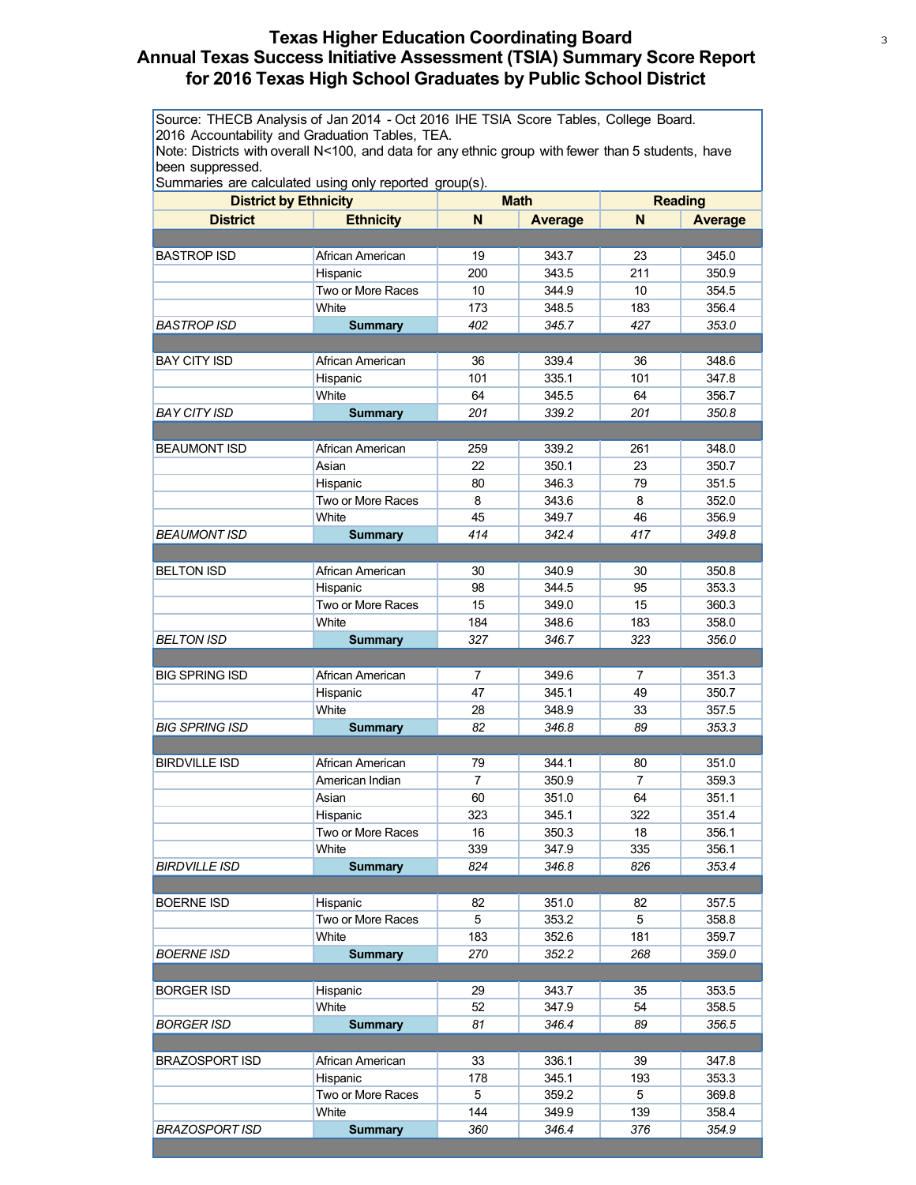# Texas Higher Education Coordinating Board
## Annual Texas Success Initiative Assessment (TSIA) Summary Score Report for 2016 Texas High School Graduates by Public School District

Source: THECB Analysis of Jan 2014 - Oct 2016 IHE TSIA Score Tables, College Board. 2016 Accountability and Graduation Tables, TEA.
Note: Districts with overall N<100, and data for any ethnic group with fewer than 5 students, have been suppressed.
Summaries are calculated using only reported group(s).

| District by Ethnicity | | Math | | Reading | |
|---|---|---|---|---|---|
| **District** | **Ethnicity** | **N** | **Average** | **N** | **Average** |
| | | | | | |
| BASTROP ISD | African American | 19 | 343.7 | 23 | 345.0 |
| | Hispanic | 200 | 343.5 | 211 | 350.9 |
| | Two or More Races | 10 | 344.9 | 10 | 354.5 |
| | White | 173 | 348.5 | 183 | 356.4 |
| *BASTROP ISD* | **Summary** | *402* | *345.7* | *427* | *353.0* |
| | | | | | |
| BAY CITY ISD | African American | 36 | 339.4 | 36 | 348.6 |
| | Hispanic | 101 | 335.1 | 101 | 347.8 |
| | White | 64 | 345.5 | 64 | 356.7 |
| *BAY CITY ISD* | **Summary** | *201* | *339.2* | *201* | *350.8* |
| | | | | | |
| BEAUMONT ISD | African American | 259 | 339.2 | 261 | 348.0 |
| | Asian | 22 | 350.1 | 23 | 350.7 |
| | Hispanic | 80 | 346.3 | 79 | 351.5 |
| | Two or More Races | 8 | 343.6 | 8 | 352.0 |
| | White | 45 | 349.7 | 46 | 356.9 |
| *BEAUMONT ISD* | **Summary** | *414* | *342.4* | *417* | *349.8* |
| | | | | | |
| BELTON ISD | African American | 30 | 340.9 | 30 | 350.8 |
| | Hispanic | 98 | 344.5 | 95 | 353.3 |
| | Two or More Races | 15 | 349.0 | 15 | 360.3 |
| | White | 184 | 348.6 | 183 | 358.0 |
| *BELTON ISD* | **Summary** | *327* | *346.7* | *323* | *356.0* |
| | | | | | |
| BIG SPRING ISD | African American | 7 | 349.6 | 7 | 351.3 |
| | Hispanic | 47 | 345.1 | 49 | 350.7 |
| | White | 28 | 348.9 | 33 | 357.5 |
| *BIG SPRING ISD* | **Summary** | *82* | *346.8* | *89* | *353.3* |
| | | | | | |
| BIRDVILLE ISD | African American | 79 | 344.1 | 80 | 351.0 |
| | American Indian | 7 | 350.9 | 7 | 359.3 |
| | Asian | 60 | 351.0 | 64 | 351.1 |
| | Hispanic | 323 | 345.1 | 322 | 351.4 |
| | Two or More Races | 16 | 350.3 | 18 | 356.1 |
| | White | 339 | 347.9 | 335 | 356.1 |
| *BIRDVILLE ISD* | **Summary** | *824* | *346.8* | *826* | *353.4* |
| | | | | | |
| BOERNE ISD | Hispanic | 82 | 351.0 | 82 | 357.5 |
| | Two or More Races | 5 | 353.2 | 5 | 358.8 |
| | White | 183 | 352.6 | 181 | 359.7 |
| *BOERNE ISD* | **Summary** | *270* | *352.2* | *268* | *359.0* |
| | | | | | |
| BORGER ISD | Hispanic | 29 | 343.7 | 35 | 353.5 |
| | White | 52 | 347.9 | 54 | 358.5 |
| *BORGER ISD* | **Summary** | *81* | *346.4* | *89* | *356.5* |
| | | | | | |
| BRAZOSPORT ISD | African American | 33 | 336.1 | 39 | 347.8 |
| | Hispanic | 178 | 345.1 | 193 | 353.3 |
| | Two or More Races | 5 | 359.2 | 5 | 369.8 |
| | White | 144 | 349.9 | 139 | 358.4 |
| *BRAZOSPORT ISD* | **Summary** | *360* | *346.4* | *376* | *354.9* |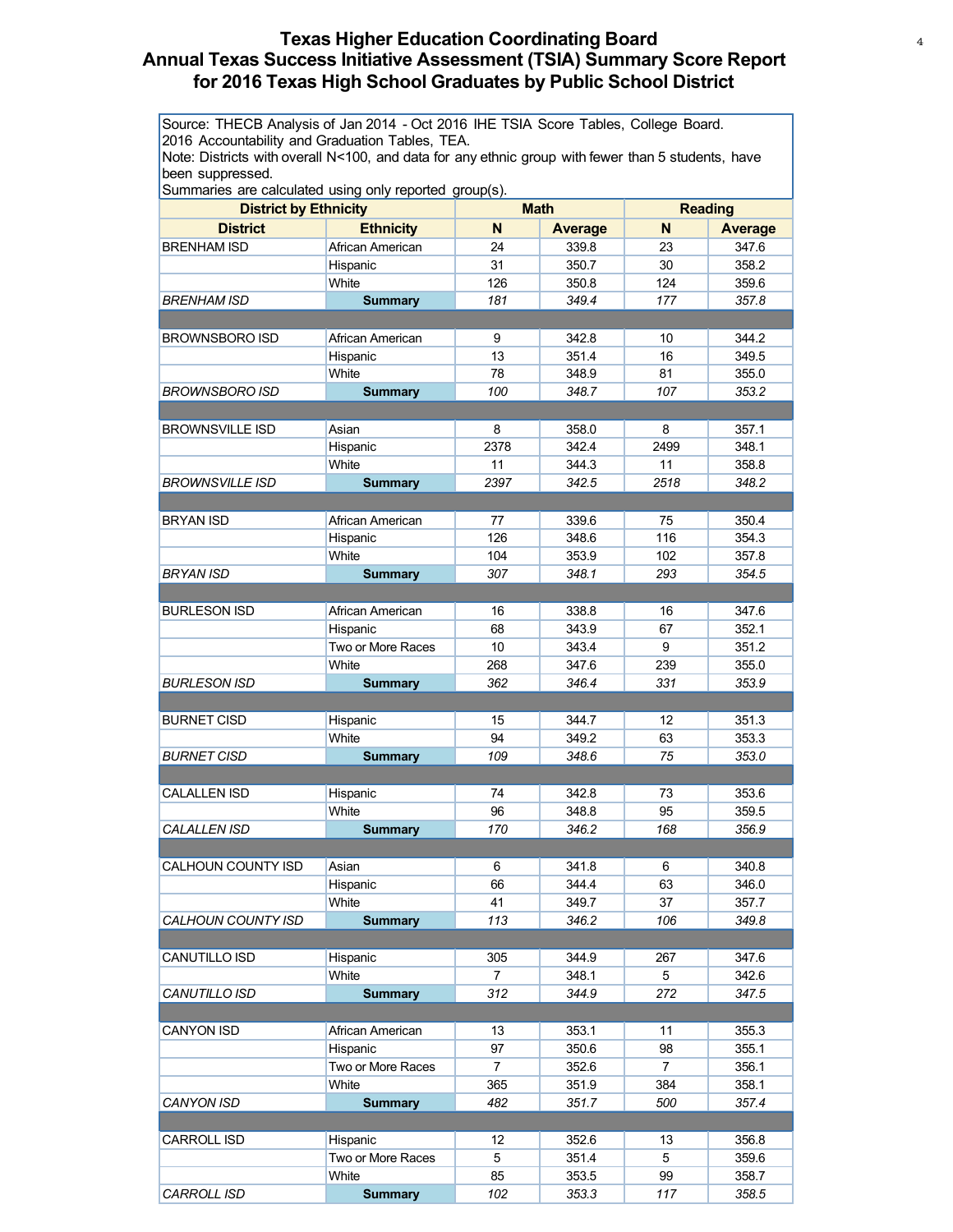# Texas Higher Education Coordinating Board
## Annual Texas Success Initiative Assessment (TSIA) Summary Score Report for 2016 Texas High School Graduates by Public School District

Source: THECB Analysis of Jan 2014 - Oct 2016 IHE TSIA Score Tables, College Board.
2016 Accountability and Graduation Tables, TEA.
Note: Districts with overall N<100, and data for any ethnic group with fewer than 5 students, have been suppressed.
Summaries are calculated using only reported group(s).

| District by Ethnicity | | Math | | Reading | |
|---|---|---|---|---|---|
| **District** | **Ethnicity** | **N** | **Average** | **N** | **Average** |
| BRENHAM ISD | African American | 24 | 339.8 | 23 | 347.6 |
| | Hispanic | 31 | 350.7 | 30 | 358.2 |
| | White | 126 | 350.8 | 124 | 359.6 |
| *BRENHAM ISD* | **Summary** | *181* | *349.4* | *177* | *357.8* |
| | | | | | |
| BROWNSBORO ISD | African American | 9 | 342.8 | 10 | 344.2 |
| | Hispanic | 13 | 351.4 | 16 | 349.5 |
| | White | 78 | 348.9 | 81 | 355.0 |
| *BROWNSBORO ISD* | **Summary** | *100* | *348.7* | *107* | *353.2* |
| | | | | | |
| BROWNSVILLE ISD | Asian | 8 | 358.0 | 8 | 357.1 |
| | Hispanic | 2378 | 342.4 | 2499 | 348.1 |
| | White | 11 | 344.3 | 11 | 358.8 |
| *BROWNSVILLE ISD* | **Summary** | *2397* | *342.5* | *2518* | *348.2* |
| | | | | | |
| BRYAN ISD | African American | 77 | 339.6 | 75 | 350.4 |
| | Hispanic | 126 | 348.6 | 116 | 354.3 |
| | White | 104 | 353.9 | 102 | 357.8 |
| *BRYAN ISD* | **Summary** | *307* | *348.1* | *293* | *354.5* |
| | | | | | |
| BURLESON ISD | African American | 16 | 338.8 | 16 | 347.6 |
| | Hispanic | 68 | 343.9 | 67 | 352.1 |
| | Two or More Races | 10 | 343.4 | 9 | 351.2 |
| | White | 268 | 347.6 | 239 | 355.0 |
| *BURLESON ISD* | **Summary** | *362* | *346.4* | *331* | *353.9* |
| | | | | | |
| BURNET CISD | Hispanic | 15 | 344.7 | 12 | 351.3 |
| | White | 94 | 349.2 | 63 | 353.3 |
| *BURNET CISD* | **Summary** | *109* | *348.6* | *75* | *353.0* |
| | | | | | |
| CALALLEN ISD | Hispanic | 74 | 342.8 | 73 | 353.6 |
| | White | 96 | 348.8 | 95 | 359.5 |
| *CALALLEN ISD* | **Summary** | *170* | *346.2* | *168* | *356.9* |
| | | | | | |
| CALHOUN COUNTY ISD | Asian | 6 | 341.8 | 6 | 340.8 |
| | Hispanic | 66 | 344.4 | 63 | 346.0 |
| | White | 41 | 349.7 | 37 | 357.7 |
| *CALHOUN COUNTY ISD* | **Summary** | *113* | *346.2* | *106* | *349.8* |
| | | | | | |
| CANUTILLO ISD | Hispanic | 305 | 344.9 | 267 | 347.6 |
| | White | 7 | 348.1 | 5 | 342.6 |
| *CANUTILLO ISD* | **Summary** | *312* | *344.9* | *272* | *347.5* |
| | | | | | |
| CANYON ISD | African American | 13 | 353.1 | 11 | 355.3 |
| | Hispanic | 97 | 350.6 | 98 | 355.1 |
| | Two or More Races | 7 | 352.6 | 7 | 356.1 |
| | White | 365 | 351.9 | 384 | 358.1 |
| *CANYON ISD* | **Summary** | *482* | *351.7* | *500* | *357.4* |
| | | | | | |
| CARROLL ISD | Hispanic | 12 | 352.6 | 13 | 356.8 |
| | Two or More Races | 5 | 351.4 | 5 | 359.6 |
| | White | 85 | 353.5 | 99 | 358.7 |
| *CARROLL ISD* | **Summary** | *102* | *353.3* | *117* | *358.5* |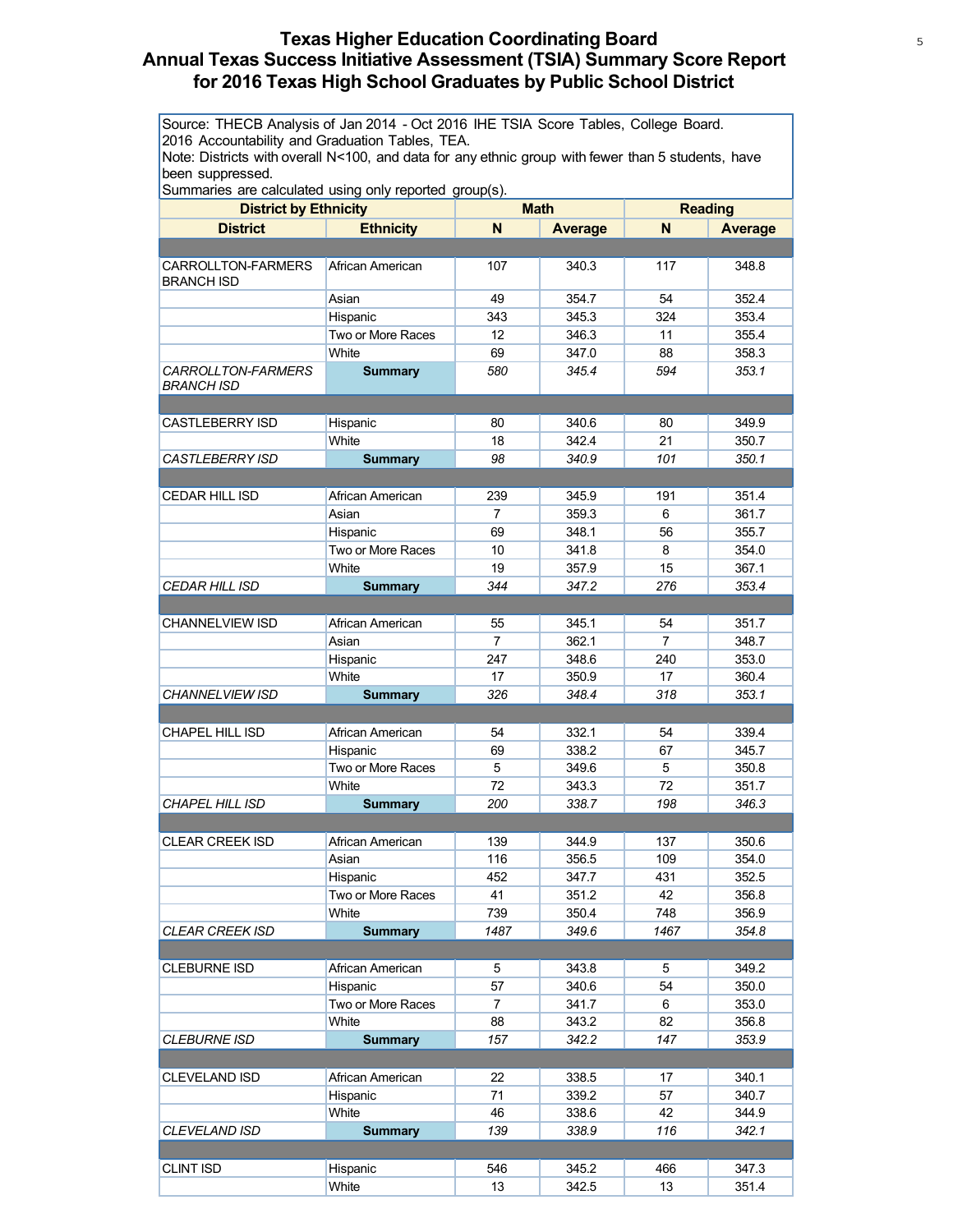# Texas Higher Education Coordinating Board
## Annual Texas Success Initiative Assessment (TSIA) Summary Score Report for 2016 Texas High School Graduates by Public School District

Source: THECB Analysis of Jan 2014 - Oct 2016 IHE TSIA Score Tables, College Board.
2016 Accountability and Graduation Tables, TEA.
Note: Districts with overall N<100, and data for any ethnic group with fewer than 5 students, have been suppressed.
Summaries are calculated using only reported group(s).

| District by Ethnicity | | Math | | Reading | |
|---|---|---|---|---|---|
| **District** | **Ethnicity** | **N** | **Average** | **N** | **Average** |
| | | | | | |
| CARROLLTON-FARMERS BRANCH ISD | African American | 107 | 340.3 | 117 | 348.8 |
| | Asian | 49 | 354.7 | 54 | 352.4 |
| | Hispanic | 343 | 345.3 | 324 | 353.4 |
| | Two or More Races | 12 | 346.3 | 11 | 355.4 |
| | White | 69 | 347.0 | 88 | 358.3 |
| *CARROLLTON-FARMERS BRANCH ISD* | **Summary** | *580* | *345.4* | *594* | *353.1* |
| | | | | | |
| CASTLEBERRY ISD | Hispanic | 80 | 340.6 | 80 | 349.9 |
| | White | 18 | 342.4 | 21 | 350.7 |
| *CASTLEBERRY ISD* | **Summary** | *98* | *340.9* | *101* | *350.1* |
| | | | | | |
| CEDAR HILL ISD | African American | 239 | 345.9 | 191 | 351.4 |
| | Asian | 7 | 359.3 | 6 | 361.7 |
| | Hispanic | 69 | 348.1 | 56 | 355.7 |
| | Two or More Races | 10 | 341.8 | 8 | 354.0 |
| | White | 19 | 357.9 | 15 | 367.1 |
| *CEDAR HILL ISD* | **Summary** | *344* | *347.2* | *276* | *353.4* |
| | | | | | |
| CHANNELVIEW ISD | African American | 55 | 345.1 | 54 | 351.7 |
| | Asian | 7 | 362.1 | 7 | 348.7 |
| | Hispanic | 247 | 348.6 | 240 | 353.0 |
| | White | 17 | 350.9 | 17 | 360.4 |
| *CHANNELVIEW ISD* | **Summary** | *326* | *348.4* | *318* | *353.1* |
| | | | | | |
| CHAPEL HILL ISD | African American | 54 | 332.1 | 54 | 339.4 |
| | Hispanic | 69 | 338.2 | 67 | 345.7 |
| | Two or More Races | 5 | 349.6 | 5 | 350.8 |
| | White | 72 | 343.3 | 72 | 351.7 |
| *CHAPEL HILL ISD* | **Summary** | *200* | *338.7* | *198* | *346.3* |
| | | | | | |
| CLEAR CREEK ISD | African American | 139 | 344.9 | 137 | 350.6 |
| | Asian | 116 | 356.5 | 109 | 354.0 |
| | Hispanic | 452 | 347.7 | 431 | 352.5 |
| | Two or More Races | 41 | 351.2 | 42 | 356.8 |
| | White | 739 | 350.4 | 748 | 356.9 |
| *CLEAR CREEK ISD* | **Summary** | *1487* | *349.6* | *1467* | *354.8* |
| | | | | | |
| CLEBURNE ISD | African American | 5 | 343.8 | 5 | 349.2 |
| | Hispanic | 57 | 340.6 | 54 | 350.0 |
| | Two or More Races | 7 | 341.7 | 6 | 353.0 |
| | White | 88 | 343.2 | 82 | 356.8 |
| *CLEBURNE ISD* | **Summary** | *157* | *342.2* | *147* | *353.9* |
| | | | | | |
| CLEVELAND ISD | African American | 22 | 338.5 | 17 | 340.1 |
| | Hispanic | 71 | 339.2 | 57 | 340.7 |
| | White | 46 | 338.6 | 42 | 344.9 |
| *CLEVELAND ISD* | **Summary** | *139* | *338.9* | *116* | *342.1* |
| | | | | | |
| CLINT ISD | Hispanic | 546 | 345.2 | 466 | 347.3 |
| | White | 13 | 342.5 | 13 | 351.4 |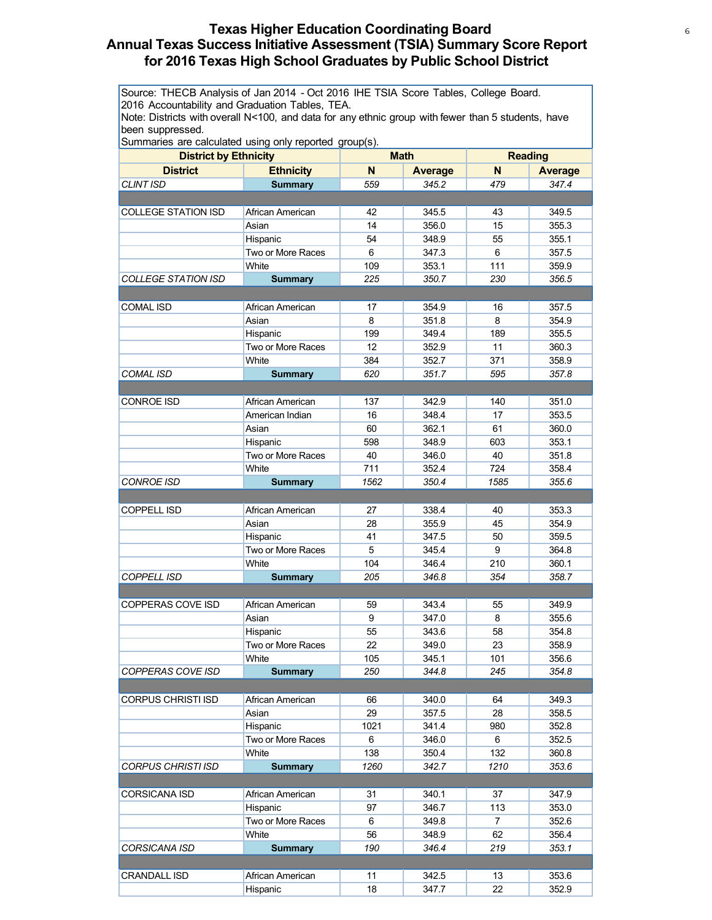# Texas Higher Education Coordinating Board
## Annual Texas Success Initiative Assessment (TSIA) Summary Score Report for 2016 Texas High School Graduates by Public School District

Source: THECB Analysis of Jan 2014 - Oct 2016 IHE TSIA Score Tables, College Board.
2016 Accountability and Graduation Tables, TEA.
Note: Districts with overall N<100, and data for any ethnic group with fewer than 5 students, have been suppressed.
Summaries are calculated using only reported group(s).

| District by Ethnicity | | Math | | Reading | |
|---|---|---|---|---|---|
| **District** | **Ethnicity** | **N** | **Average** | **N** | **Average** |
| *CLINT ISD* | **Summary** | *559* | *345.2* | *479* | *347.4* |
| | | | | | |
| COLLEGE STATION ISD | African American | 42 | 345.5 | 43 | 349.5 |
| | Asian | 14 | 356.0 | 15 | 355.3 |
| | Hispanic | 54 | 348.9 | 55 | 355.1 |
| | Two or More Races | 6 | 347.3 | 6 | 357.5 |
| | White | 109 | 353.1 | 111 | 359.9 |
| *COLLEGE STATION ISD* | **Summary** | *225* | *350.7* | *230* | *356.5* |
| | | | | | |
| COMAL ISD | African American | 17 | 354.9 | 16 | 357.5 |
| | Asian | 8 | 351.8 | 8 | 354.9 |
| | Hispanic | 199 | 349.4 | 189 | 355.5 |
| | Two or More Races | 12 | 352.9 | 11 | 360.3 |
| | White | 384 | 352.7 | 371 | 358.9 |
| *COMAL ISD* | **Summary** | *620* | *351.7* | *595* | *357.8* |
| | | | | | |
| CONROE ISD | African American | 137 | 342.9 | 140 | 351.0 |
| | American Indian | 16 | 348.4 | 17 | 353.5 |
| | Asian | 60 | 362.1 | 61 | 360.0 |
| | Hispanic | 598 | 348.9 | 603 | 353.1 |
| | Two or More Races | 40 | 346.0 | 40 | 351.8 |
| | White | 711 | 352.4 | 724 | 358.4 |
| *CONROE ISD* | **Summary** | *1562* | *350.4* | *1585* | *355.6* |
| | | | | | |
| COPPELL ISD | African American | 27 | 338.4 | 40 | 353.3 |
| | Asian | 28 | 355.9 | 45 | 354.9 |
| | Hispanic | 41 | 347.5 | 50 | 359.5 |
| | Two or More Races | 5 | 345.4 | 9 | 364.8 |
| | White | 104 | 346.4 | 210 | 360.1 |
| *COPPELL ISD* | **Summary** | *205* | *346.8* | *354* | *358.7* |
| | | | | | |
| COPPERAS COVE ISD | African American | 59 | 343.4 | 55 | 349.9 |
| | Asian | 9 | 347.0 | 8 | 355.6 |
| | Hispanic | 55 | 343.6 | 58 | 354.8 |
| | Two or More Races | 22 | 349.0 | 23 | 358.9 |
| | White | 105 | 345.1 | 101 | 356.6 |
| *COPPERAS COVE ISD* | **Summary** | *250* | *344.8* | *245* | *354.8* |
| | | | | | |
| CORPUS CHRISTI ISD | African American | 66 | 340.0 | 64 | 349.3 |
| | Asian | 29 | 357.5 | 28 | 358.5 |
| | Hispanic | 1021 | 341.4 | 980 | 352.8 |
| | Two or More Races | 6 | 346.0 | 6 | 352.5 |
| | White | 138 | 350.4 | 132 | 360.8 |
| *CORPUS CHRISTI ISD* | **Summary** | *1260* | *342.7* | *1210* | *353.6* |
| | | | | | |
| CORSICANA ISD | African American | 31 | 340.1 | 37 | 347.9 |
| | Hispanic | 97 | 346.7 | 113 | 353.0 |
| | Two or More Races | 6 | 349.8 | 7 | 352.6 |
| | White | 56 | 348.9 | 62 | 356.4 |
| *CORSICANA ISD* | **Summary** | *190* | *346.4* | *219* | *353.1* |
| | | | | | |
| CRANDALL ISD | African American | 11 | 342.5 | 13 | 353.6 |
| | Hispanic | 18 | 347.7 | 22 | 352.9 |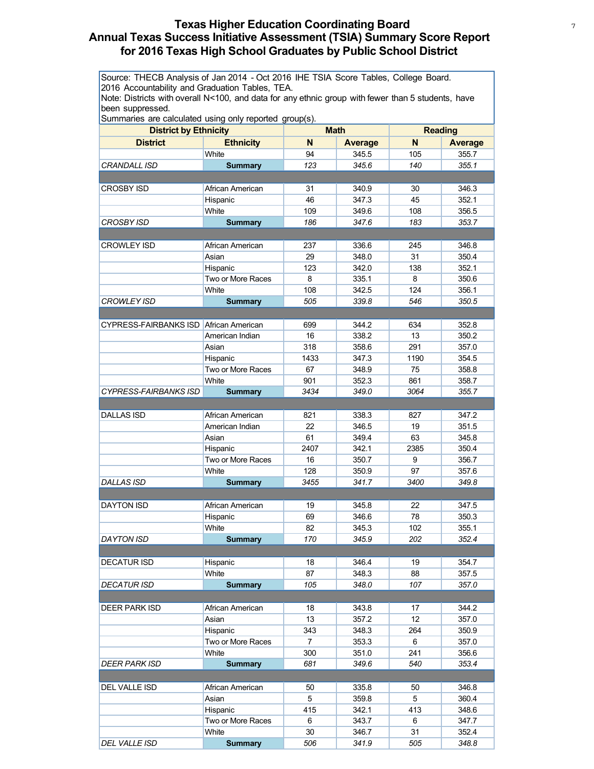# Texas Higher Education Coordinating Board
## Annual Texas Success Initiative Assessment (TSIA) Summary Score Report for 2016 Texas High School Graduates by Public School District

Source: THECB Analysis of Jan 2014 - Oct 2016 IHE TSIA Score Tables, College Board.
2016 Accountability and Graduation Tables, TEA.
Note: Districts with overall N<100, and data for any ethnic group with fewer than 5 students, have been suppressed.
Summaries are calculated using only reported group(s).

| District by Ethnicity | | Math | | Reading | |
|---|---|---|---|---|---|
| **District** | **Ethnicity** | **N** | **Average** | **N** | **Average** |
| | White | 94 | 345.5 | 105 | 355.7 |
| *CRANDALL ISD* | **Summary** | *123* | *345.6* | *140* | *355.1* |
| | | | | | |
| CROSBY ISD | African American | 31 | 340.9 | 30 | 346.3 |
| | Hispanic | 46 | 347.3 | 45 | 352.1 |
| | White | 109 | 349.6 | 108 | 356.5 |
| *CROSBY ISD* | **Summary** | *186* | *347.6* | *183* | *353.7* |
| | | | | | |
| CROWLEY ISD | African American | 237 | 336.6 | 245 | 346.8 |
| | Asian | 29 | 348.0 | 31 | 350.4 |
| | Hispanic | 123 | 342.0 | 138 | 352.1 |
| | Two or More Races | 8 | 335.1 | 8 | 350.6 |
| | White | 108 | 342.5 | 124 | 356.1 |
| *CROWLEY ISD* | **Summary** | *505* | *339.8* | *546* | *350.5* |
| | | | | | |
| CYPRESS-FAIRBANKS ISD | African American | 699 | 344.2 | 634 | 352.8 |
| | American Indian | 16 | 338.2 | 13 | 350.2 |
| | Asian | 318 | 358.6 | 291 | 357.0 |
| | Hispanic | 1433 | 347.3 | 1190 | 354.5 |
| | Two or More Races | 67 | 348.9 | 75 | 358.8 |
| | White | 901 | 352.3 | 861 | 358.7 |
| *CYPRESS-FAIRBANKS ISD* | **Summary** | *3434* | *349.0* | *3064* | *355.7* |
| | | | | | |
| DALLAS ISD | African American | 821 | 338.3 | 827 | 347.2 |
| | American Indian | 22 | 346.5 | 19 | 351.5 |
| | Asian | 61 | 349.4 | 63 | 345.8 |
| | Hispanic | 2407 | 342.1 | 2385 | 350.4 |
| | Two or More Races | 16 | 350.7 | 9 | 356.7 |
| | White | 128 | 350.9 | 97 | 357.6 |
| *DALLAS ISD* | **Summary** | *3455* | *341.7* | *3400* | *349.8* |
| | | | | | |
| DAYTON ISD | African American | 19 | 345.8 | 22 | 347.5 |
| | Hispanic | 69 | 346.6 | 78 | 350.3 |
| | White | 82 | 345.3 | 102 | 355.1 |
| *DAYTON ISD* | **Summary** | *170* | *345.9* | *202* | *352.4* |
| | | | | | |
| DECATUR ISD | Hispanic | 18 | 346.4 | 19 | 354.7 |
| | White | 87 | 348.3 | 88 | 357.5 |
| *DECATUR ISD* | **Summary** | *105* | *348.0* | *107* | *357.0* |
| | | | | | |
| DEER PARK ISD | African American | 18 | 343.8 | 17 | 344.2 |
| | Asian | 13 | 357.2 | 12 | 357.0 |
| | Hispanic | 343 | 348.3 | 264 | 350.9 |
| | Two or More Races | 7 | 353.3 | 6 | 357.0 |
| | White | 300 | 351.0 | 241 | 356.6 |
| *DEER PARK ISD* | **Summary** | *681* | *349.6* | *540* | *353.4* |
| | | | | | |
| DEL VALLE ISD | African American | 50 | 335.8 | 50 | 346.8 |
| | Asian | 5 | 359.8 | 5 | 360.4 |
| | Hispanic | 415 | 342.1 | 413 | 348.6 |
| | Two or More Races | 6 | 343.7 | 6 | 347.7 |
| | White | 30 | 346.7 | 31 | 352.4 |
| *DEL VALLE ISD* | **Summary** | *506* | *341.9* | *505* | *348.8* |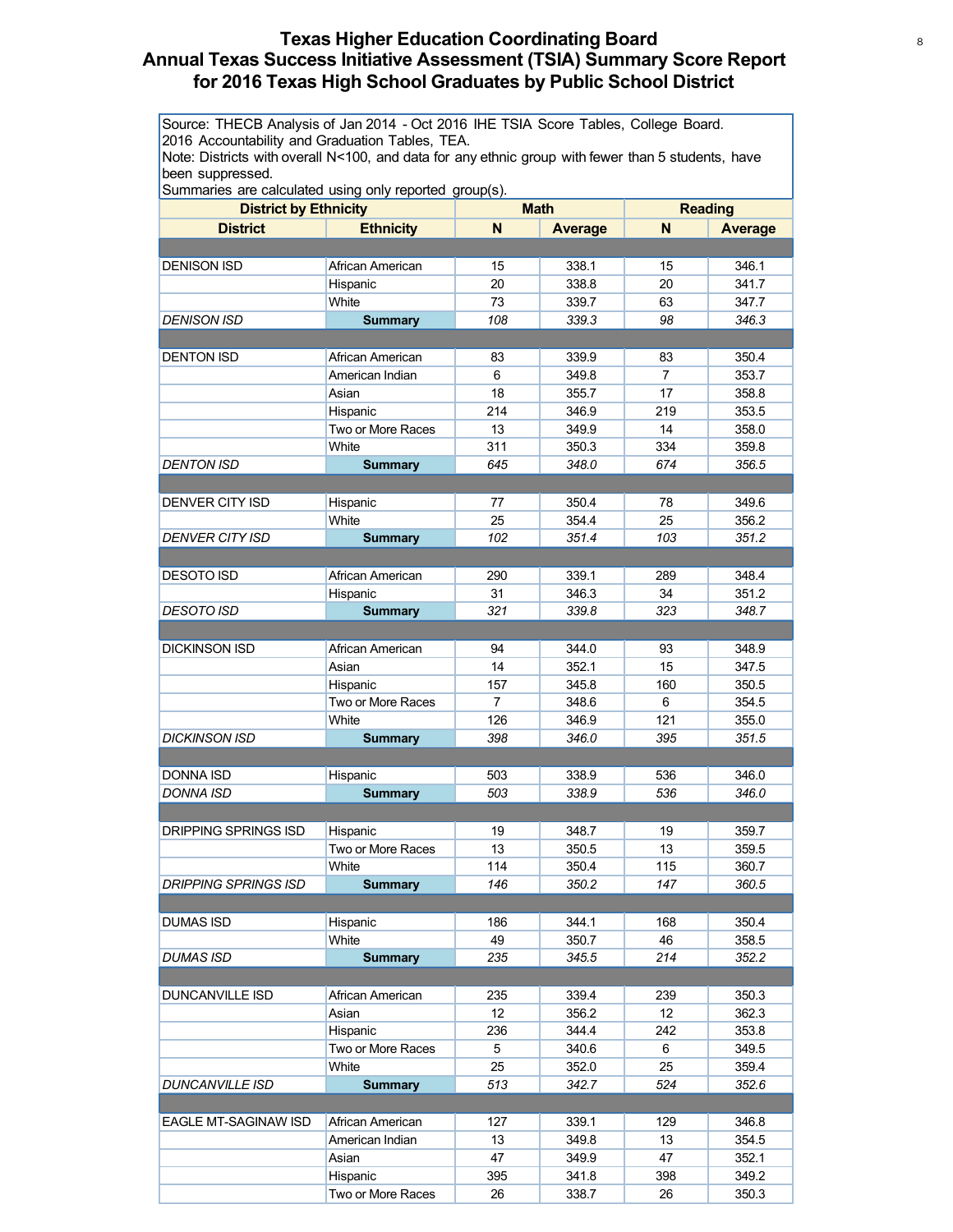# Texas Higher Education Coordinating Board
## Annual Texas Success Initiative Assessment (TSIA) Summary Score Report for 2016 Texas High School Graduates by Public School District

Source: THECB Analysis of Jan 2014 - Oct 2016 IHE TSIA Score Tables, College Board. 2016 Accountability and Graduation Tables, TEA.
Note: Districts with overall N<100, and data for any ethnic group with fewer than 5 students, have been suppressed.
Summaries are calculated using only reported group(s).

| District by Ethnicity | | Math | | Reading | |
|---|---|---|---|---|---|
| **District** | **Ethnicity** | **N** | **Average** | **N** | **Average** |
| DENISON ISD | African American | 15 | 338.1 | 15 | 346.1 |
| | Hispanic | 20 | 338.8 | 20 | 341.7 |
| | White | 73 | 339.7 | 63 | 347.7 |
| *DENISON ISD* | **Summary** | *108* | *339.3* | *98* | *346.3* |
| DENTON ISD | African American | 83 | 339.9 | 83 | 350.4 |
| | American Indian | 6 | 349.8 | 7 | 353.7 |
| | Asian | 18 | 355.7 | 17 | 358.8 |
| | Hispanic | 214 | 346.9 | 219 | 353.5 |
| | Two or More Races | 13 | 349.9 | 14 | 358.0 |
| | White | 311 | 350.3 | 334 | 359.8 |
| *DENTON ISD* | **Summary** | *645* | *348.0* | *674* | *356.5* |
| DENVER CITY ISD | Hispanic | 77 | 350.4 | 78 | 349.6 |
| | White | 25 | 354.4 | 25 | 356.2 |
| *DENVER CITY ISD* | **Summary** | *102* | *351.4* | *103* | *351.2* |
| DESOTO ISD | African American | 290 | 339.1 | 289 | 348.4 |
| | Hispanic | 31 | 346.3 | 34 | 351.2 |
| *DESOTO ISD* | **Summary** | *321* | *339.8* | *323* | *348.7* |
| DICKINSON ISD | African American | 94 | 344.0 | 93 | 348.9 |
| | Asian | 14 | 352.1 | 15 | 347.5 |
| | Hispanic | 157 | 345.8 | 160 | 350.5 |
| | Two or More Races | 7 | 348.6 | 6 | 354.5 |
| | White | 126 | 346.9 | 121 | 355.0 |
| *DICKINSON ISD* | **Summary** | *398* | *346.0* | *395* | *351.5* |
| DONNA ISD | Hispanic | 503 | 338.9 | 536 | 346.0 |
| *DONNA ISD* | **Summary** | *503* | *338.9* | *536* | *346.0* |
| DRIPPING SPRINGS ISD | Hispanic | 19 | 348.7 | 19 | 359.7 |
| | Two or More Races | 13 | 350.5 | 13 | 359.5 |
| | White | 114 | 350.4 | 115 | 360.7 |
| *DRIPPING SPRINGS ISD* | **Summary** | *146* | *350.2* | *147* | *360.5* |
| DUMAS ISD | Hispanic | 186 | 344.1 | 168 | 350.4 |
| | White | 49 | 350.7 | 46 | 358.5 |
| *DUMAS ISD* | **Summary** | *235* | *345.5* | *214* | *352.2* |
| DUNCANVILLE ISD | African American | 235 | 339.4 | 239 | 350.3 |
| | Asian | 12 | 356.2 | 12 | 362.3 |
| | Hispanic | 236 | 344.4 | 242 | 353.8 |
| | Two or More Races | 5 | 340.6 | 6 | 349.5 |
| | White | 25 | 352.0 | 25 | 359.4 |
| *DUNCANVILLE ISD* | **Summary** | *513* | *342.7* | *524* | *352.6* |
| EAGLE MT-SAGINAW ISD | African American | 127 | 339.1 | 129 | 346.8 |
| | American Indian | 13 | 349.8 | 13 | 354.5 |
| | Asian | 47 | 349.9 | 47 | 352.1 |
| | Hispanic | 395 | 341.8 | 398 | 349.2 |
| | Two or More Races | 26 | 338.7 | 26 | 350.3 |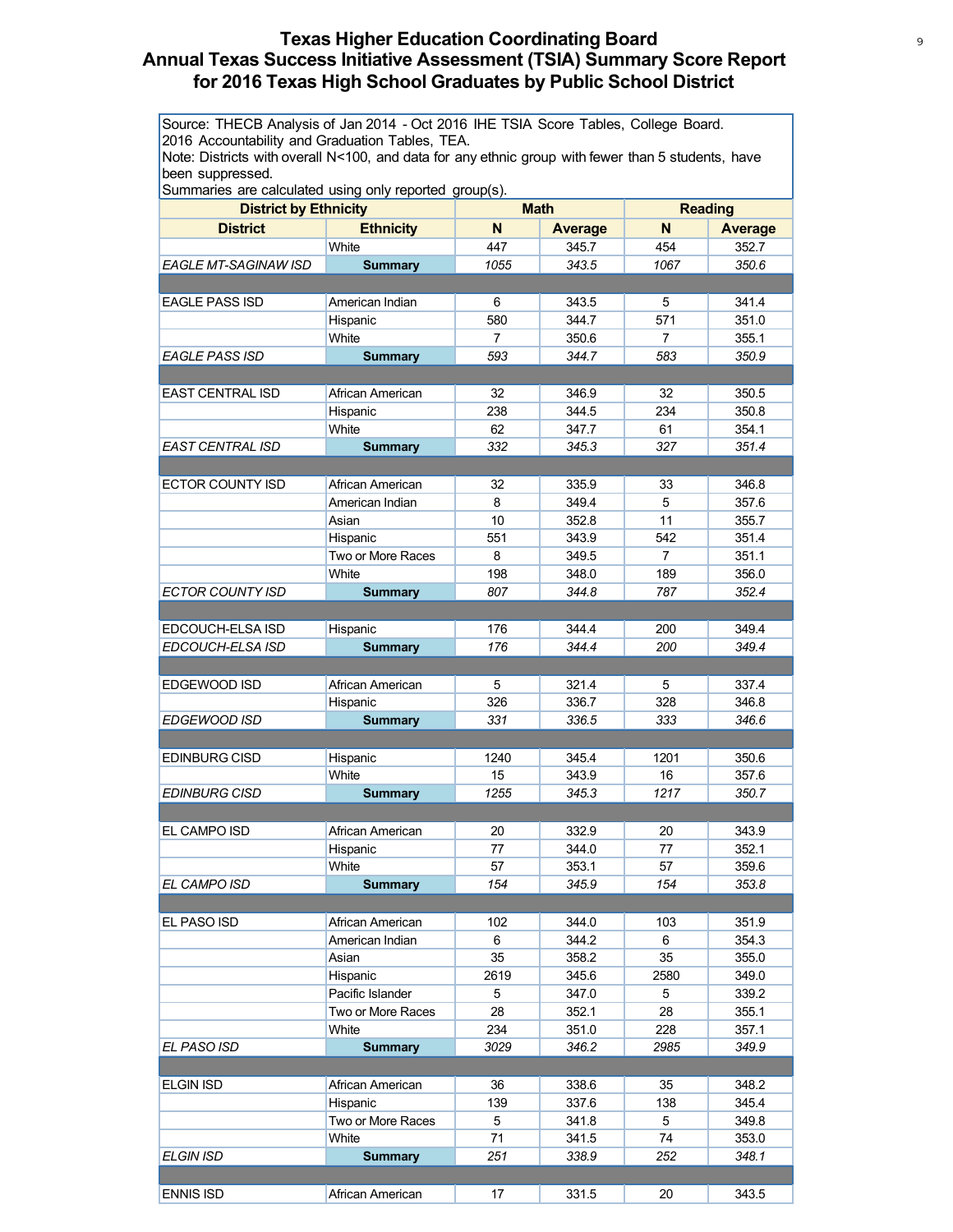## Texas Higher Education Coordinating Board
## Annual Texas Success Initiative Assessment (TSIA) Summary Score Report for 2016 Texas High School Graduates by Public School District

Source: THECB Analysis of Jan 2014 - Oct 2016 IHE TSIA Score Tables, College Board. 2016 Accountability and Graduation Tables, TEA.
Note: Districts with overall N<100, and data for any ethnic group with fewer than 5 students, have been suppressed.
Summaries are calculated using only reported group(s).

| District by Ethnicity | | Math | | Reading | |
|---|---|---|---|---|---|
| **District** | **Ethnicity** | **N** | **Average** | **N** | **Average** |
| | White | 447 | 345.7 | 454 | 352.7 |
| *EAGLE MT-SAGINAW ISD* | **Summary** | *1055* | *343.5* | *1067* | *350.6* |
| | | | | | |
| EAGLE PASS ISD | American Indian | 6 | 343.5 | 5 | 341.4 |
| | Hispanic | 580 | 344.7 | 571 | 351.0 |
| | White | 7 | 350.6 | 7 | 355.1 |
| *EAGLE PASS ISD* | **Summary** | *593* | *344.7* | *583* | *350.9* |
| | | | | | |
| EAST CENTRAL ISD | African American | 32 | 346.9 | 32 | 350.5 |
| | Hispanic | 238 | 344.5 | 234 | 350.8 |
| | White | 62 | 347.7 | 61 | 354.1 |
| *EAST CENTRAL ISD* | **Summary** | *332* | *345.3* | *327* | *351.4* |
| | | | | | |
| ECTOR COUNTY ISD | African American | 32 | 335.9 | 33 | 346.8 |
| | American Indian | 8 | 349.4 | 5 | 357.6 |
| | Asian | 10 | 352.8 | 11 | 355.7 |
| | Hispanic | 551 | 343.9 | 542 | 351.4 |
| | Two or More Races | 8 | 349.5 | 7 | 351.1 |
| | White | 198 | 348.0 | 189 | 356.0 |
| *ECTOR COUNTY ISD* | **Summary** | *807* | *344.8* | *787* | *352.4* |
| | | | | | |
| EDCOUCH-ELSA ISD | Hispanic | 176 | 344.4 | 200 | 349.4 |
| *EDCOUCH-ELSA ISD* | **Summary** | *176* | *344.4* | *200* | *349.4* |
| | | | | | |
| EDGEWOOD ISD | African American | 5 | 321.4 | 5 | 337.4 |
| | Hispanic | 326 | 336.7 | 328 | 346.8 |
| *EDGEWOOD ISD* | **Summary** | *331* | *336.5* | *333* | *346.6* |
| | | | | | |
| EDINBURG CISD | Hispanic | 1240 | 345.4 | 1201 | 350.6 |
| | White | 15 | 343.9 | 16 | 357.6 |
| *EDINBURG CISD* | **Summary** | *1255* | *345.3* | *1217* | *350.7* |
| | | | | | |
| EL CAMPO ISD | African American | 20 | 332.9 | 20 | 343.9 |
| | Hispanic | 77 | 344.0 | 77 | 352.1 |
| | White | 57 | 353.1 | 57 | 359.6 |
| *EL CAMPO ISD* | **Summary** | *154* | *345.9* | *154* | *353.8* |
| | | | | | |
| EL PASO ISD | African American | 102 | 344.0 | 103 | 351.9 |
| | American Indian | 6 | 344.2 | 6 | 354.3 |
| | Asian | 35 | 358.2 | 35 | 355.0 |
| | Hispanic | 2619 | 345.6 | 2580 | 349.0 |
| | Pacific Islander | 5 | 347.0 | 5 | 339.2 |
| | Two or More Races | 28 | 352.1 | 28 | 355.1 |
| | White | 234 | 351.0 | 228 | 357.1 |
| *EL PASO ISD* | **Summary** | *3029* | *346.2* | *2985* | *349.9* |
| | | | | | |
| ELGIN ISD | African American | 36 | 338.6 | 35 | 348.2 |
| | Hispanic | 139 | 337.6 | 138 | 345.4 |
| | Two or More Races | 5 | 341.8 | 5 | 349.8 |
| | White | 71 | 341.5 | 74 | 353.0 |
| *ELGIN ISD* | **Summary** | *251* | *338.9* | *252* | *348.1* |
| | | | | | |
| ENNIS ISD | African American | 17 | 331.5 | 20 | 343.5 |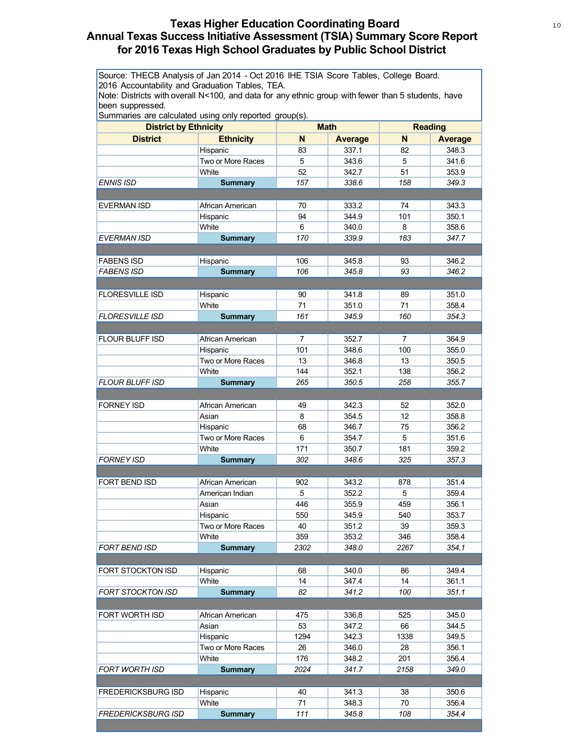# Texas Higher Education Coordinating Board
## Annual Texas Success Initiative Assessment (TSIA) Summary Score Report for 2016 Texas High School Graduates by Public School District

Source: THECB Analysis of Jan 2014 - Oct 2016 IHE TSIA Score Tables, College Board. 2016 Accountability and Graduation Tables, TEA.
Note: Districts with overall N<100, and data for any ethnic group with fewer than 5 students, have been suppressed.
Summaries are calculated using only reported group(s).

| District by Ethnicity | | Math | | Reading | |
|---|---|---|---|---|---|
| **District** | **Ethnicity** | **N** | **Average** | **N** | **Average** |
| | Hispanic | 83 | 337.1 | 82 | 348.3 |
| | Two or More Races | 5 | 343.6 | 5 | 341.6 |
| | White | 52 | 342.7 | 51 | 353.9 |
| *ENNIS ISD* | **Summary** | *157* | *338.6* | *158* | *349.3* |
| | | | | | |
| EVERMAN ISD | African American | 70 | 333.2 | 74 | 343.3 |
| | Hispanic | 94 | 344.9 | 101 | 350.1 |
| | White | 6 | 340.0 | 8 | 358.6 |
| *EVERMAN ISD* | **Summary** | *170* | *339.9* | *183* | *347.7* |
| | | | | | |
| FABENS ISD | Hispanic | 106 | 345.8 | 93 | 346.2 |
| *FABENS ISD* | **Summary** | *106* | *345.8* | *93* | *346.2* |
| | | | | | |
| FLORESVILLE ISD | Hispanic | 90 | 341.8 | 89 | 351.0 |
| | White | 71 | 351.0 | 71 | 358.4 |
| *FLORESVILLE ISD* | **Summary** | *161* | *345.9* | *160* | *354.3* |
| | | | | | |
| FLOUR BLUFF ISD | African American | 7 | 352.7 | 7 | 364.9 |
| | Hispanic | 101 | 348.6 | 100 | 355.0 |
| | Two or More Races | 13 | 346.8 | 13 | 350.5 |
| | White | 144 | 352.1 | 138 | 356.2 |
| *FLOUR BLUFF ISD* | **Summary** | *265* | *350.5* | *258* | *355.7* |
| | | | | | |
| FORNEY ISD | African American | 49 | 342.3 | 52 | 352.0 |
| | Asian | 8 | 354.5 | 12 | 358.8 |
| | Hispanic | 68 | 346.7 | 75 | 356.2 |
| | Two or More Races | 6 | 354.7 | 5 | 351.6 |
| | White | 171 | 350.7 | 181 | 359.2 |
| *FORNEY ISD* | **Summary** | *302* | *348.6* | *325* | *357.3* |
| | | | | | |
| FORT BEND ISD | African American | 902 | 343.2 | 878 | 351.4 |
| | American Indian | 5 | 352.2 | 5 | 359.4 |
| | Asian | 446 | 355.9 | 459 | 356.1 |
| | Hispanic | 550 | 345.9 | 540 | 353.7 |
| | Two or More Races | 40 | 351.2 | 39 | 359.3 |
| | White | 359 | 353.2 | 346 | 358.4 |
| *FORT BEND ISD* | **Summary** | *2302* | *348.0* | *2267* | *354.1* |
| | | | | | |
| FORT STOCKTON ISD | Hispanic | 68 | 340.0 | 86 | 349.4 |
| | White | 14 | 347.4 | 14 | 361.1 |
| *FORT STOCKTON ISD* | **Summary** | *82* | *341.2* | *100* | *351.1* |
| | | | | | |
| FORT WORTH ISD | African American | 475 | 336.8 | 525 | 345.0 |
| | Asian | 53 | 347.2 | 66 | 344.5 |
| | Hispanic | 1294 | 342.3 | 1338 | 349.5 |
| | Two or More Races | 26 | 346.0 | 28 | 356.1 |
| | White | 176 | 348.2 | 201 | 356.4 |
| *FORT WORTH ISD* | **Summary** | *2024* | *341.7* | *2158* | *349.0* |
| | | | | | |
| FREDERICKSBURG ISD | Hispanic | 40 | 341.3 | 38 | 350.6 |
| | White | 71 | 348.3 | 70 | 356.4 |
| *FREDERICKSBURG ISD* | **Summary** | *111* | *345.8* | *108* | *354.4* |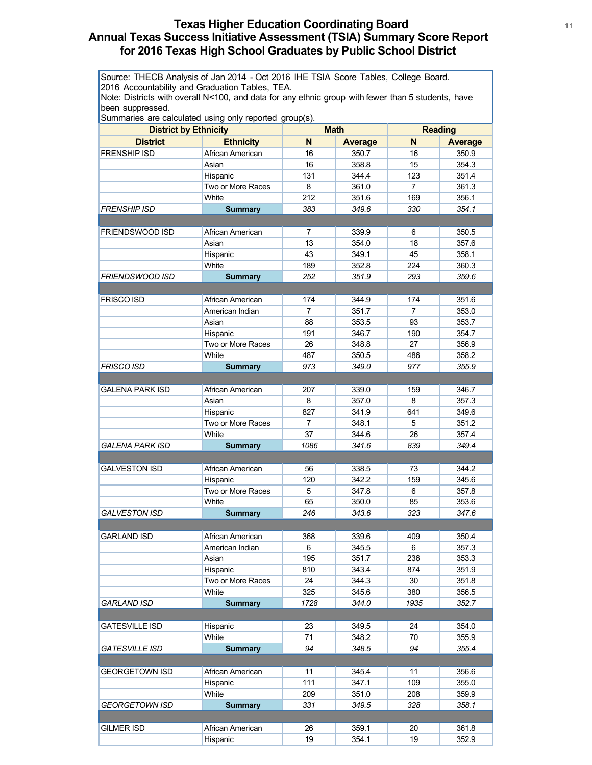# Texas Higher Education Coordinating Board
# Annual Texas Success Initiative Assessment (TSIA) Summary Score Report for 2016 Texas High School Graduates by Public School District

Source: THECB Analysis of Jan 2014 - Oct 2016 IHE TSIA Score Tables, College Board. 2016 Accountability and Graduation Tables, TEA.
Note: Districts with overall N<100, and data for any ethnic group with fewer than 5 students, have been suppressed.
Summaries are calculated using only reported group(s).

| District by Ethnicity | | Math | | Reading | |
|---|---|---|---|---|---|
| **District** | **Ethnicity** | **N** | **Average** | **N** | **Average** |
| FRENSHIP ISD | African American | 16 | 350.7 | 16 | 350.9 |
| | Asian | 16 | 358.8 | 15 | 354.3 |
| | Hispanic | 131 | 344.4 | 123 | 351.4 |
| | Two or More Races | 8 | 361.0 | 7 | 361.3 |
| | White | 212 | 351.6 | 169 | 356.1 |
| *FRENSHIP ISD* | **Summary** | *383* | *349.6* | *330* | *354.1* |
| | | | | | |
| FRIENDSWOOD ISD | African American | 7 | 339.9 | 6 | 350.5 |
| | Asian | 13 | 354.0 | 18 | 357.6 |
| | Hispanic | 43 | 349.1 | 45 | 358.1 |
| | White | 189 | 352.8 | 224 | 360.3 |
| *FRIENDSWOOD ISD* | **Summary** | *252* | *351.9* | *293* | *359.6* |
| | | | | | |
| FRISCO ISD | African American | 174 | 344.9 | 174 | 351.6 |
| | American Indian | 7 | 351.7 | 7 | 353.0 |
| | Asian | 88 | 353.5 | 93 | 353.7 |
| | Hispanic | 191 | 346.7 | 190 | 354.7 |
| | Two or More Races | 26 | 348.8 | 27 | 356.9 |
| | White | 487 | 350.5 | 486 | 358.2 |
| *FRISCO ISD* | **Summary** | *973* | *349.0* | *977* | *355.9* |
| | | | | | |
| GALENA PARK ISD | African American | 207 | 339.0 | 159 | 346.7 |
| | Asian | 8 | 357.0 | 8 | 357.3 |
| | Hispanic | 827 | 341.9 | 641 | 349.6 |
| | Two or More Races | 7 | 348.1 | 5 | 351.2 |
| | White | 37 | 344.6 | 26 | 357.4 |
| *GALENA PARK ISD* | **Summary** | *1086* | *341.6* | *839* | *349.4* |
| | | | | | |
| GALVESTON ISD | African American | 56 | 338.5 | 73 | 344.2 |
| | Hispanic | 120 | 342.2 | 159 | 345.6 |
| | Two or More Races | 5 | 347.8 | 6 | 357.8 |
| | White | 65 | 350.0 | 85 | 353.6 |
| *GALVESTON ISD* | **Summary** | *246* | *343.6* | *323* | *347.6* |
| | | | | | |
| GARLAND ISD | African American | 368 | 339.6 | 409 | 350.4 |
| | American Indian | 6 | 345.5 | 6 | 357.3 |
| | Asian | 195 | 351.7 | 236 | 353.3 |
| | Hispanic | 810 | 343.4 | 874 | 351.9 |
| | Two or More Races | 24 | 344.3 | 30 | 351.8 |
| | White | 325 | 345.6 | 380 | 356.5 |
| *GARLAND ISD* | **Summary** | *1728* | *344.0* | *1935* | *352.7* |
| | | | | | |
| GATESVILLE ISD | Hispanic | 23 | 349.5 | 24 | 354.0 |
| | White | 71 | 348.2 | 70 | 355.9 |
| *GATESVILLE ISD* | **Summary** | *94* | *348.5* | *94* | *355.4* |
| | | | | | |
| GEORGETOWN ISD | African American | 11 | 345.4 | 11 | 356.6 |
| | Hispanic | 111 | 347.1 | 109 | 355.0 |
| | White | 209 | 351.0 | 208 | 359.9 |
| *GEORGETOWN ISD* | **Summary** | *331* | *349.5* | *328* | *358.1* |
| | | | | | |
| GILMER ISD | African American | 26 | 359.1 | 20 | 361.8 |
| | Hispanic | 19 | 354.1 | 19 | 352.9 |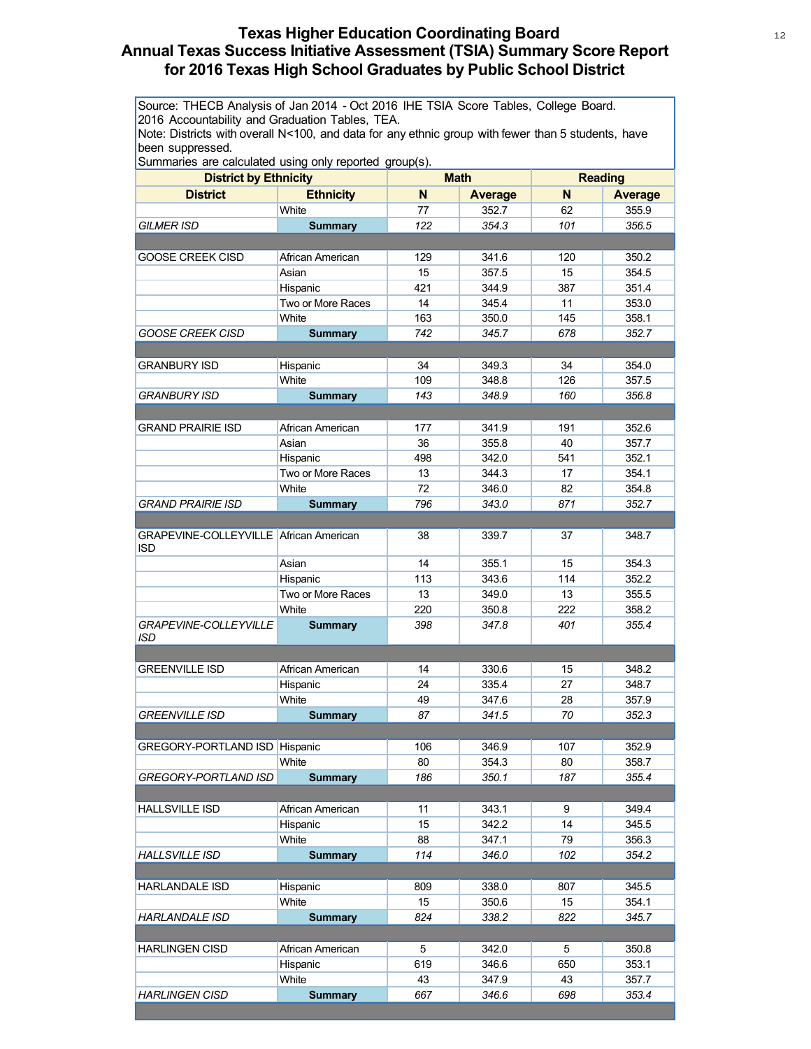# Texas Higher Education Coordinating Board
## Annual Texas Success Initiative Assessment (TSIA) Summary Score Report for 2016 Texas High School Graduates by Public School District

Source: THECB Analysis of Jan 2014 - Oct 2016 IHE TSIA Score Tables, College Board. 2016 Accountability and Graduation Tables, TEA.
Note: Districts with overall N<100, and data for any ethnic group with fewer than 5 students, have been suppressed.
Summaries are calculated using only reported group(s).

| District by Ethnicity | | Math | | Reading | |
|---|---|---|---|---|---|
| **District** | **Ethnicity** | **N** | **Average** | **N** | **Average** |
| | White | 77 | 352.7 | 62 | 355.9 |
| *GILMER ISD* | **Summary** | *122* | *354.3* | *101* | *356.5* |
| | | | | | |
| GOOSE CREEK CISD | African American | 129 | 341.6 | 120 | 350.2 |
| | Asian | 15 | 357.5 | 15 | 354.5 |
| | Hispanic | 421 | 344.9 | 387 | 351.4 |
| | Two or More Races | 14 | 345.4 | 11 | 353.0 |
| | White | 163 | 350.0 | 145 | 358.1 |
| *GOOSE CREEK CISD* | **Summary** | *742* | *345.7* | *678* | *352.7* |
| | | | | | |
| GRANBURY ISD | Hispanic | 34 | 349.3 | 34 | 354.0 |
| | White | 109 | 348.8 | 126 | 357.5 |
| *GRANBURY ISD* | **Summary** | *143* | *348.9* | *160* | *356.8* |
| | | | | | |
| GRAND PRAIRIE ISD | African American | 177 | 341.9 | 191 | 352.6 |
| | Asian | 36 | 355.8 | 40 | 357.7 |
| | Hispanic | 498 | 342.0 | 541 | 352.1 |
| | Two or More Races | 13 | 344.3 | 17 | 354.1 |
| | White | 72 | 346.0 | 82 | 354.8 |
| *GRAND PRAIRIE ISD* | **Summary** | *796* | *343.0* | *871* | *352.7* |
| | | | | | |
| GRAPEVINE-COLLEYVILLE ISD | African American | 38 | 339.7 | 37 | 348.7 |
| | Asian | 14 | 355.1 | 15 | 354.3 |
| | Hispanic | 113 | 343.6 | 114 | 352.2 |
| | Two or More Races | 13 | 349.0 | 13 | 355.5 |
| | White | 220 | 350.8 | 222 | 358.2 |
| *GRAPEVINE-COLLEYVILLE ISD* | **Summary** | *398* | *347.8* | *401* | *355.4* |
| | | | | | |
| GREENVILLE ISD | African American | 14 | 330.6 | 15 | 348.2 |
| | Hispanic | 24 | 335.4 | 27 | 348.7 |
| | White | 49 | 347.6 | 28 | 357.9 |
| *GREENVILLE ISD* | **Summary** | *87* | *341.5* | *70* | *352.3* |
| | | | | | |
| GREGORY-PORTLAND ISD | Hispanic | 106 | 346.9 | 107 | 352.9 |
| | White | 80 | 354.3 | 80 | 358.7 |
| *GREGORY-PORTLAND ISD* | **Summary** | *186* | *350.1* | *187* | *355.4* |
| | | | | | |
| HALLSVILLE ISD | African American | 11 | 343.1 | 9 | 349.4 |
| | Hispanic | 15 | 342.2 | 14 | 345.5 |
| | White | 88 | 347.1 | 79 | 356.3 |
| *HALLSVILLE ISD* | **Summary** | *114* | *346.0* | *102* | *354.2* |
| | | | | | |
| HARLANDALE ISD | Hispanic | 809 | 338.0 | 807 | 345.5 |
| | White | 15 | 350.6 | 15 | 354.1 |
| *HARLANDALE ISD* | **Summary** | *824* | *338.2* | *822* | *345.7* |
| | | | | | |
| HARLINGEN CISD | African American | 5 | 342.0 | 5 | 350.8 |
| | Hispanic | 619 | 346.6 | 650 | 353.1 |
| | White | 43 | 347.9 | 43 | 357.7 |
| *HARLINGEN CISD* | **Summary** | *667* | *346.6* | *698* | *353.4* |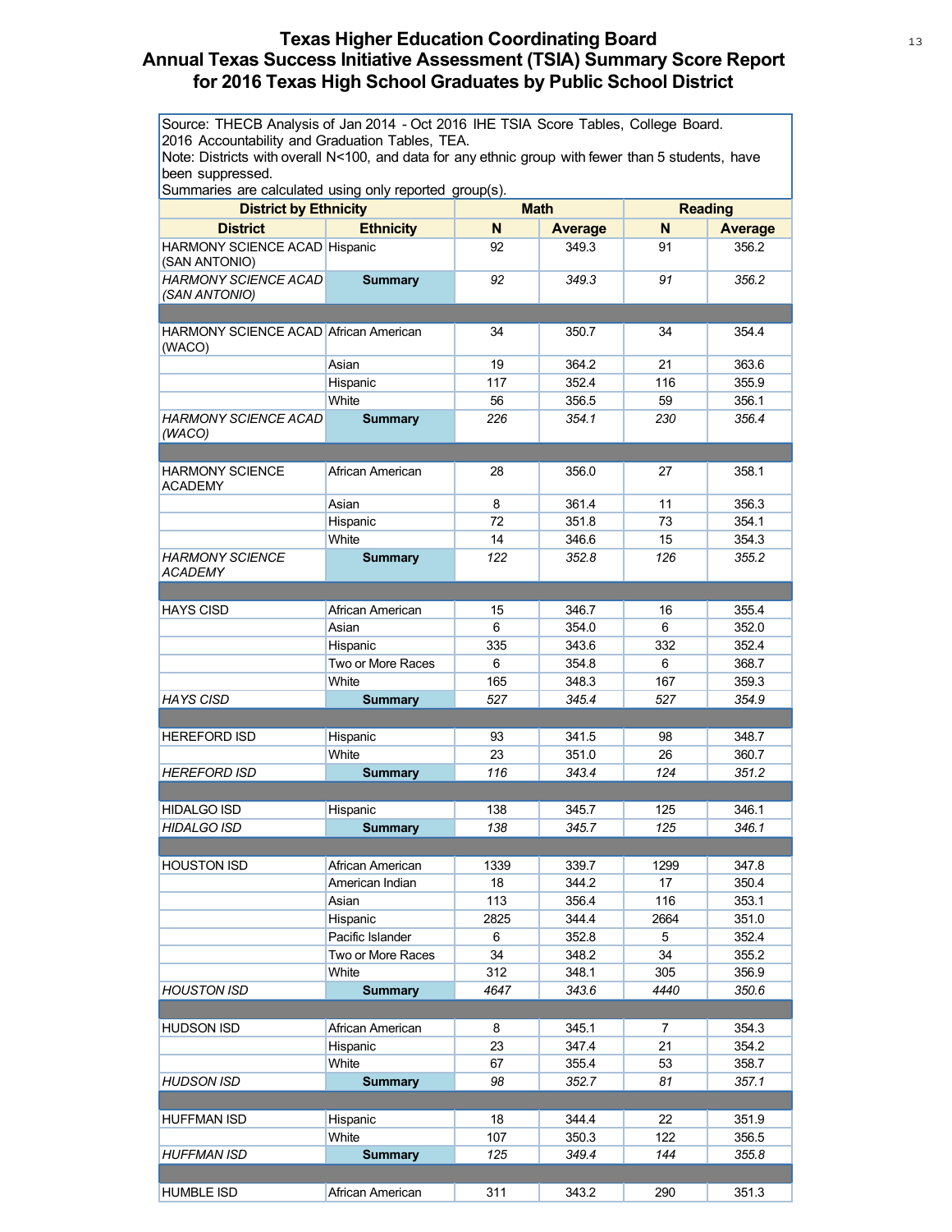# Texas Higher Education Coordinating Board
## Annual Texas Success Initiative Assessment (TSIA) Summary Score Report for 2016 Texas High School Graduates by Public School District

Source: THECB Analysis of Jan 2014 - Oct 2016 IHE TSIA Score Tables, College Board. 2016 Accountability and Graduation Tables, TEA.
Note: Districts with overall N<100, and data for any ethnic group with fewer than 5 students, have been suppressed.
Summaries are calculated using only reported group(s).

| District by Ethnicity | | Math | | Reading | |
|---|---|---|---|---|---|
| **District** | **Ethnicity** | **N** | **Average** | **N** | **Average** |
| HARMONY SCIENCE ACAD (SAN ANTONIO) | Hispanic | 92 | 349.3 | 91 | 356.2 |
| *HARMONY SCIENCE ACAD (SAN ANTONIO)* | **Summary** | *92* | *349.3* | *91* | *356.2* |
| | | | | | |
| HARMONY SCIENCE ACAD (WACO) | African American | 34 | 350.7 | 34 | 354.4 |
| | Asian | 19 | 364.2 | 21 | 363.6 |
| | Hispanic | 117 | 352.4 | 116 | 355.9 |
| | White | 56 | 356.5 | 59 | 356.1 |
| *HARMONY SCIENCE ACAD (WACO)* | **Summary** | *226* | *354.1* | *230* | *356.4* |
| | | | | | |
| HARMONY SCIENCE ACADEMY | African American | 28 | 356.0 | 27 | 358.1 |
| | Asian | 8 | 361.4 | 11 | 356.3 |
| | Hispanic | 72 | 351.8 | 73 | 354.1 |
| | White | 14 | 346.6 | 15 | 354.3 |
| *HARMONY SCIENCE ACADEMY* | **Summary** | *122* | *352.8* | *126* | *355.2* |
| | | | | | |
| HAYS CISD | African American | 15 | 346.7 | 16 | 355.4 |
| | Asian | 6 | 354.0 | 6 | 352.0 |
| | Hispanic | 335 | 343.6 | 332 | 352.4 |
| | Two or More Races | 6 | 354.8 | 6 | 368.7 |
| | White | 165 | 348.3 | 167 | 359.3 |
| *HAYS CISD* | **Summary** | *527* | *345.4* | *527* | *354.9* |
| | | | | | |
| HEREFORD ISD | Hispanic | 93 | 341.5 | 98 | 348.7 |
| | White | 23 | 351.0 | 26 | 360.7 |
| *HEREFORD ISD* | **Summary** | *116* | *343.4* | *124* | *351.2* |
| | | | | | |
| HIDALGO ISD | Hispanic | 138 | 345.7 | 125 | 346.1 |
| *HIDALGO ISD* | **Summary** | *138* | *345.7* | *125* | *346.1* |
| | | | | | |
| HOUSTON ISD | African American | 1339 | 339.7 | 1299 | 347.8 |
| | American Indian | 18 | 344.2 | 17 | 350.4 |
| | Asian | 113 | 356.4 | 116 | 353.1 |
| | Hispanic | 2825 | 344.4 | 2664 | 351.0 |
| | Pacific Islander | 6 | 352.8 | 5 | 352.4 |
| | Two or More Races | 34 | 348.2 | 34 | 355.2 |
| | White | 312 | 348.1 | 305 | 356.9 |
| *HOUSTON ISD* | **Summary** | *4647* | *343.6* | *4440* | *350.6* |
| | | | | | |
| HUDSON ISD | African American | 8 | 345.1 | 7 | 354.3 |
| | Hispanic | 23 | 347.4 | 21 | 354.2 |
| | White | 67 | 355.4 | 53 | 358.7 |
| *HUDSON ISD* | **Summary** | *98* | *352.7* | *81* | *357.1* |
| | | | | | |
| HUFFMAN ISD | Hispanic | 18 | 344.4 | 22 | 351.9 |
| | White | 107 | 350.3 | 122 | 356.5 |
| *HUFFMAN ISD* | **Summary** | *125* | *349.4* | *144* | *355.8* |
| | | | | | |
| HUMBLE ISD | African American | 311 | 343.2 | 290 | 351.3 |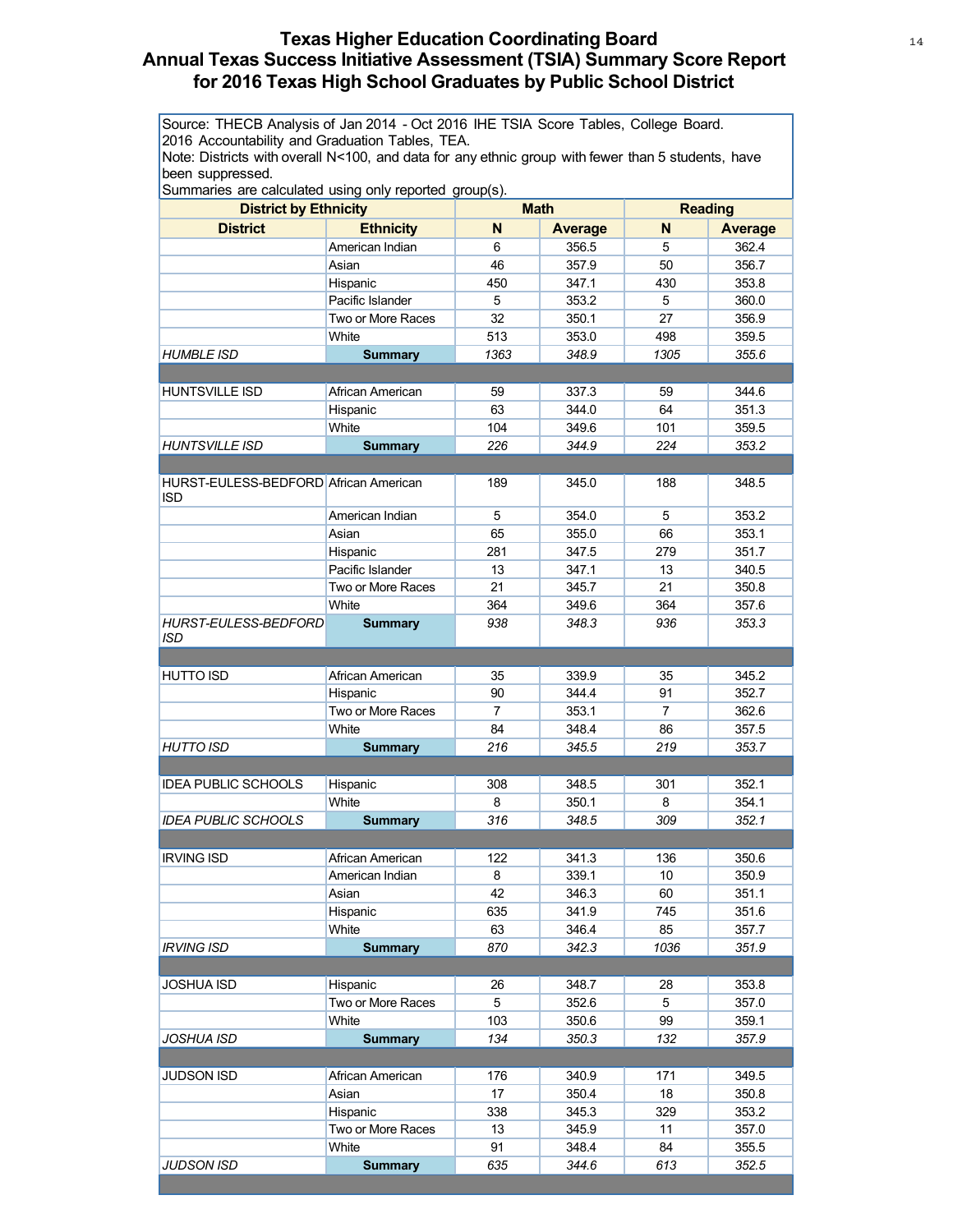# Texas Higher Education Coordinating Board
## Annual Texas Success Initiative Assessment (TSIA) Summary Score Report for 2016 Texas High School Graduates by Public School District

Source: THECB Analysis of Jan 2014 - Oct 2016 IHE TSIA Score Tables, College Board. 2016 Accountability and Graduation Tables, TEA.
Note: Districts with overall N<100, and data for any ethnic group with fewer than 5 students, have been suppressed.
Summaries are calculated using only reported group(s).

| District by Ethnicity | | Math | | Reading | |
|---|---|---|---|---|---|
| **District** | **Ethnicity** | **N** | **Average** | **N** | **Average** |
| | American Indian | 6 | 356.5 | 5 | 362.4 |
| | Asian | 46 | 357.9 | 50 | 356.7 |
| | Hispanic | 450 | 347.1 | 430 | 353.8 |
| | Pacific Islander | 5 | 353.2 | 5 | 360.0 |
| | Two or More Races | 32 | 350.1 | 27 | 356.9 |
| | White | 513 | 353.0 | 498 | 359.5 |
| *HUMBLE ISD* | **Summary** | *1363* | *348.9* | *1305* | *355.6* |
| | | | | | |
| HUNTSVILLE ISD | African American | 59 | 337.3 | 59 | 344.6 |
| | Hispanic | 63 | 344.0 | 64 | 351.3 |
| | White | 104 | 349.6 | 101 | 359.5 |
| *HUNTSVILLE ISD* | **Summary** | *226* | *344.9* | *224* | *353.2* |
| | | | | | |
| HURST-EULESS-BEDFORD ISD | African American | 189 | 345.0 | 188 | 348.5 |
| | American Indian | 5 | 354.0 | 5 | 353.2 |
| | Asian | 65 | 355.0 | 66 | 353.1 |
| | Hispanic | 281 | 347.5 | 279 | 351.7 |
| | Pacific Islander | 13 | 347.1 | 13 | 340.5 |
| | Two or More Races | 21 | 345.7 | 21 | 350.8 |
| | White | 364 | 349.6 | 364 | 357.6 |
| *HURST-EULESS-BEDFORD ISD* | **Summary** | *938* | *348.3* | *936* | *353.3* |
| | | | | | |
| HUTTO ISD | African American | 35 | 339.9 | 35 | 345.2 |
| | Hispanic | 90 | 344.4 | 91 | 352.7 |
| | Two or More Races | 7 | 353.1 | 7 | 362.6 |
| | White | 84 | 348.4 | 86 | 357.5 |
| *HUTTO ISD* | **Summary** | *216* | *345.5* | *219* | *353.7* |
| | | | | | |
| IDEA PUBLIC SCHOOLS | Hispanic | 308 | 348.5 | 301 | 352.1 |
| | White | 8 | 350.1 | 8 | 354.1 |
| *IDEA PUBLIC SCHOOLS* | **Summary** | *316* | *348.5* | *309* | *352.1* |
| | | | | | |
| IRVING ISD | African American | 122 | 341.3 | 136 | 350.6 |
| | American Indian | 8 | 339.1 | 10 | 350.9 |
| | Asian | 42 | 346.3 | 60 | 351.1 |
| | Hispanic | 635 | 341.9 | 745 | 351.6 |
| | White | 63 | 346.4 | 85 | 357.7 |
| *IRVING ISD* | **Summary** | *870* | *342.3* | *1036* | *351.9* |
| | | | | | |
| JOSHUA ISD | Hispanic | 26 | 348.7 | 28 | 353.8 |
| | Two or More Races | 5 | 352.6 | 5 | 357.0 |
| | White | 103 | 350.6 | 99 | 359.1 |
| *JOSHUA ISD* | **Summary** | *134* | *350.3* | *132* | *357.9* |
| | | | | | |
| JUDSON ISD | African American | 176 | 340.9 | 171 | 349.5 |
| | Asian | 17 | 350.4 | 18 | 350.8 |
| | Hispanic | 338 | 345.3 | 329 | 353.2 |
| | Two or More Races | 13 | 345.9 | 11 | 357.0 |
| | White | 91 | 348.4 | 84 | 355.5 |
| *JUDSON ISD* | **Summary** | *635* | *344.6* | *613* | *352.5* |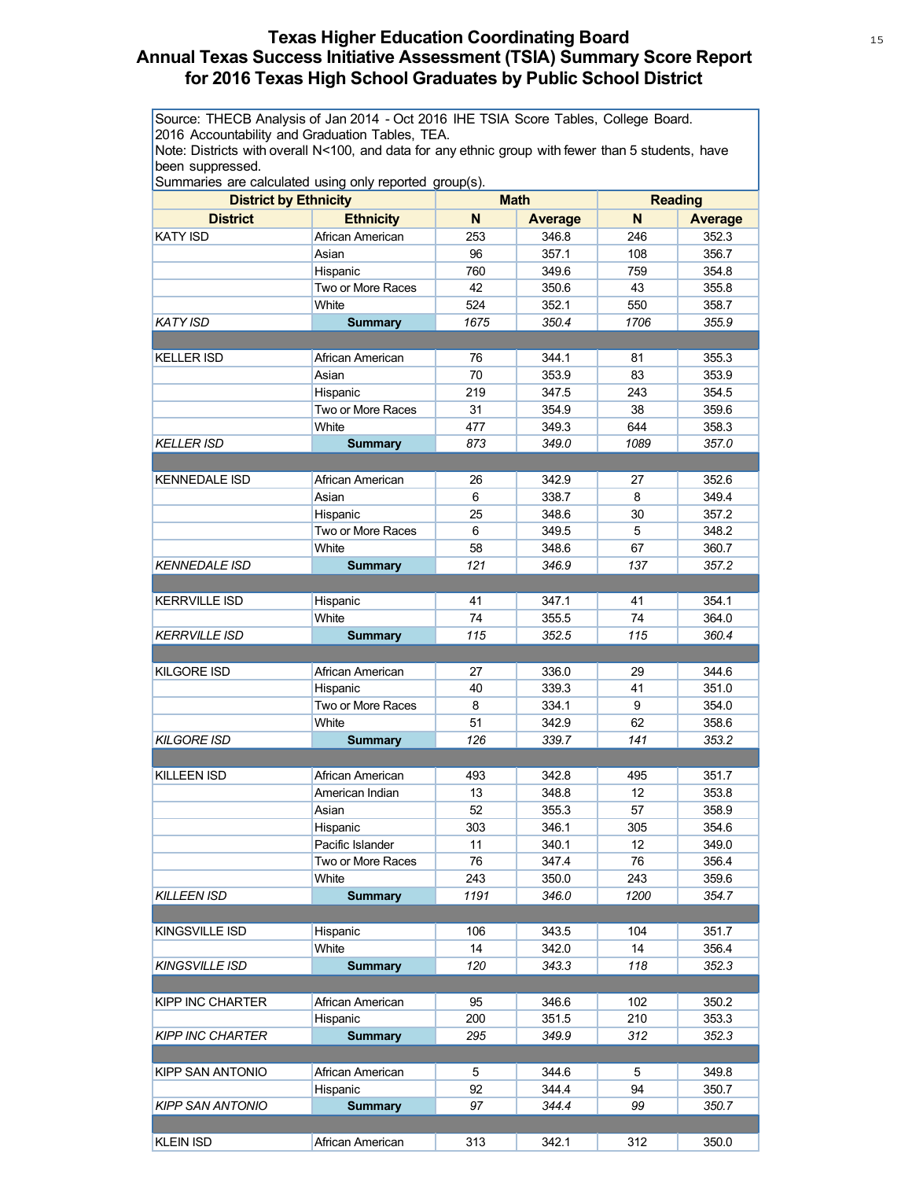# Texas Higher Education Coordinating Board
## Annual Texas Success Initiative Assessment (TSIA) Summary Score Report for 2016 Texas High School Graduates by Public School District

Source: THECB Analysis of Jan 2014 - Oct 2016 IHE TSIA Score Tables, College Board. 2016 Accountability and Graduation Tables, TEA.
Note: Districts with overall N<100, and data for any ethnic group with fewer than 5 students, have been suppressed.
Summaries are calculated using only reported group(s).

| District by Ethnicity | | Math | | Reading | |
|---|---|---|---|---|---|
| **District** | **Ethnicity** | **N** | **Average** | **N** | **Average** |
| KATY ISD | African American | 253 | 346.8 | 246 | 352.3 |
| | Asian | 96 | 357.1 | 108 | 356.7 |
| | Hispanic | 760 | 349.6 | 759 | 354.8 |
| | Two or More Races | 42 | 350.6 | 43 | 355.8 |
| | White | 524 | 352.1 | 550 | 358.7 |
| *KATY ISD* | **Summary** | *1675* | *350.4* | *1706* | *355.9* |
| | | | | | |
| KELLER ISD | African American | 76 | 344.1 | 81 | 355.3 |
| | Asian | 70 | 353.9 | 83 | 353.9 |
| | Hispanic | 219 | 347.5 | 243 | 354.5 |
| | Two or More Races | 31 | 354.9 | 38 | 359.6 |
| | White | 477 | 349.3 | 644 | 358.3 |
| *KELLER ISD* | **Summary** | *873* | *349.0* | *1089* | *357.0* |
| | | | | | |
| KENNEDALE ISD | African American | 26 | 342.9 | 27 | 352.6 |
| | Asian | 6 | 338.7 | 8 | 349.4 |
| | Hispanic | 25 | 348.6 | 30 | 357.2 |
| | Two or More Races | 6 | 349.5 | 5 | 348.2 |
| | White | 58 | 348.6 | 67 | 360.7 |
| *KENNEDALE ISD* | **Summary** | *121* | *346.9* | *137* | *357.2* |
| | | | | | |
| KERRVILLE ISD | Hispanic | 41 | 347.1 | 41 | 354.1 |
| | White | 74 | 355.5 | 74 | 364.0 |
| *KERRVILLE ISD* | **Summary** | *115* | *352.5* | *115* | *360.4* |
| | | | | | |
| KILGORE ISD | African American | 27 | 336.0 | 29 | 344.6 |
| | Hispanic | 40 | 339.3 | 41 | 351.0 |
| | Two or More Races | 8 | 334.1 | 9 | 354.0 |
| | White | 51 | 342.9 | 62 | 358.6 |
| *KILGORE ISD* | **Summary** | *126* | *339.7* | *141* | *353.2* |
| | | | | | |
| KILLEEN ISD | African American | 493 | 342.8 | 495 | 351.7 |
| | American Indian | 13 | 348.8 | 12 | 353.8 |
| | Asian | 52 | 355.3 | 57 | 358.9 |
| | Hispanic | 303 | 346.1 | 305 | 354.6 |
| | Pacific Islander | 11 | 340.1 | 12 | 349.0 |
| | Two or More Races | 76 | 347.4 | 76 | 356.4 |
| | White | 243 | 350.0 | 243 | 359.6 |
| *KILLEEN ISD* | **Summary** | *1191* | *346.0* | *1200* | *354.7* |
| | | | | | |
| KINGSVILLE ISD | Hispanic | 106 | 343.5 | 104 | 351.7 |
| | White | 14 | 342.0 | 14 | 356.4 |
| *KINGSVILLE ISD* | **Summary** | *120* | *343.3* | *118* | *352.3* |
| | | | | | |
| KIPP INC CHARTER | African American | 95 | 346.6 | 102 | 350.2 |
| | Hispanic | 200 | 351.5 | 210 | 353.3 |
| *KIPP INC CHARTER* | **Summary** | *295* | *349.9* | *312* | *352.3* |
| | | | | | |
| KIPP SAN ANTONIO | African American | 5 | 344.6 | 5 | 349.8 |
| | Hispanic | 92 | 344.4 | 94 | 350.7 |
| *KIPP SAN ANTONIO* | **Summary** | *97* | *344.4* | *99* | *350.7* |
| | | | | | |
| KLEIN ISD | African American | 313 | 342.1 | 312 | 350.0 |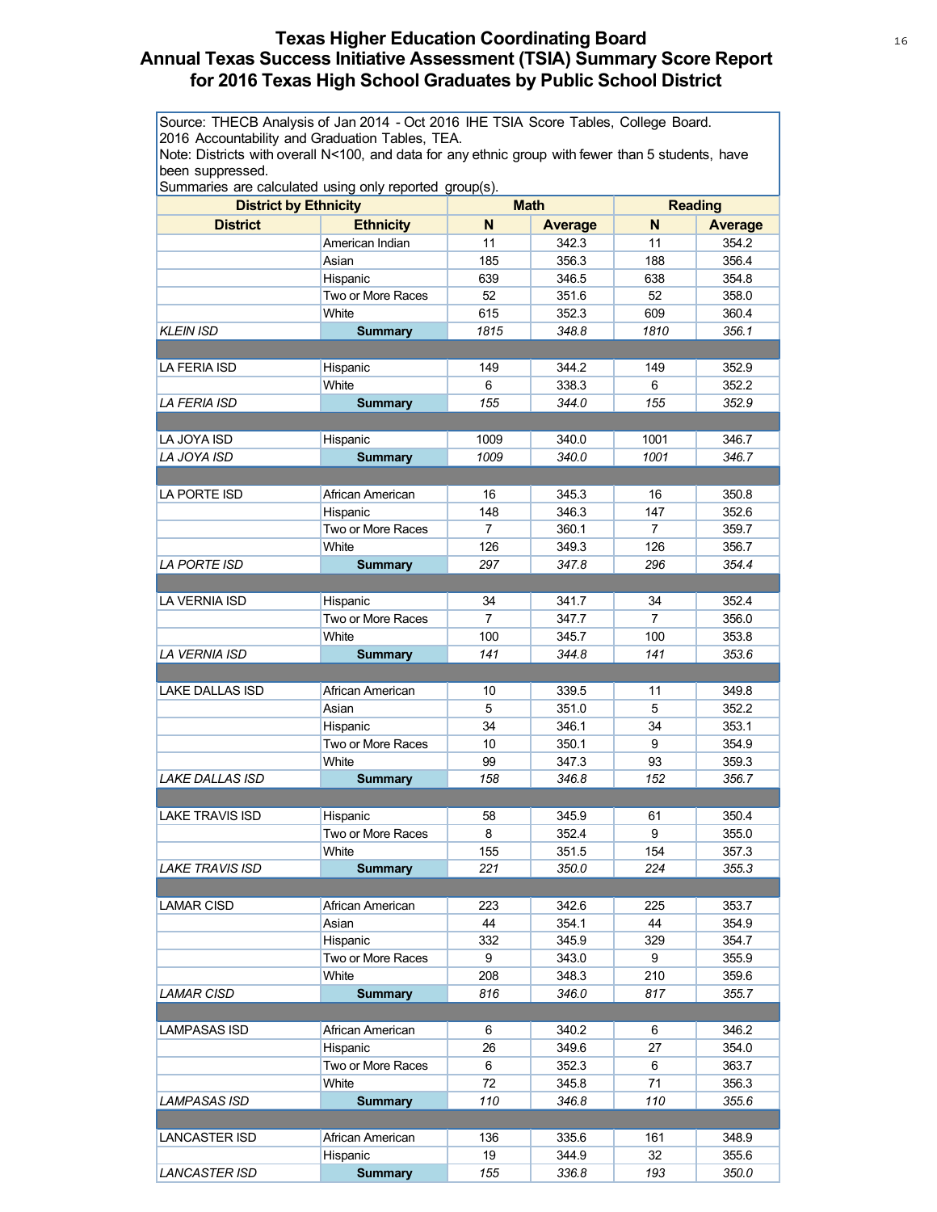# Texas Higher Education Coordinating Board
## Annual Texas Success Initiative Assessment (TSIA) Summary Score Report for 2016 Texas High School Graduates by Public School District

Source: THECB Analysis of Jan 2014 - Oct 2016 IHE TSIA Score Tables, College Board.
2016 Accountability and Graduation Tables, TEA.
Note: Districts with overall N<100, and data for any ethnic group with fewer than 5 students, have been suppressed.
Summaries are calculated using only reported group(s).

| District by Ethnicity | | Math | | Reading | |
|---|---|---|---|---|---|
| **District** | **Ethnicity** | **N** | **Average** | **N** | **Average** |
| | American Indian | 11 | 342.3 | 11 | 354.2 |
| | Asian | 185 | 356.3 | 188 | 356.4 |
| | Hispanic | 639 | 346.5 | 638 | 354.8 |
| | Two or More Races | 52 | 351.6 | 52 | 358.0 |
| | White | 615 | 352.3 | 609 | 360.4 |
| *KLEIN ISD* | **Summary** | *1815* | *348.8* | *1810* | *356.1* |
| | | | | | |
| LA FERIA ISD | Hispanic | 149 | 344.2 | 149 | 352.9 |
| | White | 6 | 338.3 | 6 | 352.2 |
| *LA FERIA ISD* | **Summary** | *155* | *344.0* | *155* | *352.9* |
| | | | | | |
| LA JOYA ISD | Hispanic | 1009 | 340.0 | 1001 | 346.7 |
| *LA JOYA ISD* | **Summary** | *1009* | *340.0* | *1001* | *346.7* |
| | | | | | |
| LA PORTE ISD | African American | 16 | 345.3 | 16 | 350.8 |
| | Hispanic | 148 | 346.3 | 147 | 352.6 |
| | Two or More Races | 7 | 360.1 | 7 | 359.7 |
| | White | 126 | 349.3 | 126 | 356.7 |
| *LA PORTE ISD* | **Summary** | *297* | *347.8* | *296* | *354.4* |
| | | | | | |
| LA VERNIA ISD | Hispanic | 34 | 341.7 | 34 | 352.4 |
| | Two or More Races | 7 | 347.7 | 7 | 356.0 |
| | White | 100 | 345.7 | 100 | 353.8 |
| *LA VERNIA ISD* | **Summary** | *141* | *344.8* | *141* | *353.6* |
| | | | | | |
| LAKE DALLAS ISD | African American | 10 | 339.5 | 11 | 349.8 |
| | Asian | 5 | 351.0 | 5 | 352.2 |
| | Hispanic | 34 | 346.1 | 34 | 353.1 |
| | Two or More Races | 10 | 350.1 | 9 | 354.9 |
| | White | 99 | 347.3 | 93 | 359.3 |
| *LAKE DALLAS ISD* | **Summary** | *158* | *346.8* | *152* | *356.7* |
| | | | | | |
| LAKE TRAVIS ISD | Hispanic | 58 | 345.9 | 61 | 350.4 |
| | Two or More Races | 8 | 352.4 | 9 | 355.0 |
| | White | 155 | 351.5 | 154 | 357.3 |
| *LAKE TRAVIS ISD* | **Summary** | *221* | *350.0* | *224* | *355.3* |
| | | | | | |
| LAMAR CISD | African American | 223 | 342.6 | 225 | 353.7 |
| | Asian | 44 | 354.1 | 44 | 354.9 |
| | Hispanic | 332 | 345.9 | 329 | 354.7 |
| | Two or More Races | 9 | 343.0 | 9 | 355.9 |
| | White | 208 | 348.3 | 210 | 359.6 |
| *LAMAR CISD* | **Summary** | *816* | *346.0* | *817* | *355.7* |
| | | | | | |
| LAMPASAS ISD | African American | 6 | 340.2 | 6 | 346.2 |
| | Hispanic | 26 | 349.6 | 27 | 354.0 |
| | Two or More Races | 6 | 352.3 | 6 | 363.7 |
| | White | 72 | 345.8 | 71 | 356.3 |
| *LAMPASAS ISD* | **Summary** | *110* | *346.8* | *110* | *355.6* |
| | | | | | |
| LANCASTER ISD | African American | 136 | 335.6 | 161 | 348.9 |
| | Hispanic | 19 | 344.9 | 32 | 355.6 |
| *LANCASTER ISD* | **Summary** | *155* | *336.8* | *193* | *350.0* |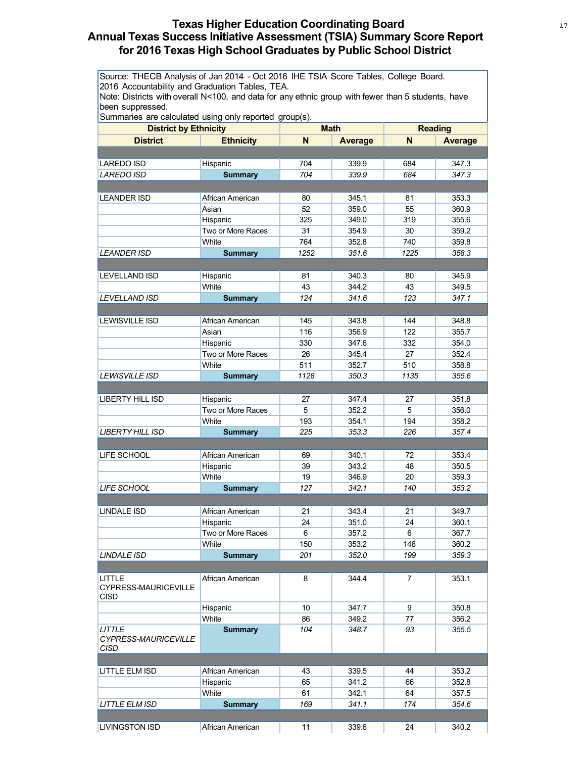# Texas Higher Education Coordinating Board
## Annual Texas Success Initiative Assessment (TSIA) Summary Score Report for 2016 Texas High School Graduates by Public School District

Source: THECB Analysis of Jan 2014 - Oct 2016 IHE TSIA Score Tables, College Board. 2016 Accountability and Graduation Tables, TEA.
Note: Districts with overall N<100, and data for any ethnic group with fewer than 5 students, have been suppressed.
Summaries are calculated using only reported group(s).

| District by Ethnicity | | Math | | Reading | |
|---|---|---|---|---|---|
| **District** | **Ethnicity** | **N** | **Average** | **N** | **Average** |
| LAREDO ISD | Hispanic | 704 | 339.9 | 684 | 347.3 |
| *LAREDO ISD* | **Summary** | *704* | *339.9* | *684* | *347.3* |
| LEANDER ISD | African American | 80 | 345.1 | 81 | 353.3 |
| | Asian | 52 | 359.0 | 55 | 360.9 |
| | Hispanic | 325 | 349.0 | 319 | 355.6 |
| | Two or More Races | 31 | 354.9 | 30 | 359.2 |
| | White | 764 | 352.8 | 740 | 359.8 |
| *LEANDER ISD* | **Summary** | *1252* | *351.6* | *1225* | *358.3* |
| LEVELLAND ISD | Hispanic | 81 | 340.3 | 80 | 345.9 |
| | White | 43 | 344.2 | 43 | 349.5 |
| *LEVELLAND ISD* | **Summary** | *124* | *341.6* | *123* | *347.1* |
| LEWISVILLE ISD | African American | 145 | 343.8 | 144 | 348.8 |
| | Asian | 116 | 356.9 | 122 | 355.7 |
| | Hispanic | 330 | 347.6 | 332 | 354.0 |
| | Two or More Races | 26 | 345.4 | 27 | 352.4 |
| | White | 511 | 352.7 | 510 | 358.8 |
| *LEWISVILLE ISD* | **Summary** | *1128* | *350.3* | *1135* | *355.6* |
| LIBERTY HILL ISD | Hispanic | 27 | 347.4 | 27 | 351.8 |
| | Two or More Races | 5 | 352.2 | 5 | 356.0 |
| | White | 193 | 354.1 | 194 | 358.2 |
| *LIBERTY HILL ISD* | **Summary** | *225* | *353.3* | *226* | *357.4* |
| LIFE SCHOOL | African American | 69 | 340.1 | 72 | 353.4 |
| | Hispanic | 39 | 343.2 | 48 | 350.5 |
| | White | 19 | 346.9 | 20 | 359.3 |
| *LIFE SCHOOL* | **Summary** | *127* | *342.1* | *140* | *353.2* |
| LINDALE ISD | African American | 21 | 343.4 | 21 | 349.7 |
| | Hispanic | 24 | 351.0 | 24 | 360.1 |
| | Two or More Races | 6 | 357.2 | 6 | 367.7 |
| | White | 150 | 353.2 | 148 | 360.2 |
| *LINDALE ISD* | **Summary** | *201* | *352.0* | *199* | *359.3* |
| LITTLE CYPRESS-MAURICEVILLE CISD | African American | 8 | 344.4 | 7 | 353.1 |
| | Hispanic | 10 | 347.7 | 9 | 350.8 |
| | White | 86 | 349.2 | 77 | 356.2 |
| *LITTLE CYPRESS-MAURICEVILLE CISD* | **Summary** | *104* | *348.7* | *93* | *355.5* |
| LITTLE ELM ISD | African American | 43 | 339.5 | 44 | 353.2 |
| | Hispanic | 65 | 341.2 | 66 | 352.8 |
| | White | 61 | 342.1 | 64 | 357.5 |
| *LITTLE ELM ISD* | **Summary** | *169* | *341.1* | *174* | *354.6* |
| LIVINGSTON ISD | African American | 11 | 339.6 | 24 | 340.2 |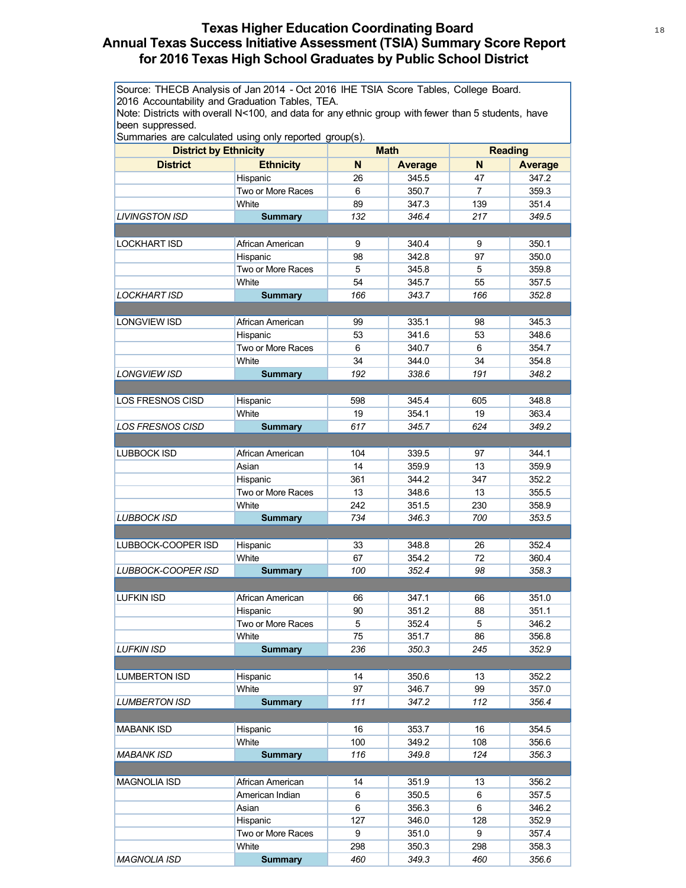# Texas Higher Education Coordinating Board
## Annual Texas Success Initiative Assessment (TSIA) Summary Score Report for 2016 Texas High School Graduates by Public School District

Source: THECB Analysis of Jan 2014 - Oct 2016 IHE TSIA Score Tables, College Board. 2016 Accountability and Graduation Tables, TEA.
Note: Districts with overall N<100, and data for any ethnic group with fewer than 5 students, have been suppressed.
Summaries are calculated using only reported group(s).

| District by Ethnicity | | Math | | Reading | |
|---|---|---|---|---|---|
| **District** | **Ethnicity** | **N** | **Average** | **N** | **Average** |
| | Hispanic | 26 | 345.5 | 47 | 347.2 |
| | Two or More Races | 6 | 350.7 | 7 | 359.3 |
| | White | 89 | 347.3 | 139 | 351.4 |
| *LIVINGSTON ISD* | **Summary** | *132* | *346.4* | *217* | *349.5* |
| | | | | | |
| LOCKHART ISD | African American | 9 | 340.4 | 9 | 350.1 |
| | Hispanic | 98 | 342.8 | 97 | 350.0 |
| | Two or More Races | 5 | 345.8 | 5 | 359.8 |
| | White | 54 | 345.7 | 55 | 357.5 |
| *LOCKHART ISD* | **Summary** | *166* | *343.7* | *166* | *352.8* |
| | | | | | |
| LONGVIEW ISD | African American | 99 | 335.1 | 98 | 345.3 |
| | Hispanic | 53 | 341.6 | 53 | 348.6 |
| | Two or More Races | 6 | 340.7 | 6 | 354.7 |
| | White | 34 | 344.0 | 34 | 354.8 |
| *LONGVIEW ISD* | **Summary** | *192* | *338.6* | *191* | *348.2* |
| | | | | | |
| LOS FRESNOS CISD | Hispanic | 598 | 345.4 | 605 | 348.8 |
| | White | 19 | 354.1 | 19 | 363.4 |
| *LOS FRESNOS CISD* | **Summary** | *617* | *345.7* | *624* | *349.2* |
| | | | | | |
| LUBBOCK ISD | African American | 104 | 339.5 | 97 | 344.1 |
| | Asian | 14 | 359.9 | 13 | 359.9 |
| | Hispanic | 361 | 344.2 | 347 | 352.2 |
| | Two or More Races | 13 | 348.6 | 13 | 355.5 |
| | White | 242 | 351.5 | 230 | 358.9 |
| *LUBBOCK ISD* | **Summary** | *734* | *346.3* | *700* | *353.5* |
| | | | | | |
| LUBBOCK-COOPER ISD | Hispanic | 33 | 348.8 | 26 | 352.4 |
| | White | 67 | 354.2 | 72 | 360.4 |
| *LUBBOCK-COOPER ISD* | **Summary** | *100* | *352.4* | *98* | *358.3* |
| | | | | | |
| LUFKIN ISD | African American | 66 | 347.1 | 66 | 351.0 |
| | Hispanic | 90 | 351.2 | 88 | 351.1 |
| | Two or More Races | 5 | 352.4 | 5 | 346.2 |
| | White | 75 | 351.7 | 86 | 356.8 |
| *LUFKIN ISD* | **Summary** | *236* | *350.3* | *245* | *352.9* |
| | | | | | |
| LUMBERTON ISD | Hispanic | 14 | 350.6 | 13 | 352.2 |
| | White | 97 | 346.7 | 99 | 357.0 |
| *LUMBERTON ISD* | **Summary** | *111* | *347.2* | *112* | *356.4* |
| | | | | | |
| MABANK ISD | Hispanic | 16 | 353.7 | 16 | 354.5 |
| | White | 100 | 349.2 | 108 | 356.6 |
| *MABANK ISD* | **Summary** | *116* | *349.8* | *124* | *356.3* |
| | | | | | |
| MAGNOLIA ISD | African American | 14 | 351.9 | 13 | 356.2 |
| | American Indian | 6 | 350.5 | 6 | 357.5 |
| | Asian | 6 | 356.3 | 6 | 346.2 |
| | Hispanic | 127 | 346.0 | 128 | 352.9 |
| | Two or More Races | 9 | 351.0 | 9 | 357.4 |
| | White | 298 | 350.3 | 298 | 358.3 |
| *MAGNOLIA ISD* | **Summary** | *460* | *349.3* | *460* | *356.6* |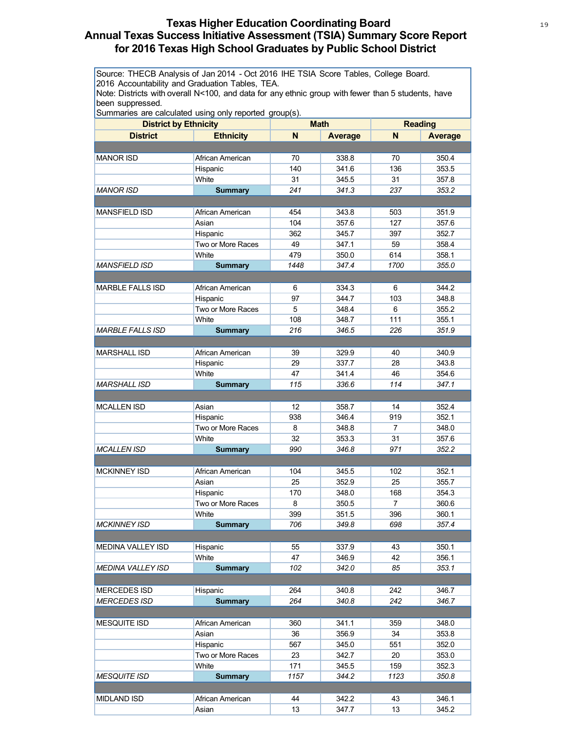# Texas Higher Education Coordinating Board
## Annual Texas Success Initiative Assessment (TSIA) Summary Score Report for 2016 Texas High School Graduates by Public School District

Source: THECB Analysis of Jan 2014 - Oct 2016 IHE TSIA Score Tables, College Board.
2016 Accountability and Graduation Tables, TEA.
Note: Districts with overall N<100, and data for any ethnic group with fewer than 5 students, have been suppressed.
Summaries are calculated using only reported group(s).

| District by Ethnicity | | Math | | Reading | |
|---|---|---|---|---|---|
| **District** | **Ethnicity** | **N** | **Average** | **N** | **Average** |
| | | | | | |
| MANOR ISD | African American | 70 | 338.8 | 70 | 350.4 |
| | Hispanic | 140 | 341.6 | 136 | 353.5 |
| | White | 31 | 345.5 | 31 | 357.8 |
| *MANOR ISD* | **Summary** | *241* | *341.3* | *237* | *353.2* |
| | | | | | |
| MANSFIELD ISD | African American | 454 | 343.8 | 503 | 351.9 |
| | Asian | 104 | 357.6 | 127 | 357.6 |
| | Hispanic | 362 | 345.7 | 397 | 352.7 |
| | Two or More Races | 49 | 347.1 | 59 | 358.4 |
| | White | 479 | 350.0 | 614 | 358.1 |
| *MANSFIELD ISD* | **Summary** | *1448* | *347.4* | *1700* | *355.0* |
| | | | | | |
| MARBLE FALLS ISD | African American | 6 | 334.3 | 6 | 344.2 |
| | Hispanic | 97 | 344.7 | 103 | 348.8 |
| | Two or More Races | 5 | 348.4 | 6 | 355.2 |
| | White | 108 | 348.7 | 111 | 355.1 |
| *MARBLE FALLS ISD* | **Summary** | *216* | *346.5* | *226* | *351.9* |
| | | | | | |
| MARSHALL ISD | African American | 39 | 329.9 | 40 | 340.9 |
| | Hispanic | 29 | 337.7 | 28 | 343.8 |
| | White | 47 | 341.4 | 46 | 354.6 |
| *MARSHALL ISD* | **Summary** | *115* | *336.6* | *114* | *347.1* |
| | | | | | |
| MCALLEN ISD | Asian | 12 | 358.7 | 14 | 352.4 |
| | Hispanic | 938 | 346.4 | 919 | 352.1 |
| | Two or More Races | 8 | 348.8 | 7 | 348.0 |
| | White | 32 | 353.3 | 31 | 357.6 |
| *MCALLEN ISD* | **Summary** | *990* | *346.8* | *971* | *352.2* |
| | | | | | |
| MCKINNEY ISD | African American | 104 | 345.5 | 102 | 352.1 |
| | Asian | 25 | 352.9 | 25 | 355.7 |
| | Hispanic | 170 | 348.0 | 168 | 354.3 |
| | Two or More Races | 8 | 350.5 | 7 | 360.6 |
| | White | 399 | 351.5 | 396 | 360.1 |
| *MCKINNEY ISD* | **Summary** | *706* | *349.8* | *698* | *357.4* |
| | | | | | |
| MEDINA VALLEY ISD | Hispanic | 55 | 337.9 | 43 | 350.1 |
| | White | 47 | 346.9 | 42 | 356.1 |
| *MEDINA VALLEY ISD* | **Summary** | *102* | *342.0* | *85* | *353.1* |
| | | | | | |
| MERCEDES ISD | Hispanic | 264 | 340.8 | 242 | 346.7 |
| *MERCEDES ISD* | **Summary** | *264* | *340.8* | *242* | *346.7* |
| | | | | | |
| MESQUITE ISD | African American | 360 | 341.1 | 359 | 348.0 |
| | Asian | 36 | 356.9 | 34 | 353.8 |
| | Hispanic | 567 | 345.0 | 551 | 352.0 |
| | Two or More Races | 23 | 342.7 | 20 | 353.0 |
| | White | 171 | 345.5 | 159 | 352.3 |
| *MESQUITE ISD* | **Summary** | *1157* | *344.2* | *1123* | *350.8* |
| | | | | | |
| MIDLAND ISD | African American | 44 | 342.2 | 43 | 346.1 |
| | Asian | 13 | 347.7 | 13 | 345.2 |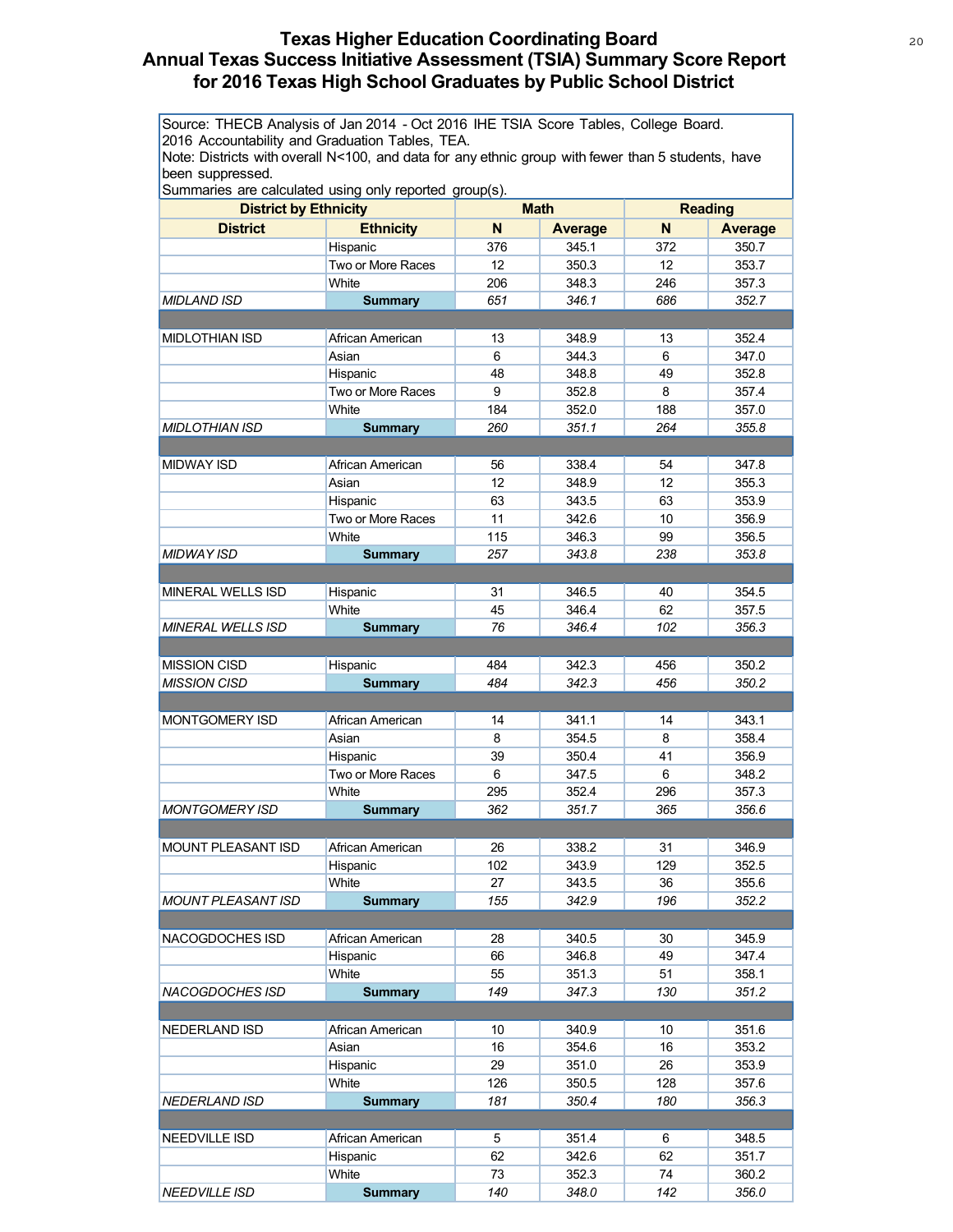# Texas Higher Education Coordinating Board
## Annual Texas Success Initiative Assessment (TSIA) Summary Score Report for 2016 Texas High School Graduates by Public School District

Source: THECB Analysis of Jan 2014 - Oct 2016 IHE TSIA Score Tables, College Board.
2016 Accountability and Graduation Tables, TEA.
Note: Districts with overall N<100, and data for any ethnic group with fewer than 5 students, have been suppressed.
Summaries are calculated using only reported group(s).

| District by Ethnicity | | Math | | Reading | |
|---|---|---|---|---|---|
| **District** | **Ethnicity** | **N** | **Average** | **N** | **Average** |
| | Hispanic | 376 | 345.1 | 372 | 350.7 |
| | Two or More Races | 12 | 350.3 | 12 | 353.7 |
| | White | 206 | 348.3 | 246 | 357.3 |
| *MIDLAND ISD* | **Summary** | *651* | *346.1* | *686* | *352.7* |
| | | | | | |
| MIDLOTHIAN ISD | African American | 13 | 348.9 | 13 | 352.4 |
| | Asian | 6 | 344.3 | 6 | 347.0 |
| | Hispanic | 48 | 348.8 | 49 | 352.8 |
| | Two or More Races | 9 | 352.8 | 8 | 357.4 |
| | White | 184 | 352.0 | 188 | 357.0 |
| *MIDLOTHIAN ISD* | **Summary** | *260* | *351.1* | *264* | *355.8* |
| | | | | | |
| MIDWAY ISD | African American | 56 | 338.4 | 54 | 347.8 |
| | Asian | 12 | 348.9 | 12 | 355.3 |
| | Hispanic | 63 | 343.5 | 63 | 353.9 |
| | Two or More Races | 11 | 342.6 | 10 | 356.9 |
| | White | 115 | 346.3 | 99 | 356.5 |
| *MIDWAY ISD* | **Summary** | *257* | *343.8* | *238* | *353.8* |
| | | | | | |
| MINERAL WELLS ISD | Hispanic | 31 | 346.5 | 40 | 354.5 |
| | White | 45 | 346.4 | 62 | 357.5 |
| *MINERAL WELLS ISD* | **Summary** | *76* | *346.4* | *102* | *356.3* |
| | | | | | |
| MISSION CISD | Hispanic | 484 | 342.3 | 456 | 350.2 |
| *MISSION CISD* | **Summary** | *484* | *342.3* | *456* | *350.2* |
| | | | | | |
| MONTGOMERY ISD | African American | 14 | 341.1 | 14 | 343.1 |
| | Asian | 8 | 354.5 | 8 | 358.4 |
| | Hispanic | 39 | 350.4 | 41 | 356.9 |
| | Two or More Races | 6 | 347.5 | 6 | 348.2 |
| | White | 295 | 352.4 | 296 | 357.3 |
| *MONTGOMERY ISD* | **Summary** | *362* | *351.7* | *365* | *356.6* |
| | | | | | |
| MOUNT PLEASANT ISD | African American | 26 | 338.2 | 31 | 346.9 |
| | Hispanic | 102 | 343.9 | 129 | 352.5 |
| | White | 27 | 343.5 | 36 | 355.6 |
| *MOUNT PLEASANT ISD* | **Summary** | *155* | *342.9* | *196* | *352.2* |
| | | | | | |
| NACOGDOCHES ISD | African American | 28 | 340.5 | 30 | 345.9 |
| | Hispanic | 66 | 346.8 | 49 | 347.4 |
| | White | 55 | 351.3 | 51 | 358.1 |
| *NACOGDOCHES ISD* | **Summary** | *149* | *347.3* | *130* | *351.2* |
| | | | | | |
| NEDERLAND ISD | African American | 10 | 340.9 | 10 | 351.6 |
| | Asian | 16 | 354.6 | 16 | 353.2 |
| | Hispanic | 29 | 351.0 | 26 | 353.9 |
| | White | 126 | 350.5 | 128 | 357.6 |
| *NEDERLAND ISD* | **Summary** | *181* | *350.4* | *180* | *356.3* |
| | | | | | |
| NEEDVILLE ISD | African American | 5 | 351.4 | 6 | 348.5 |
| | Hispanic | 62 | 342.6 | 62 | 351.7 |
| | White | 73 | 352.3 | 74 | 360.2 |
| *NEEDVILLE ISD* | **Summary** | *140* | *348.0* | *142* | *356.0* |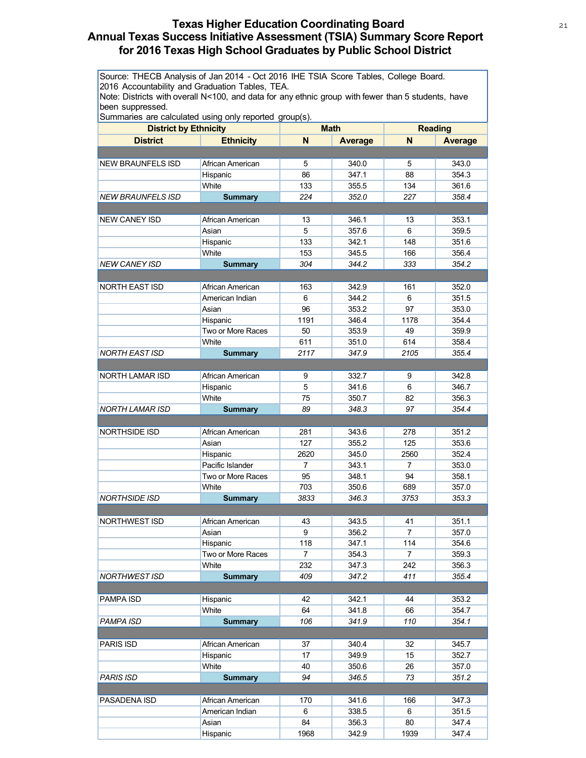# Texas Higher Education Coordinating Board
## Annual Texas Success Initiative Assessment (TSIA) Summary Score Report for 2016 Texas High School Graduates by Public School District

Source: THECB Analysis of Jan 2014 - Oct 2016 IHE TSIA Score Tables, College Board.
2016 Accountability and Graduation Tables, TEA.
Note: Districts with overall N<100, and data for any ethnic group with fewer than 5 students, have been suppressed.
Summaries are calculated using only reported group(s).

| District by Ethnicity | | Math | | Reading | |
|---|---|---|---|---|---|
| **District** | **Ethnicity** | **N** | **Average** | **N** | **Average** |
| | | | | | |
| NEW BRAUNFELS ISD | African American | 5 | 340.0 | 5 | 343.0 |
| | Hispanic | 86 | 347.1 | 88 | 354.3 |
| | White | 133 | 355.5 | 134 | 361.6 |
| *NEW BRAUNFELS ISD* | **Summary** | *224* | *352.0* | *227* | *358.4* |
| | | | | | |
| NEW CANEY ISD | African American | 13 | 346.1 | 13 | 353.1 |
| | Asian | 5 | 357.6 | 6 | 359.5 |
| | Hispanic | 133 | 342.1 | 148 | 351.6 |
| | White | 153 | 345.5 | 166 | 356.4 |
| *NEW CANEY ISD* | **Summary** | *304* | *344.2* | *333* | *354.2* |
| | | | | | |
| NORTH EAST ISD | African American | 163 | 342.9 | 161 | 352.0 |
| | American Indian | 6 | 344.2 | 6 | 351.5 |
| | Asian | 96 | 353.2 | 97 | 353.0 |
| | Hispanic | 1191 | 346.4 | 1178 | 354.4 |
| | Two or More Races | 50 | 353.9 | 49 | 359.9 |
| | White | 611 | 351.0 | 614 | 358.4 |
| *NORTH EAST ISD* | **Summary** | *2117* | *347.9* | *2105* | *355.4* |
| | | | | | |
| NORTH LAMAR ISD | African American | 9 | 332.7 | 9 | 342.8 |
| | Hispanic | 5 | 341.6 | 6 | 346.7 |
| | White | 75 | 350.7 | 82 | 356.3 |
| *NORTH LAMAR ISD* | **Summary** | *89* | *348.3* | *97* | *354.4* |
| | | | | | |
| NORTHSIDE ISD | African American | 281 | 343.6 | 278 | 351.2 |
| | Asian | 127 | 355.2 | 125 | 353.6 |
| | Hispanic | 2620 | 345.0 | 2560 | 352.4 |
| | Pacific Islander | 7 | 343.1 | 7 | 353.0 |
| | Two or More Races | 95 | 348.1 | 94 | 358.1 |
| | White | 703 | 350.6 | 689 | 357.0 |
| *NORTHSIDE ISD* | **Summary** | *3833* | *346.3* | *3753* | *353.3* |
| | | | | | |
| NORTHWEST ISD | African American | 43 | 343.5 | 41 | 351.1 |
| | Asian | 9 | 356.2 | 7 | 357.0 |
| | Hispanic | 118 | 347.1 | 114 | 354.6 |
| | Two or More Races | 7 | 354.3 | 7 | 359.3 |
| | White | 232 | 347.3 | 242 | 356.3 |
| *NORTHWEST ISD* | **Summary** | *409* | *347.2* | *411* | *355.4* |
| | | | | | |
| PAMPA ISD | Hispanic | 42 | 342.1 | 44 | 353.2 |
| | White | 64 | 341.8 | 66 | 354.7 |
| *PAMPA ISD* | **Summary** | *106* | *341.9* | *110* | *354.1* |
| | | | | | |
| PARIS ISD | African American | 37 | 340.4 | 32 | 345.7 |
| | Hispanic | 17 | 349.9 | 15 | 352.7 |
| | White | 40 | 350.6 | 26 | 357.0 |
| *PARIS ISD* | **Summary** | *94* | *346.5* | *73* | *351.2* |
| | | | | | |
| PASADENA ISD | African American | 170 | 341.6 | 166 | 347.3 |
| | American Indian | 6 | 338.5 | 6 | 351.5 |
| | Asian | 84 | 356.3 | 80 | 347.4 |
| | Hispanic | 1968 | 342.9 | 1939 | 347.4 |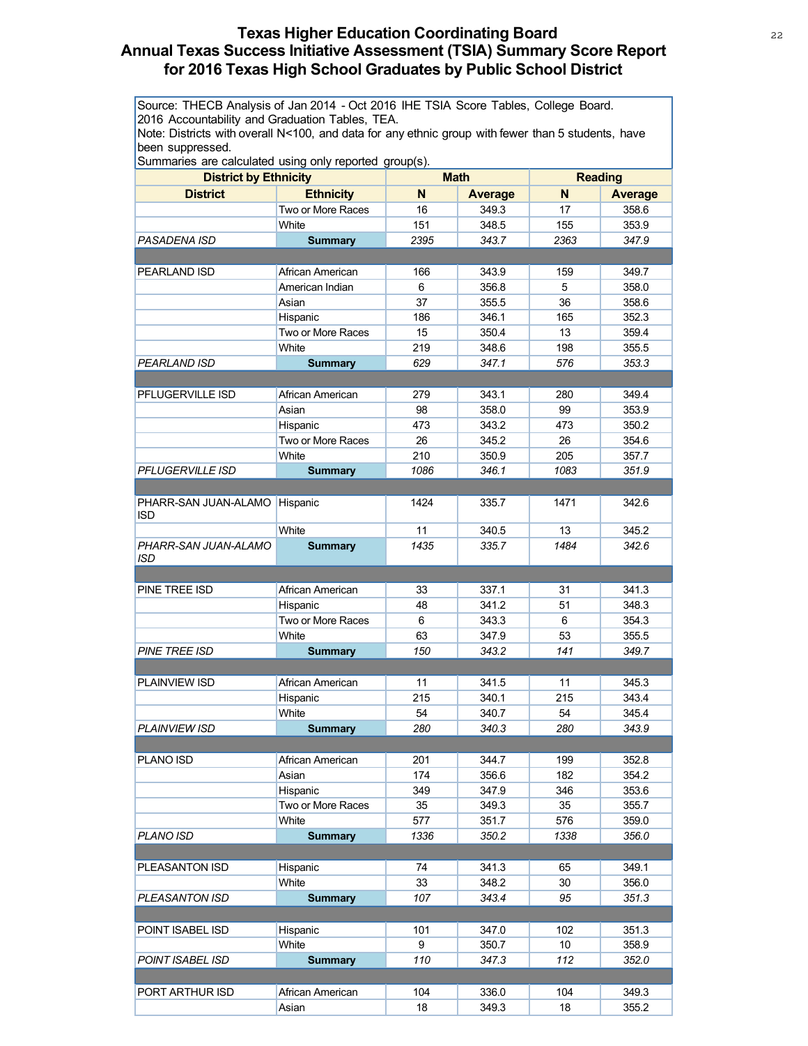# Texas Higher Education Coordinating Board
## Annual Texas Success Initiative Assessment (TSIA) Summary Score Report for 2016 Texas High School Graduates by Public School District

Source: THECB Analysis of Jan 2014 - Oct 2016 IHE TSIA Score Tables, College Board. 2016 Accountability and Graduation Tables, TEA.
Note: Districts with overall N<100, and data for any ethnic group with fewer than 5 students, have been suppressed.
Summaries are calculated using only reported group(s).

| District by Ethnicity | | Math | | Reading | |
|---|---|---|---|---|---|
| **District** | **Ethnicity** | **N** | **Average** | **N** | **Average** |
| | Two or More Races | 16 | 349.3 | 17 | 358.6 |
| | White | 151 | 348.5 | 155 | 353.9 |
| *PASADENA ISD* | **Summary** | *2395* | *343.7* | *2363* | *347.9* |
| | | | | | |
| PEARLAND ISD | African American | 166 | 343.9 | 159 | 349.7 |
| | American Indian | 6 | 356.8 | 5 | 358.0 |
| | Asian | 37 | 355.5 | 36 | 358.6 |
| | Hispanic | 186 | 346.1 | 165 | 352.3 |
| | Two or More Races | 15 | 350.4 | 13 | 359.4 |
| | White | 219 | 348.6 | 198 | 355.5 |
| *PEARLAND ISD* | **Summary** | *629* | *347.1* | *576* | *353.3* |
| | | | | | |
| PFLUGERVILLE ISD | African American | 279 | 343.1 | 280 | 349.4 |
| | Asian | 98 | 358.0 | 99 | 353.9 |
| | Hispanic | 473 | 343.2 | 473 | 350.2 |
| | Two or More Races | 26 | 345.2 | 26 | 354.6 |
| | White | 210 | 350.9 | 205 | 357.7 |
| *PFLUGERVILLE ISD* | **Summary** | *1086* | *346.1* | *1083* | *351.9* |
| | | | | | |
| PHARR-SAN JUAN-ALAMO ISD | Hispanic | 1424 | 335.7 | 1471 | 342.6 |
| | White | 11 | 340.5 | 13 | 345.2 |
| *PHARR-SAN JUAN-ALAMO ISD* | **Summary** | *1435* | *335.7* | *1484* | *342.6* |
| | | | | | |
| PINE TREE ISD | African American | 33 | 337.1 | 31 | 341.3 |
| | Hispanic | 48 | 341.2 | 51 | 348.3 |
| | Two or More Races | 6 | 343.3 | 6 | 354.3 |
| | White | 63 | 347.9 | 53 | 355.5 |
| *PINE TREE ISD* | **Summary** | *150* | *343.2* | *141* | *349.7* |
| | | | | | |
| PLAINVIEW ISD | African American | 11 | 341.5 | 11 | 345.3 |
| | Hispanic | 215 | 340.1 | 215 | 343.4 |
| | White | 54 | 340.7 | 54 | 345.4 |
| *PLAINVIEW ISD* | **Summary** | *280* | *340.3* | *280* | *343.9* |
| | | | | | |
| PLANO ISD | African American | 201 | 344.7 | 199 | 352.8 |
| | Asian | 174 | 356.6 | 182 | 354.2 |
| | Hispanic | 349 | 347.9 | 346 | 353.6 |
| | Two or More Races | 35 | 349.3 | 35 | 355.7 |
| | White | 577 | 351.7 | 576 | 359.0 |
| *PLANO ISD* | **Summary** | *1336* | *350.2* | *1338* | *356.0* |
| | | | | | |
| PLEASANTON ISD | Hispanic | 74 | 341.3 | 65 | 349.1 |
| | White | 33 | 348.2 | 30 | 356.0 |
| *PLEASANTON ISD* | **Summary** | *107* | *343.4* | *95* | *351.3* |
| | | | | | |
| POINT ISABEL ISD | Hispanic | 101 | 347.0 | 102 | 351.3 |
| | White | 9 | 350.7 | 10 | 358.9 |
| *POINT ISABEL ISD* | **Summary** | *110* | *347.3* | *112* | *352.0* |
| | | | | | |
| PORT ARTHUR ISD | African American | 104 | 336.0 | 104 | 349.3 |
| | Asian | 18 | 349.3 | 18 | 355.2 |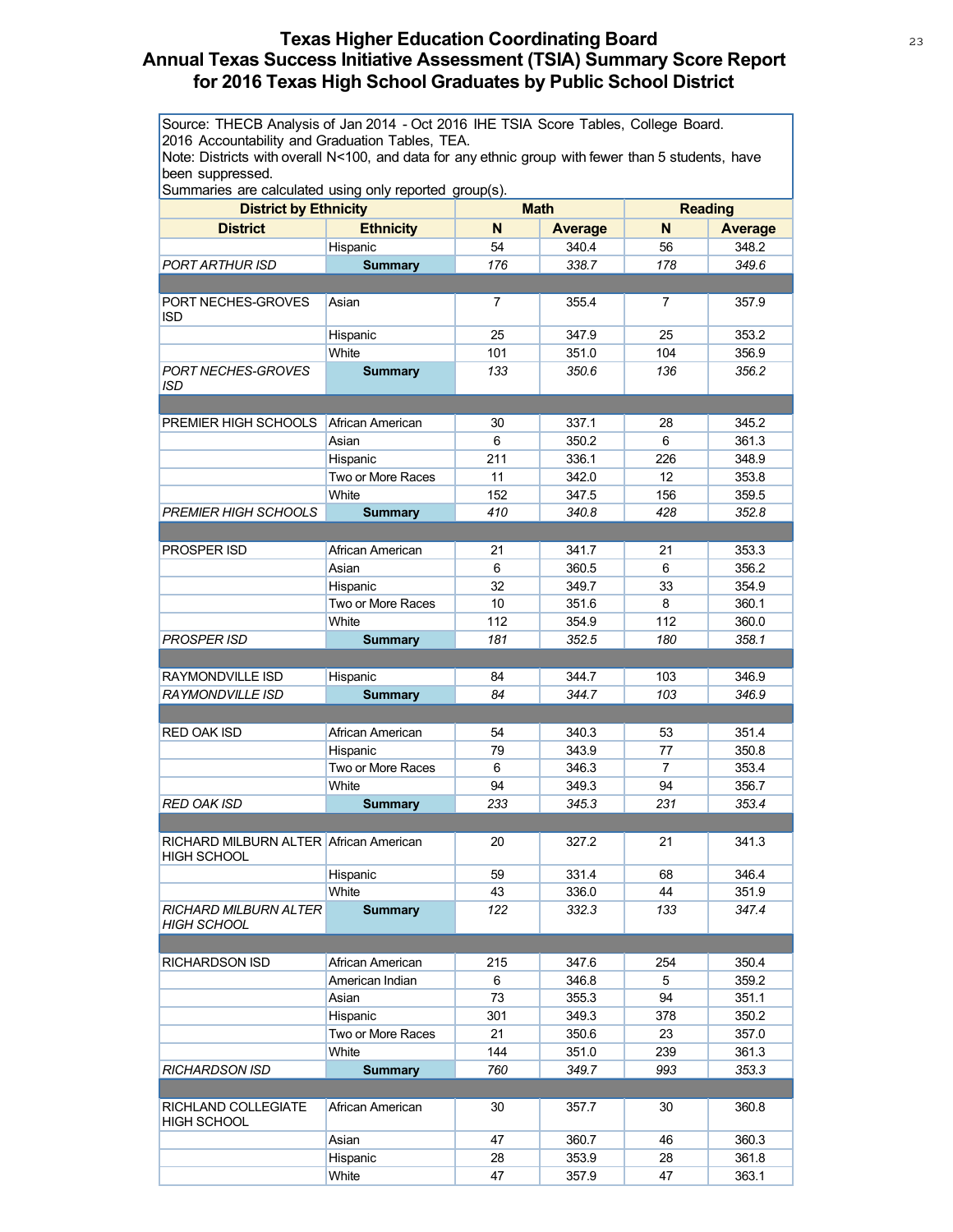# Texas Higher Education Coordinating Board
## Annual Texas Success Initiative Assessment (TSIA) Summary Score Report for 2016 Texas High School Graduates by Public School District

Source: THECB Analysis of Jan 2014 - Oct 2016 IHE TSIA Score Tables, College Board. 2016 Accountability and Graduation Tables, TEA.
Note: Districts with overall N<100, and data for any ethnic group with fewer than 5 students, have been suppressed.
Summaries are calculated using only reported group(s).

| District by Ethnicity | | Math | | Reading | |
|---|---|---|---|---|---|
| **District** | **Ethnicity** | **N** | **Average** | **N** | **Average** |
| | Hispanic | 54 | 340.4 | 56 | 348.2 |
| *PORT ARTHUR ISD* | **Summary** | *176* | *338.7* | *178* | *349.6* |
| | | | | | |
| PORT NECHES-GROVES ISD | Asian | 7 | 355.4 | 7 | 357.9 |
| | Hispanic | 25 | 347.9 | 25 | 353.2 |
| | White | 101 | 351.0 | 104 | 356.9 |
| *PORT NECHES-GROVES ISD* | **Summary** | *133* | *350.6* | *136* | *356.2* |
| | | | | | |
| PREMIER HIGH SCHOOLS | African American | 30 | 337.1 | 28 | 345.2 |
| | Asian | 6 | 350.2 | 6 | 361.3 |
| | Hispanic | 211 | 336.1 | 226 | 348.9 |
| | Two or More Races | 11 | 342.0 | 12 | 353.8 |
| | White | 152 | 347.5 | 156 | 359.5 |
| *PREMIER HIGH SCHOOLS* | **Summary** | *410* | *340.8* | *428* | *352.8* |
| | | | | | |
| PROSPER ISD | African American | 21 | 341.7 | 21 | 353.3 |
| | Asian | 6 | 360.5 | 6 | 356.2 |
| | Hispanic | 32 | 349.7 | 33 | 354.9 |
| | Two or More Races | 10 | 351.6 | 8 | 360.1 |
| | White | 112 | 354.9 | 112 | 360.0 |
| *PROSPER ISD* | **Summary** | *181* | *352.5* | *180* | *358.1* |
| | | | | | |
| RAYMONDVILLE ISD | Hispanic | 84 | 344.7 | 103 | 346.9 |
| *RAYMONDVILLE ISD* | **Summary** | *84* | *344.7* | *103* | *346.9* |
| | | | | | |
| RED OAK ISD | African American | 54 | 340.3 | 53 | 351.4 |
| | Hispanic | 79 | 343.9 | 77 | 350.8 |
| | Two or More Races | 6 | 346.3 | 7 | 353.4 |
| | White | 94 | 349.3 | 94 | 356.7 |
| *RED OAK ISD* | **Summary** | *233* | *345.3* | *231* | *353.4* |
| | | | | | |
| RICHARD MILBURN ALTER HIGH SCHOOL | African American | 20 | 327.2 | 21 | 341.3 |
| | Hispanic | 59 | 331.4 | 68 | 346.4 |
| | White | 43 | 336.0 | 44 | 351.9 |
| *RICHARD MILBURN ALTER HIGH SCHOOL* | **Summary** | *122* | *332.3* | *133* | *347.4* |
| | | | | | |
| RICHARDSON ISD | African American | 215 | 347.6 | 254 | 350.4 |
| | American Indian | 6 | 346.8 | 5 | 359.2 |
| | Asian | 73 | 355.3 | 94 | 351.1 |
| | Hispanic | 301 | 349.3 | 378 | 350.2 |
| | Two or More Races | 21 | 350.6 | 23 | 357.0 |
| | White | 144 | 351.0 | 239 | 361.3 |
| *RICHARDSON ISD* | **Summary** | *760* | *349.7* | *993* | *353.3* |
| | | | | | |
| RICHLAND COLLEGIATE HIGH SCHOOL | African American | 30 | 357.7 | 30 | 360.8 |
| | Asian | 47 | 360.7 | 46 | 360.3 |
| | Hispanic | 28 | 353.9 | 28 | 361.8 |
| | White | 47 | 357.9 | 47 | 363.1 |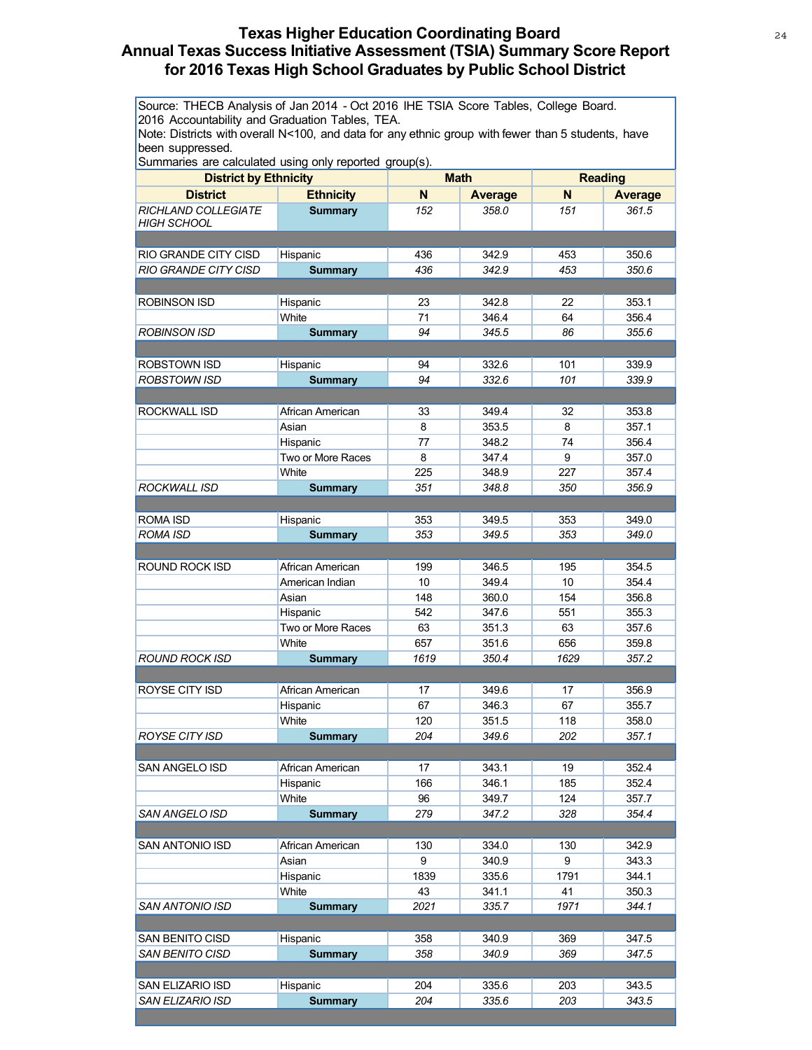# Texas Higher Education Coordinating Board
## Annual Texas Success Initiative Assessment (TSIA) Summary Score Report for 2016 Texas High School Graduates by Public School District

Source: THECB Analysis of Jan 2014 - Oct 2016 IHE TSIA Score Tables, College Board. 2016 Accountability and Graduation Tables, TEA.
Note: Districts with overall N<100, and data for any ethnic group with fewer than 5 students, have been suppressed.
Summaries are calculated using only reported group(s).

| District by Ethnicity | | Math | | Reading | |
|---|---|---|---|---|---|
| **District** | **Ethnicity** | **N** | **Average** | **N** | **Average** |
| *RICHLAND COLLEGIATE HIGH SCHOOL* | **Summary** | *152* | *358.0* | *151* | *361.5* |
| | | | | | |
| RIO GRANDE CITY CISD | Hispanic | 436 | 342.9 | 453 | 350.6 |
| *RIO GRANDE CITY CISD* | **Summary** | *436* | *342.9* | *453* | *350.6* |
| | | | | | |
| ROBINSON ISD | Hispanic | 23 | 342.8 | 22 | 353.1 |
| | White | 71 | 346.4 | 64 | 356.4 |
| *ROBINSON ISD* | **Summary** | *94* | *345.5* | *86* | *355.6* |
| | | | | | |
| ROBSTOWN ISD | Hispanic | 94 | 332.6 | 101 | 339.9 |
| *ROBSTOWN ISD* | **Summary** | *94* | *332.6* | *101* | *339.9* |
| | | | | | |
| ROCKWALL ISD | African American | 33 | 349.4 | 32 | 353.8 |
| | Asian | 8 | 353.5 | 8 | 357.1 |
| | Hispanic | 77 | 348.2 | 74 | 356.4 |
| | Two or More Races | 8 | 347.4 | 9 | 357.0 |
| | White | 225 | 348.9 | 227 | 357.4 |
| *ROCKWALL ISD* | **Summary** | *351* | *348.8* | *350* | *356.9* |
| | | | | | |
| ROMA ISD | Hispanic | 353 | 349.5 | 353 | 349.0 |
| *ROMA ISD* | **Summary** | *353* | *349.5* | *353* | *349.0* |
| | | | | | |
| ROUND ROCK ISD | African American | 199 | 346.5 | 195 | 354.5 |
| | American Indian | 10 | 349.4 | 10 | 354.4 |
| | Asian | 148 | 360.0 | 154 | 356.8 |
| | Hispanic | 542 | 347.6 | 551 | 355.3 |
| | Two or More Races | 63 | 351.3 | 63 | 357.6 |
| | White | 657 | 351.6 | 656 | 359.8 |
| *ROUND ROCK ISD* | **Summary** | *1619* | *350.4* | *1629* | *357.2* |
| | | | | | |
| ROYSE CITY ISD | African American | 17 | 349.6 | 17 | 356.9 |
| | Hispanic | 67 | 346.3 | 67 | 355.7 |
| | White | 120 | 351.5 | 118 | 358.0 |
| *ROYSE CITY ISD* | **Summary** | *204* | *349.6* | *202* | *357.1* |
| | | | | | |
| SAN ANGELO ISD | African American | 17 | 343.1 | 19 | 352.4 |
| | Hispanic | 166 | 346.1 | 185 | 352.4 |
| | White | 96 | 349.7 | 124 | 357.7 |
| *SAN ANGELO ISD* | **Summary** | *279* | *347.2* | *328* | *354.4* |
| | | | | | |
| SAN ANTONIO ISD | African American | 130 | 334.0 | 130 | 342.9 |
| | Asian | 9 | 340.9 | 9 | 343.3 |
| | Hispanic | 1839 | 335.6 | 1791 | 344.1 |
| | White | 43 | 341.1 | 41 | 350.3 |
| *SAN ANTONIO ISD* | **Summary** | *2021* | *335.7* | *1971* | *344.1* |
| | | | | | |
| SAN BENITO CISD | Hispanic | 358 | 340.9 | 369 | 347.5 |
| *SAN BENITO CISD* | **Summary** | *358* | *340.9* | *369* | *347.5* |
| | | | | | |
| SAN ELIZARIO ISD | Hispanic | 204 | 335.6 | 203 | 343.5 |
| *SAN ELIZARIO ISD* | **Summary** | *204* | *335.6* | *203* | *343.5* |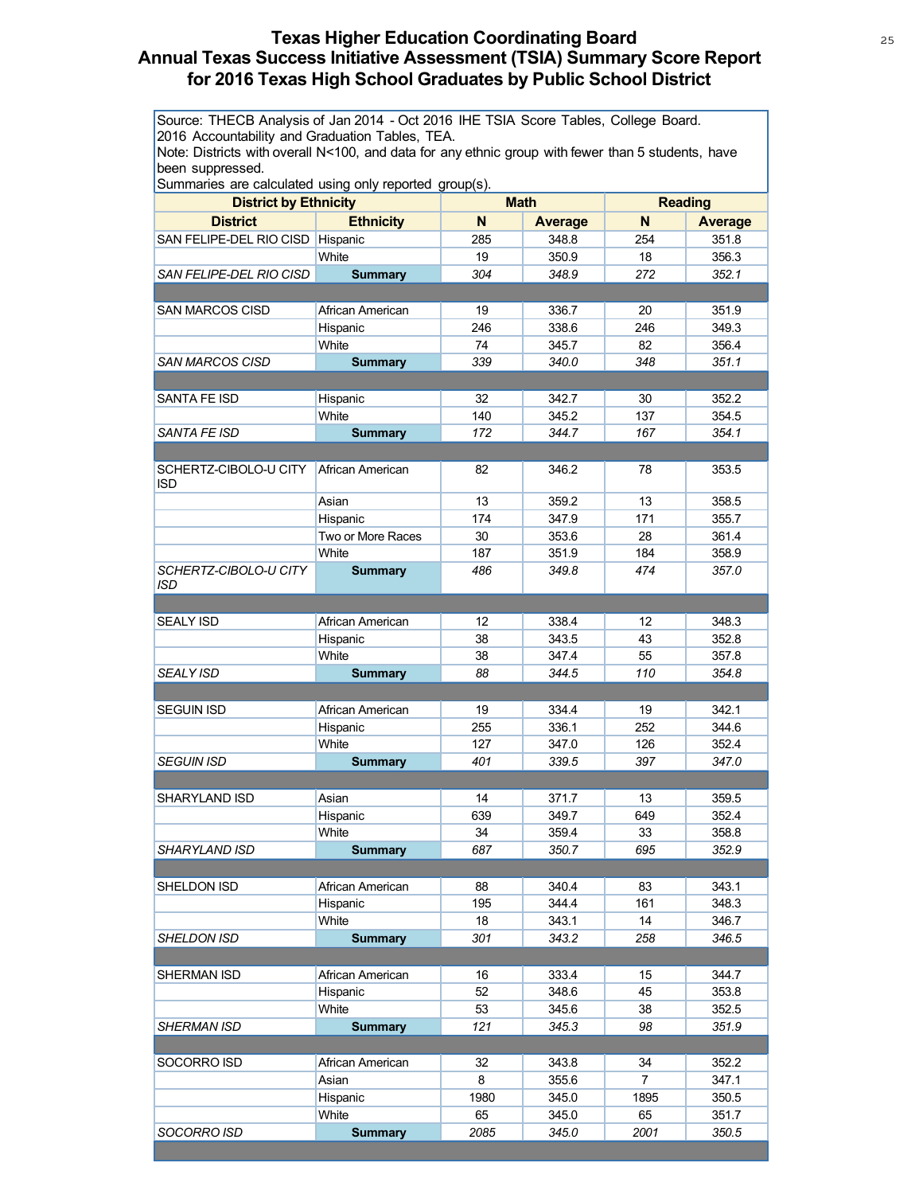# Texas Higher Education Coordinating Board
## Annual Texas Success Initiative Assessment (TSIA) Summary Score Report for 2016 Texas High School Graduates by Public School District

Source: THECB Analysis of Jan 2014 - Oct 2016 IHE TSIA Score Tables, College Board. 2016 Accountability and Graduation Tables, TEA.
Note: Districts with overall N<100, and data for any ethnic group with fewer than 5 students, have been suppressed.
Summaries are calculated using only reported group(s).

| District by Ethnicity | | Math | | Reading | |
|---|---|---|---|---|---|
| **District** | **Ethnicity** | **N** | **Average** | **N** | **Average** |
| SAN FELIPE-DEL RIO CISD | Hispanic | 285 | 348.8 | 254 | 351.8 |
| | White | 19 | 350.9 | 18 | 356.3 |
| *SAN FELIPE-DEL RIO CISD* | **Summary** | *304* | *348.9* | *272* | *352.1* |
| SAN MARCOS CISD | African American | 19 | 336.7 | 20 | 351.9 |
| | Hispanic | 246 | 338.6 | 246 | 349.3 |
| | White | 74 | 345.7 | 82 | 356.4 |
| *SAN MARCOS CISD* | **Summary** | *339* | *340.0* | *348* | *351.1* |
| SANTA FE ISD | Hispanic | 32 | 342.7 | 30 | 352.2 |
| | White | 140 | 345.2 | 137 | 354.5 |
| *SANTA FE ISD* | **Summary** | *172* | *344.7* | *167* | *354.1* |
| SCHERTZ-CIBOLO-U CITY ISD | African American | 82 | 346.2 | 78 | 353.5 |
| | Asian | 13 | 359.2 | 13 | 358.5 |
| | Hispanic | 174 | 347.9 | 171 | 355.7 |
| | Two or More Races | 30 | 353.6 | 28 | 361.4 |
| | White | 187 | 351.9 | 184 | 358.9 |
| *SCHERTZ-CIBOLO-U CITY ISD* | **Summary** | *486* | *349.8* | *474* | *357.0* |
| SEALY ISD | African American | 12 | 338.4 | 12 | 348.3 |
| | Hispanic | 38 | 343.5 | 43 | 352.8 |
| | White | 38 | 347.4 | 55 | 357.8 |
| *SEALY ISD* | **Summary** | *88* | *344.5* | *110* | *354.8* |
| SEGUIN ISD | African American | 19 | 334.4 | 19 | 342.1 |
| | Hispanic | 255 | 336.1 | 252 | 344.6 |
| | White | 127 | 347.0 | 126 | 352.4 |
| *SEGUIN ISD* | **Summary** | *401* | *339.5* | *397* | *347.0* |
| SHARYLAND ISD | Asian | 14 | 371.7 | 13 | 359.5 |
| | Hispanic | 639 | 349.7 | 649 | 352.4 |
| | White | 34 | 359.4 | 33 | 358.8 |
| *SHARYLAND ISD* | **Summary** | *687* | *350.7* | *695* | *352.9* |
| SHELDON ISD | African American | 88 | 340.4 | 83 | 343.1 |
| | Hispanic | 195 | 344.4 | 161 | 348.3 |
| | White | 18 | 343.1 | 14 | 346.7 |
| *SHELDON ISD* | **Summary** | *301* | *343.2* | *258* | *346.5* |
| SHERMAN ISD | African American | 16 | 333.4 | 15 | 344.7 |
| | Hispanic | 52 | 348.6 | 45 | 353.8 |
| | White | 53 | 345.6 | 38 | 352.5 |
| *SHERMAN ISD* | **Summary** | *121* | *345.3* | *98* | *351.9* |
| SOCORRO ISD | African American | 32 | 343.8 | 34 | 352.2 |
| | Asian | 8 | 355.6 | 7 | 347.1 |
| | Hispanic | 1980 | 345.0 | 1895 | 350.5 |
| | White | 65 | 345.0 | 65 | 351.7 |
| *SOCORRO ISD* | **Summary** | *2085* | *345.0* | *2001* | *350.5* |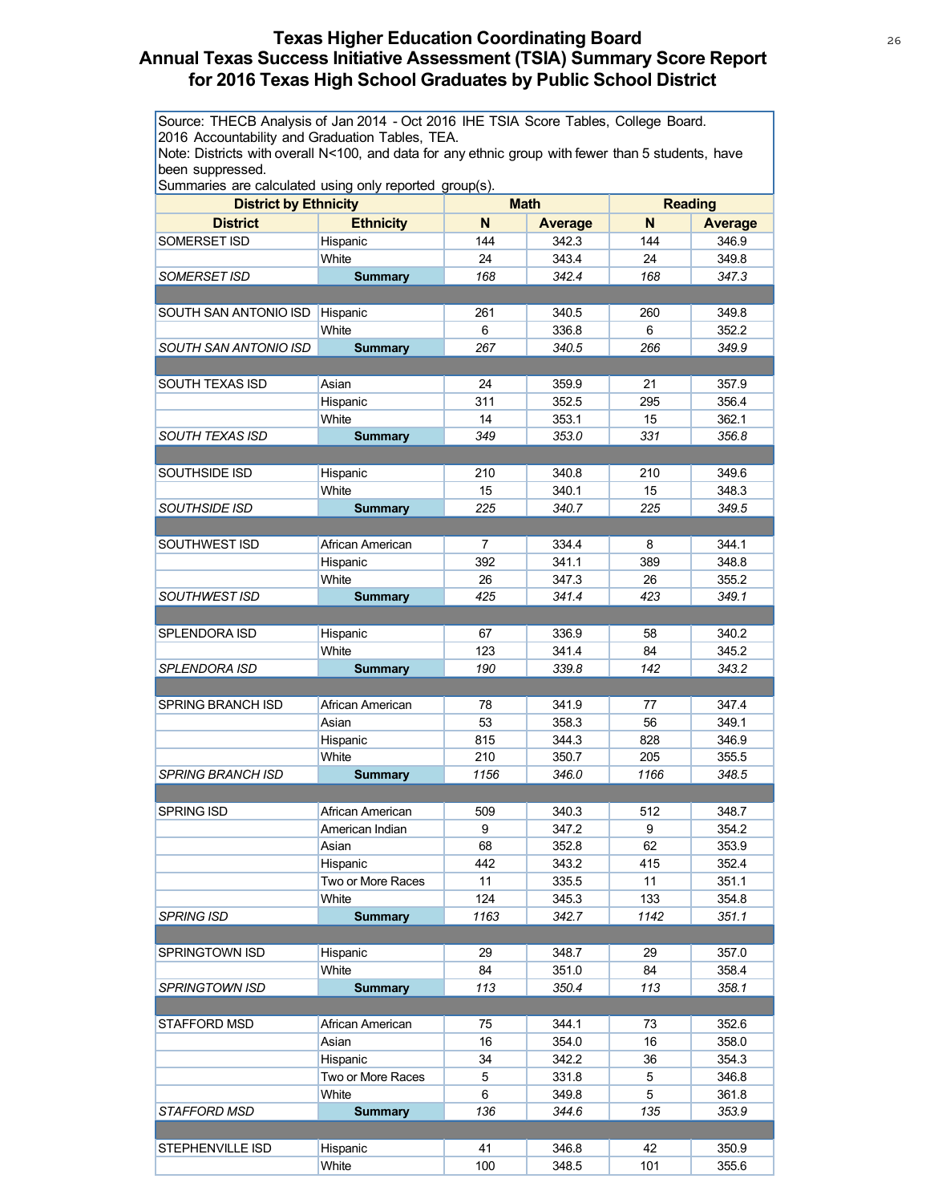# Texas Higher Education Coordinating Board
## Annual Texas Success Initiative Assessment (TSIA) Summary Score Report for 2016 Texas High School Graduates by Public School District

Source: THECB Analysis of Jan 2014 - Oct 2016 IHE TSIA Score Tables, College Board. 2016 Accountability and Graduation Tables, TEA.
Note: Districts with overall N<100, and data for any ethnic group with fewer than 5 students, have been suppressed.
Summaries are calculated using only reported group(s).

| District by Ethnicity | | Math | | Reading | |
|---|---|---|---|---|---|
| **District** | **Ethnicity** | **N** | **Average** | **N** | **Average** |
| SOMERSET ISD | Hispanic | 144 | 342.3 | 144 | 346.9 |
| | White | 24 | 343.4 | 24 | 349.8 |
| *SOMERSET ISD* | **Summary** | *168* | *342.4* | *168* | *347.3* |
| | | | | | |
| SOUTH SAN ANTONIO ISD | Hispanic | 261 | 340.5 | 260 | 349.8 |
| | White | 6 | 336.8 | 6 | 352.2 |
| *SOUTH SAN ANTONIO ISD* | **Summary** | *267* | *340.5* | *266* | *349.9* |
| | | | | | |
| SOUTH TEXAS ISD | Asian | 24 | 359.9 | 21 | 357.9 |
| | Hispanic | 311 | 352.5 | 295 | 356.4 |
| | White | 14 | 353.1 | 15 | 362.1 |
| *SOUTH TEXAS ISD* | **Summary** | *349* | *353.0* | *331* | *356.8* |
| | | | | | |
| SOUTHSIDE ISD | Hispanic | 210 | 340.8 | 210 | 349.6 |
| | White | 15 | 340.1 | 15 | 348.3 |
| *SOUTHSIDE ISD* | **Summary** | *225* | *340.7* | *225* | *349.5* |
| | | | | | |
| SOUTHWEST ISD | African American | 7 | 334.4 | 8 | 344.1 |
| | Hispanic | 392 | 341.1 | 389 | 348.8 |
| | White | 26 | 347.3 | 26 | 355.2 |
| *SOUTHWEST ISD* | **Summary** | *425* | *341.4* | *423* | *349.1* |
| | | | | | |
| SPLENDORA ISD | Hispanic | 67 | 336.9 | 58 | 340.2 |
| | White | 123 | 341.4 | 84 | 345.2 |
| *SPLENDORA ISD* | **Summary** | *190* | *339.8* | *142* | *343.2* |
| | | | | | |
| SPRING BRANCH ISD | African American | 78 | 341.9 | 77 | 347.4 |
| | Asian | 53 | 358.3 | 56 | 349.1 |
| | Hispanic | 815 | 344.3 | 828 | 346.9 |
| | White | 210 | 350.7 | 205 | 355.5 |
| *SPRING BRANCH ISD* | **Summary** | *1156* | *346.0* | *1166* | *348.5* |
| | | | | | |
| SPRING ISD | African American | 509 | 340.3 | 512 | 348.7 |
| | American Indian | 9 | 347.2 | 9 | 354.2 |
| | Asian | 68 | 352.8 | 62 | 353.9 |
| | Hispanic | 442 | 343.2 | 415 | 352.4 |
| | Two or More Races | 11 | 335.5 | 11 | 351.1 |
| | White | 124 | 345.3 | 133 | 354.8 |
| *SPRING ISD* | **Summary** | *1163* | *342.7* | *1142* | *351.1* |
| | | | | | |
| SPRINGTOWN ISD | Hispanic | 29 | 348.7 | 29 | 357.0 |
| | White | 84 | 351.0 | 84 | 358.4 |
| *SPRINGTOWN ISD* | **Summary** | *113* | *350.4* | *113* | *358.1* |
| | | | | | |
| STAFFORD MSD | African American | 75 | 344.1 | 73 | 352.6 |
| | Asian | 16 | 354.0 | 16 | 358.0 |
| | Hispanic | 34 | 342.2 | 36 | 354.3 |
| | Two or More Races | 5 | 331.8 | 5 | 346.8 |
| | White | 6 | 349.8 | 5 | 361.8 |
| *STAFFORD MSD* | **Summary** | *136* | *344.6* | *135* | *353.9* |
| | | | | | |
| STEPHENVILLE ISD | Hispanic | 41 | 346.8 | 42 | 350.9 |
| | White | 100 | 348.5 | 101 | 355.6 |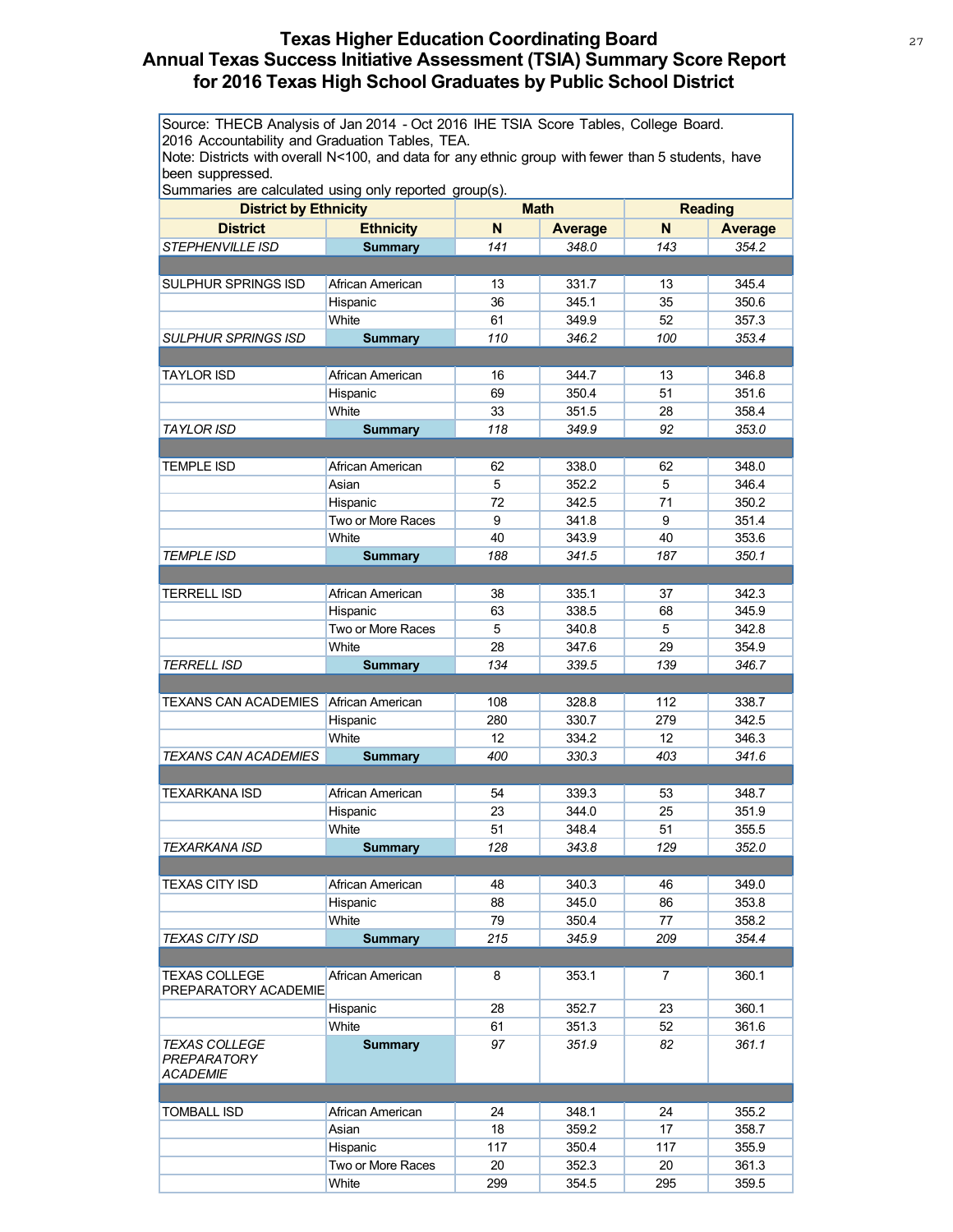# Texas Higher Education Coordinating Board
## Annual Texas Success Initiative Assessment (TSIA) Summary Score Report for 2016 Texas High School Graduates by Public School District

Source: THECB Analysis of Jan 2014 - Oct 2016 IHE TSIA Score Tables, College Board. 2016 Accountability and Graduation Tables, TEA.
Note: Districts with overall N<100, and data for any ethnic group with fewer than 5 students, have been suppressed.
Summaries are calculated using only reported group(s).

| District by Ethnicity | | Math | | Reading | |
|---|---|---|---|---|---|
| **District** | **Ethnicity** | **N** | **Average** | **N** | **Average** |
| *STEPHENVILLE ISD* | **Summary** | *141* | *348.0* | *143* | *354.2* |
| | | | | | |
| SULPHUR SPRINGS ISD | African American | 13 | 331.7 | 13 | 345.4 |
| | Hispanic | 36 | 345.1 | 35 | 350.6 |
| | White | 61 | 349.9 | 52 | 357.3 |
| *SULPHUR SPRINGS ISD* | **Summary** | *110* | *346.2* | *100* | *353.4* |
| | | | | | |
| TAYLOR ISD | African American | 16 | 344.7 | 13 | 346.8 |
| | Hispanic | 69 | 350.4 | 51 | 351.6 |
| | White | 33 | 351.5 | 28 | 358.4 |
| *TAYLOR ISD* | **Summary** | *118* | *349.9* | *92* | *353.0* |
| | | | | | |
| TEMPLE ISD | African American | 62 | 338.0 | 62 | 348.0 |
| | Asian | 5 | 352.2 | 5 | 346.4 |
| | Hispanic | 72 | 342.5 | 71 | 350.2 |
| | Two or More Races | 9 | 341.8 | 9 | 351.4 |
| | White | 40 | 343.9 | 40 | 353.6 |
| *TEMPLE ISD* | **Summary** | *188* | *341.5* | *187* | *350.1* |
| | | | | | |
| TERRELL ISD | African American | 38 | 335.1 | 37 | 342.3 |
| | Hispanic | 63 | 338.5 | 68 | 345.9 |
| | Two or More Races | 5 | 340.8 | 5 | 342.8 |
| | White | 28 | 347.6 | 29 | 354.9 |
| *TERRELL ISD* | **Summary** | *134* | *339.5* | *139* | *346.7* |
| | | | | | |
| TEXANS CAN ACADEMIES | African American | 108 | 328.8 | 112 | 338.7 |
| | Hispanic | 280 | 330.7 | 279 | 342.5 |
| | White | 12 | 334.2 | 12 | 346.3 |
| *TEXANS CAN ACADEMIES* | **Summary** | *400* | *330.3* | *403* | *341.6* |
| | | | | | |
| TEXARKANA ISD | African American | 54 | 339.3 | 53 | 348.7 |
| | Hispanic | 23 | 344.0 | 25 | 351.9 |
| | White | 51 | 348.4 | 51 | 355.5 |
| *TEXARKANA ISD* | **Summary** | *128* | *343.8* | *129* | *352.0* |
| | | | | | |
| TEXAS CITY ISD | African American | 48 | 340.3 | 46 | 349.0 |
| | Hispanic | 88 | 345.0 | 86 | 353.8 |
| | White | 79 | 350.4 | 77 | 358.2 |
| *TEXAS CITY ISD* | **Summary** | *215* | *345.9* | *209* | *354.4* |
| | | | | | |
| TEXAS COLLEGE PREPARATORY ACADEMIE | African American | 8 | 353.1 | 7 | 360.1 |
| | Hispanic | 28 | 352.7 | 23 | 360.1 |
| | White | 61 | 351.3 | 52 | 361.6 |
| *TEXAS COLLEGE PREPARATORY ACADEMIE* | **Summary** | *97* | *351.9* | *82* | *361.1* |
| | | | | | |
| TOMBALL ISD | African American | 24 | 348.1 | 24 | 355.2 |
| | Asian | 18 | 359.2 | 17 | 358.7 |
| | Hispanic | 117 | 350.4 | 117 | 355.9 |
| | Two or More Races | 20 | 352.3 | 20 | 361.3 |
| | White | 299 | 354.5 | 295 | 359.5 |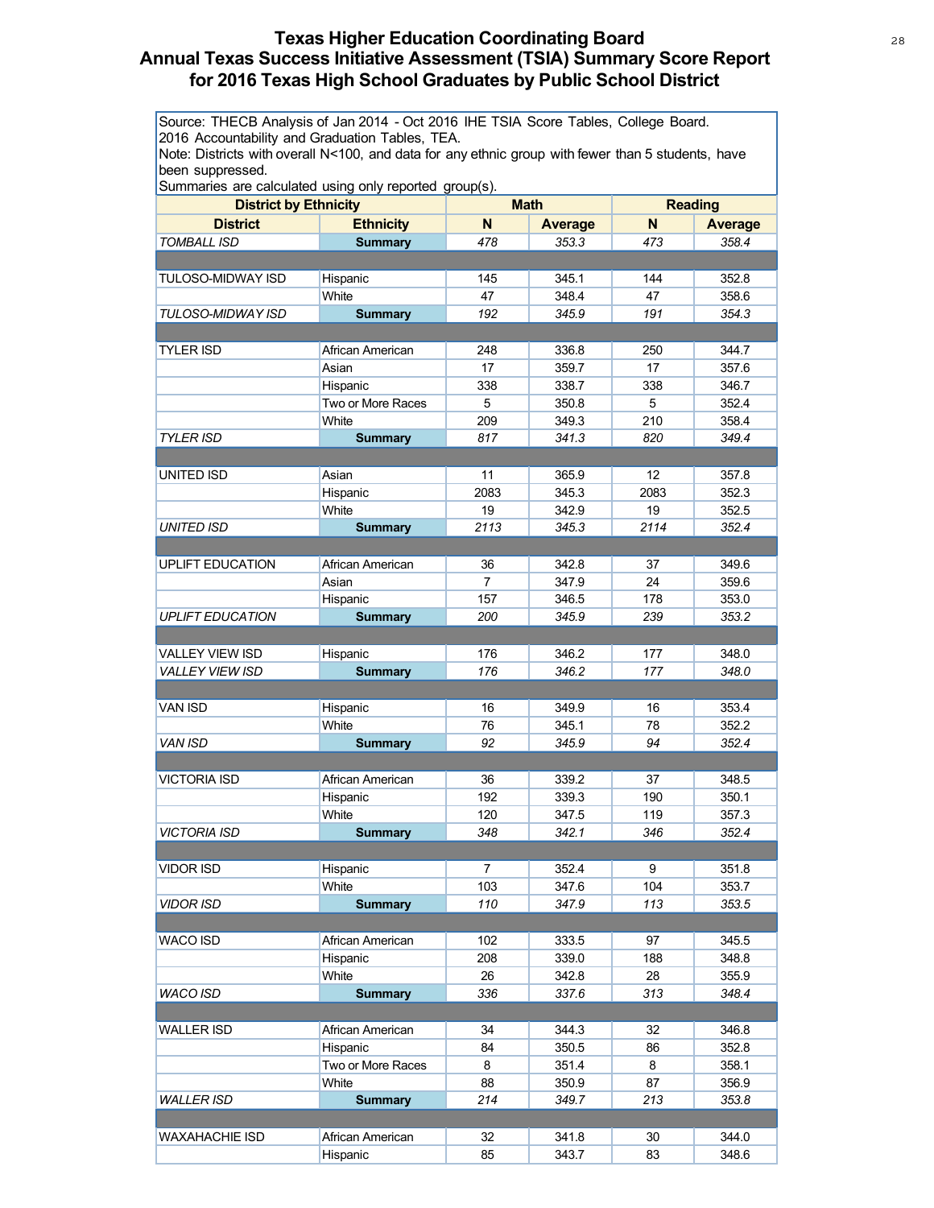# Texas Higher Education Coordinating Board
## Annual Texas Success Initiative Assessment (TSIA) Summary Score Report for 2016 Texas High School Graduates by Public School District

Source: THECB Analysis of Jan 2014 - Oct 2016 IHE TSIA Score Tables, College Board.
2016 Accountability and Graduation Tables, TEA.
Note: Districts with overall N<100, and data for any ethnic group with fewer than 5 students, have been suppressed.
Summaries are calculated using only reported group(s).

| District by Ethnicity | | Math | | Reading | |
|---|---|---|---|---|---|
| **District** | **Ethnicity** | **N** | **Average** | **N** | **Average** |
| *TOMBALL ISD* | **Summary** | *478* | *353.3* | *473* | *358.4* |
| | | | | | |
| TULOSO-MIDWAY ISD | Hispanic | 145 | 345.1 | 144 | 352.8 |
| | White | 47 | 348.4 | 47 | 358.6 |
| *TULOSO-MIDWAY ISD* | **Summary** | *192* | *345.9* | *191* | *354.3* |
| | | | | | |
| TYLER ISD | African American | 248 | 336.8 | 250 | 344.7 |
| | Asian | 17 | 359.7 | 17 | 357.6 |
| | Hispanic | 338 | 338.7 | 338 | 346.7 |
| | Two or More Races | 5 | 350.8 | 5 | 352.4 |
| | White | 209 | 349.3 | 210 | 358.4 |
| *TYLER ISD* | **Summary** | *817* | *341.3* | *820* | *349.4* |
| | | | | | |
| UNITED ISD | Asian | 11 | 365.9 | 12 | 357.8 |
| | Hispanic | 2083 | 345.3 | 2083 | 352.3 |
| | White | 19 | 342.9 | 19 | 352.5 |
| *UNITED ISD* | **Summary** | *2113* | *345.3* | *2114* | *352.4* |
| | | | | | |
| UPLIFT EDUCATION | African American | 36 | 342.8 | 37 | 349.6 |
| | Asian | 7 | 347.9 | 24 | 359.6 |
| | Hispanic | 157 | 346.5 | 178 | 353.0 |
| *UPLIFT EDUCATION* | **Summary** | *200* | *345.9* | *239* | *353.2* |
| | | | | | |
| VALLEY VIEW ISD | Hispanic | 176 | 346.2 | 177 | 348.0 |
| *VALLEY VIEW ISD* | **Summary** | *176* | *346.2* | *177* | *348.0* |
| | | | | | |
| VAN ISD | Hispanic | 16 | 349.9 | 16 | 353.4 |
| | White | 76 | 345.1 | 78 | 352.2 |
| *VAN ISD* | **Summary** | *92* | *345.9* | *94* | *352.4* |
| | | | | | |
| VICTORIA ISD | African American | 36 | 339.2 | 37 | 348.5 |
| | Hispanic | 192 | 339.3 | 190 | 350.1 |
| | White | 120 | 347.5 | 119 | 357.3 |
| *VICTORIA ISD* | **Summary** | *348* | *342.1* | *346* | *352.4* |
| | | | | | |
| VIDOR ISD | Hispanic | 7 | 352.4 | 9 | 351.8 |
| | White | 103 | 347.6 | 104 | 353.7 |
| *VIDOR ISD* | **Summary** | *110* | *347.9* | *113* | *353.5* |
| | | | | | |
| WACO ISD | African American | 102 | 333.5 | 97 | 345.5 |
| | Hispanic | 208 | 339.0 | 188 | 348.8 |
| | White | 26 | 342.8 | 28 | 355.9 |
| *WACO ISD* | **Summary** | *336* | *337.6* | *313* | *348.4* |
| | | | | | |
| WALLER ISD | African American | 34 | 344.3 | 32 | 346.8 |
| | Hispanic | 84 | 350.5 | 86 | 352.8 |
| | Two or More Races | 8 | 351.4 | 8 | 358.1 |
| | White | 88 | 350.9 | 87 | 356.9 |
| *WALLER ISD* | **Summary** | *214* | *349.7* | *213* | *353.8* |
| | | | | | |
| WAXAHACHIE ISD | African American | 32 | 341.8 | 30 | 344.0 |
| | Hispanic | 85 | 343.7 | 83 | 348.6 |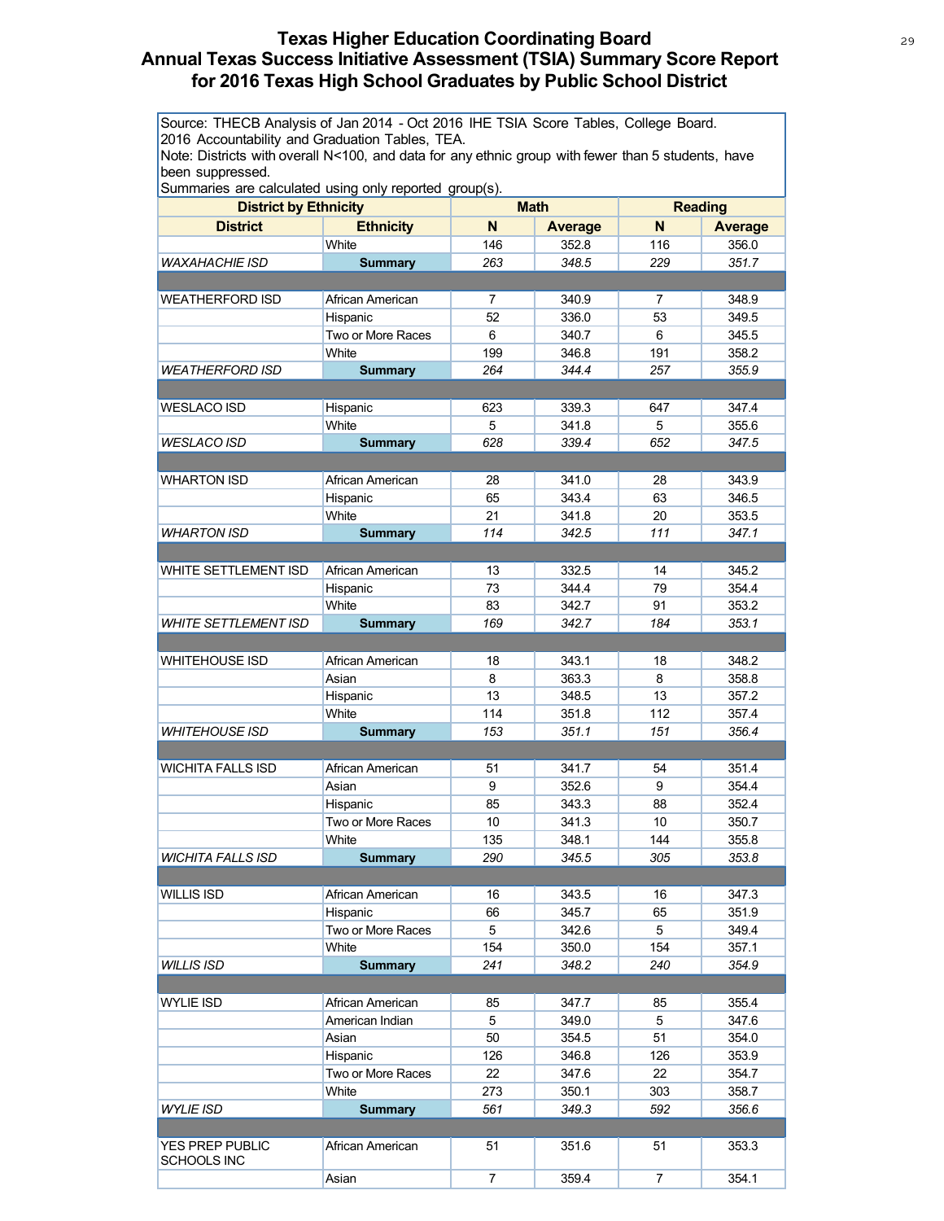# Texas Higher Education Coordinating Board
## Annual Texas Success Initiative Assessment (TSIA) Summary Score Report for 2016 Texas High School Graduates by Public School District

Source: THECB Analysis of Jan 2014 - Oct 2016 IHE TSIA Score Tables, College Board.
2016 Accountability and Graduation Tables, TEA.
Note: Districts with overall N<100, and data for any ethnic group with fewer than 5 students, have been suppressed.
Summaries are calculated using only reported group(s).

| District by Ethnicity | | Math | | Reading | |
|---|---|---|---|---|---|
| **District** | **Ethnicity** | **N** | **Average** | **N** | **Average** |
| | White | 146 | 352.8 | 116 | 356.0 |
| *WAXAHACHIE ISD* | **Summary** | *263* | *348.5* | *229* | *351.7* |
| | | | | | |
| WEATHERFORD ISD | African American | 7 | 340.9 | 7 | 348.9 |
| | Hispanic | 52 | 336.0 | 53 | 349.5 |
| | Two or More Races | 6 | 340.7 | 6 | 345.5 |
| | White | 199 | 346.8 | 191 | 358.2 |
| *WEATHERFORD ISD* | **Summary** | *264* | *344.4* | *257* | *355.9* |
| | | | | | |
| WESLACO ISD | Hispanic | 623 | 339.3 | 647 | 347.4 |
| | White | 5 | 341.8 | 5 | 355.6 |
| *WESLACO ISD* | **Summary** | *628* | *339.4* | *652* | *347.5* |
| | | | | | |
| WHARTON ISD | African American | 28 | 341.0 | 28 | 343.9 |
| | Hispanic | 65 | 343.4 | 63 | 346.5 |
| | White | 21 | 341.8 | 20 | 353.5 |
| *WHARTON ISD* | **Summary** | *114* | *342.5* | *111* | *347.1* |
| | | | | | |
| WHITE SETTLEMENT ISD | African American | 13 | 332.5 | 14 | 345.2 |
| | Hispanic | 73 | 344.4 | 79 | 354.4 |
| | White | 83 | 342.7 | 91 | 353.2 |
| *WHITE SETTLEMENT ISD* | **Summary** | *169* | *342.7* | *184* | *353.1* |
| | | | | | |
| WHITEHOUSE ISD | African American | 18 | 343.1 | 18 | 348.2 |
| | Asian | 8 | 363.3 | 8 | 358.8 |
| | Hispanic | 13 | 348.5 | 13 | 357.2 |
| | White | 114 | 351.8 | 112 | 357.4 |
| *WHITEHOUSE ISD* | **Summary** | *153* | *351.1* | *151* | *356.4* |
| | | | | | |
| WICHITA FALLS ISD | African American | 51 | 341.7 | 54 | 351.4 |
| | Asian | 9 | 352.6 | 9 | 354.4 |
| | Hispanic | 85 | 343.3 | 88 | 352.4 |
| | Two or More Races | 10 | 341.3 | 10 | 350.7 |
| | White | 135 | 348.1 | 144 | 355.8 |
| *WICHITA FALLS ISD* | **Summary** | *290* | *345.5* | *305* | *353.8* |
| | | | | | |
| WILLIS ISD | African American | 16 | 343.5 | 16 | 347.3 |
| | Hispanic | 66 | 345.7 | 65 | 351.9 |
| | Two or More Races | 5 | 342.6 | 5 | 349.4 |
| | White | 154 | 350.0 | 154 | 357.1 |
| *WILLIS ISD* | **Summary** | *241* | *348.2* | *240* | *354.9* |
| | | | | | |
| WYLIE ISD | African American | 85 | 347.7 | 85 | 355.4 |
| | American Indian | 5 | 349.0 | 5 | 347.6 |
| | Asian | 50 | 354.5 | 51 | 354.0 |
| | Hispanic | 126 | 346.8 | 126 | 353.9 |
| | Two or More Races | 22 | 347.6 | 22 | 354.7 |
| | White | 273 | 350.1 | 303 | 358.7 |
| *WYLIE ISD* | **Summary** | *561* | *349.3* | *592* | *356.6* |
| | | | | | |
| YES PREP PUBLIC SCHOOLS INC | African American | 51 | 351.6 | 51 | 353.3 |
| | Asian | 7 | 359.4 | 7 | 354.1 |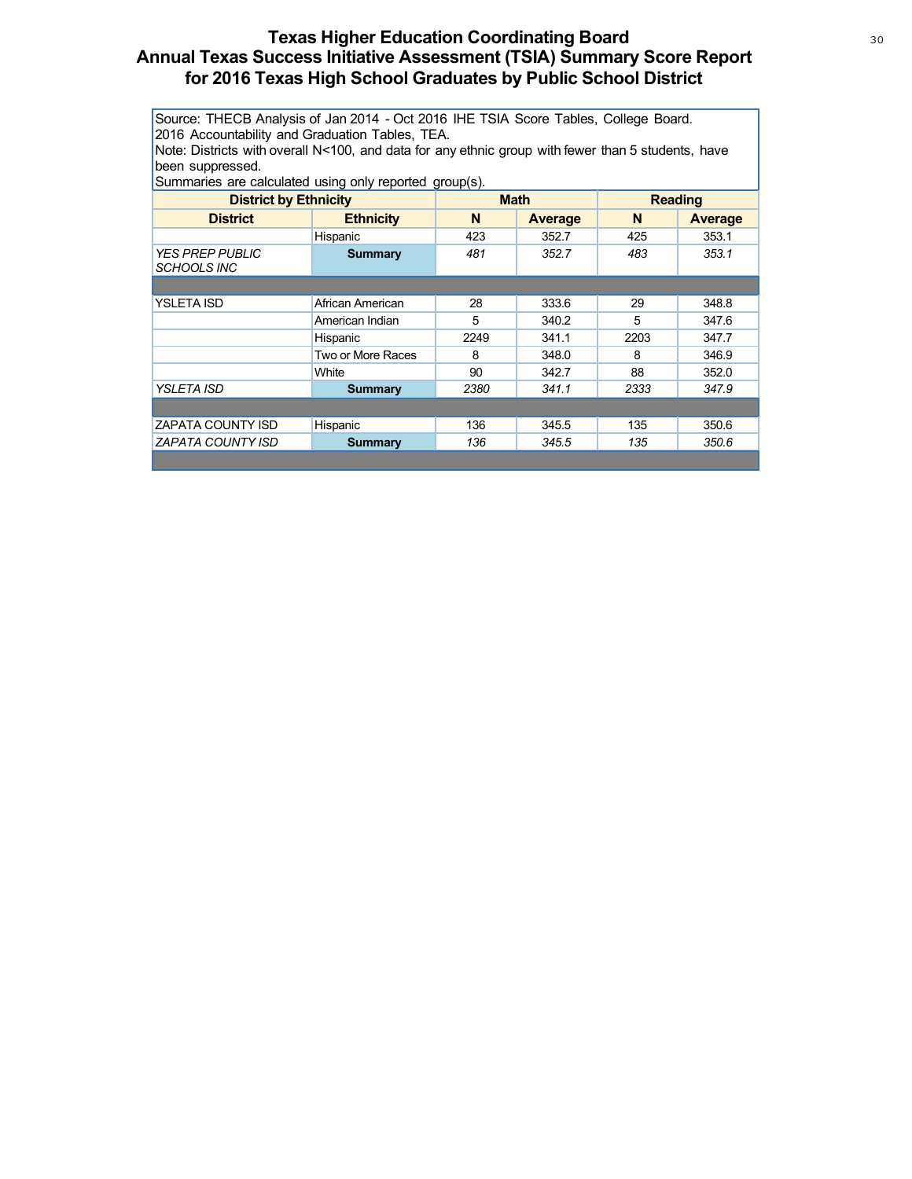# Texas Higher Education Coordinating Board
## Annual Texas Success Initiative Assessment (TSIA) Summary Score Report for 2016 Texas High School Graduates by Public School District

Source: THECB Analysis of Jan 2014 - Oct 2016 IHE TSIA Score Tables, College Board. 2016 Accountability and Graduation Tables, TEA.
Note: Districts with overall N<100, and data for any ethnic group with fewer than 5 students, have been suppressed.
Summaries are calculated using only reported group(s).

| District by Ethnicity | | Math | | Reading | |
|---|---|---|---|---|---|
| **District** | **Ethnicity** | **N** | **Average** | **N** | **Average** |
| | Hispanic | 423 | 352.7 | 425 | 353.1 |
| *YES PREP PUBLIC SCHOOLS INC* | **Summary** | *481* | *352.7* | *483* | *353.1* |
| | | | | | |
| YSLETA ISD | African American | 28 | 333.6 | 29 | 348.8 |
| | American Indian | 5 | 340.2 | 5 | 347.6 |
| | Hispanic | 2249 | 341.1 | 2203 | 347.7 |
| | Two or More Races | 8 | 348.0 | 8 | 346.9 |
| | White | 90 | 342.7 | 88 | 352.0 |
| *YSLETA ISD* | **Summary** | *2380* | *341.1* | *2333* | *347.9* |
| | | | | | |
| ZAPATA COUNTY ISD | Hispanic | 136 | 345.5 | 135 | 350.6 |
| *ZAPATA COUNTY ISD* | **Summary** | *136* | *345.5* | *135* | *350.6* |